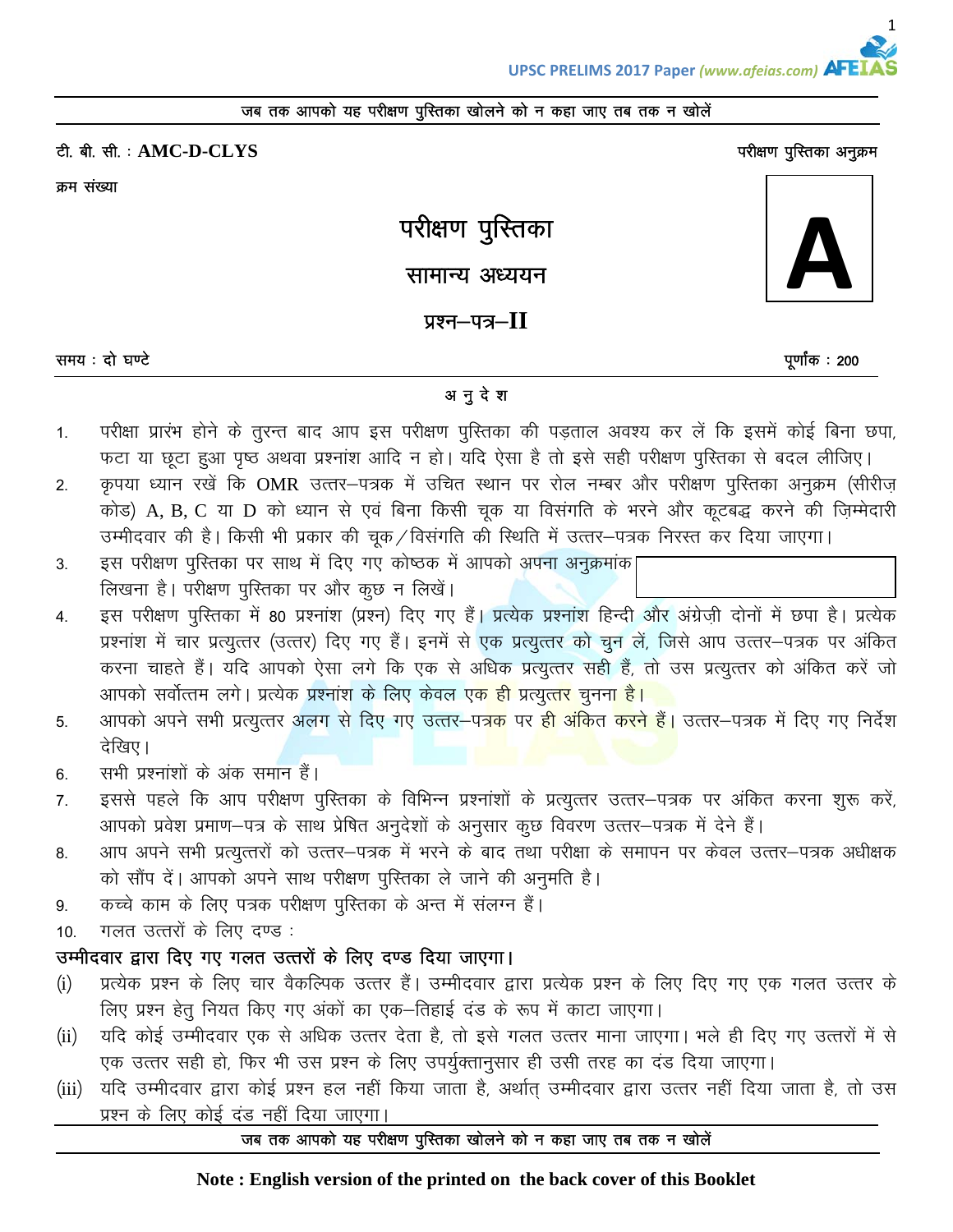**जब तक आपको यह परीक्षण पुस्तिका खोलने को न कहा जाए तब तक न खोलें**

टी. बी. सी. : **AMC-D-CLYS**

परीक्षण पुस्तिका अनुक्रम

क्रम संख्या

# परीक्षण पुस्तिका

## सामान्य अध्ययन

## प्रश्न–पत्र–II

**A**

समय : दो घण्टे

पूर्णांक : 200

### अ नु दे श

1. परीक्षा प्रारंभ होने के तुरन्त बाद आप इस परीक्षण पुस्तिका की पड़ताल अवश्य कर लें कि इसमें कोई बिना छपा, फटा या छूटा हुआ पृष्ठ अथवा प्रश्नांश आदि न हो। यदि ऐसा है तो इसे सही परीक्षण पुस्तिका से बदल लीजिए।
2. कृपया ध्यान रखें कि OMR उत्तर–पत्रक में उचित स्थान पर रोल नम्बर और परीक्षण पुस्तिका अनुक्रम (सीरीज़ कोड) A, B, C या D को ध्यान से एवं बिना किसी चूक या विसंगति के भरने और कूटबद्ध करने की ज़िम्मेदारी उम्मीदवार की है। किसी भी प्रकार की चूक/विसंगति की स्थिति में उत्तर–पत्रक निरस्त कर दिया जाएगा।
3. इस परीक्षण पुस्तिका पर साथ में दिए गए कोष्ठक में आपको अपना अनुक्रमांक लिखना है। परीक्षण पुस्तिका पर और कुछ न लिखें।
4. इस परीक्षण पुस्तिका में 80 प्रश्नांश (प्रश्न) दिए गए हैं। प्रत्येक प्रश्नांश हिन्दी और अंग्रेज़ी दोनों में छपा है। प्रत्येक प्रश्नांश में चार प्रत्युत्तर (उत्तर) दिए गए हैं। इनमें से एक प्रत्युत्तर को चुन लें, जिसे आप उत्तर–पत्रक पर अंकित करना चाहते हैं। यदि आपको ऐसा लगे कि एक से अधिक प्रत्युत्तर सही हैं, तो उस प्रत्युत्तर को अंकित करें जो आपको सर्वोत्तम लगे। प्रत्येक प्रश्नांश के लिए केवल एक ही प्रत्युत्तर चुनना है।
5. आपको अपने सभी प्रत्युत्तर अलग से दिए गए उत्तर–पत्रक पर ही अंकित करने हैं। उत्तर–पत्रक में दिए गए निर्देश देखिए।
6. सभी प्रश्नांशों के अंक समान हैं।
7. इससे पहले कि आप परीक्षण पुस्तिका के विभिन्न प्रश्नांशों के प्रत्युत्तर उत्तर–पत्रक पर अंकित करना शुरू करें, आपको प्रवेश प्रमाण–पत्र के साथ प्रेषित अनुदेशों के अनुसार कुछ विवरण उत्तर–पत्रक में देने हैं।
8. आप अपने सभी प्रत्युत्तरों को उत्तर–पत्रक में भरने के बाद तथा परीक्षा के समापन पर केवल उत्तर–पत्रक अधीक्षक को सौंप दें। आपको अपने साथ परीक्षण पुस्तिका ले जाने की अनुमति है।
9. कच्चे काम के लिए पत्रक परीक्षण पुस्तिका के अन्त में संलग्न हैं।
10. गलत उत्तरों के लिए दण्ड :

**उम्मीदवार द्वारा दिए गए गलत उत्तरों के लिए दण्ड दिया जाएगा।**

(i) प्रत्येक प्रश्न के लिए चार वैकल्पिक उत्तर हैं। उम्मीदवार द्वारा प्रत्येक प्रश्न के लिए दिए गए एक गलत उत्तर के लिए प्रश्न हेतु नियत किए गए अंकों का एक–तिहाई दंड के रूप में काटा जाएगा।

(ii) यदि कोई उम्मीदवार एक से अधिक उत्तर देता है, तो इसे गलत उत्तर माना जाएगा। भले ही दिए गए उत्तरों में से एक उत्तर सही हो, फिर भी उस प्रश्न के लिए उपर्युक्तानुसार ही उसी तरह का दंड दिया जाएगा।

(iii) यदि उम्मीदवार द्वारा कोई प्रश्न हल नहीं किया जाता है, अर्थात् उम्मीदवार द्वारा उत्तर नहीं दिया जाता है, तो उस प्रश्न के लिए कोई दंड नहीं दिया जाएगा।

**जब तक आपको यह परीक्षण पुस्तिका खोलने को न कहा जाए तब तक न खोलें**

**Note : English version of the printed on the back cover of this Booklet**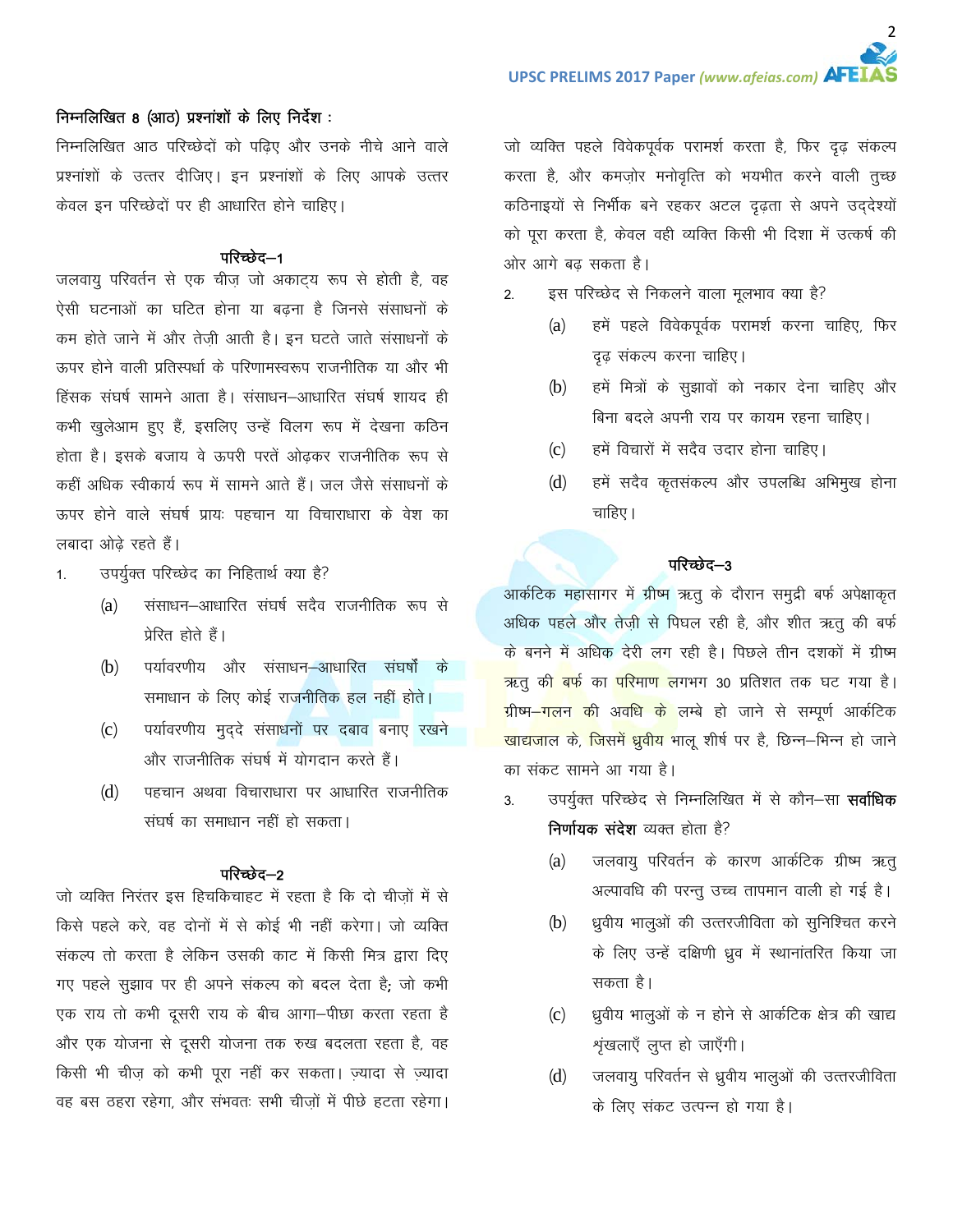### निम्नलिखित 8 (आठ) प्रश्नांशों के लिए निर्देश :

निम्नलिखित आठ परिच्छेदों को पढ़िए और उनके नीचे आने वाले प्रश्नांशों के उत्तर दीजिए। इन प्रश्नांशों के लिए आपके उत्तर केवल इन परिच्छेदों पर ही आधारित होने चाहिए।

#### परिच्छेद–1

जलवायु परिवर्तन से एक चीज़ जो अकाट्य रूप से होती है, वह ऐसी घटनाओं का घटित होना या बढ़ना है जिनसे संसाधनों के कम होते जाने में और तेज़ी आती है। इन घटते जाते संसाधनों के ऊपर होने वाली प्रतिस्पर्धा के परिणामस्वरूप राजनीतिक या और भी हिंसक संघर्ष सामने आता है। संसाधन–आधारित संघर्ष शायद ही कभी खुलेआम हुए हैं, इसलिए उन्हें विलग रूप में देखना कठिन होता है। इसके बजाय वे ऊपरी परतें ओढ़कर राजनीतिक रूप से कहीं अधिक स्वीकार्य रूप में सामने आते हैं। जल जैसे संसाधनों के ऊपर होने वाले संघर्ष प्रायः पहचान या विचाराधारा के वेश का लबादा ओढ़े रहते हैं।

1. उपर्युक्त परिच्छेद का निहितार्थ क्या है?
   - (a) संसाधन–आधारित संघर्ष सदैव राजनीतिक रूप से प्रेरित होते हैं।
   - (b) पर्यावरणीय और संसाधन–आधारित संघर्षों के समाधान के लिए कोई राजनीतिक हल नहीं होते।
   - (c) पर्यावरणीय मुद्दे संसाधनों पर दबाव बनाए रखने और राजनीतिक संघर्ष में योगदान करते हैं।
   - (d) पहचान अथवा विचाराधारा पर आधारित राजनीतिक संघर्ष का समाधान नहीं हो सकता।

#### परिच्छेद–2

जो व्यक्ति निरंतर इस हिचकिचाहट में रहता है कि दो चीज़ों में से किसे पहले करे, वह दोनों में से कोई भी नहीं करेगा। जो व्यक्ति संकल्प तो करता है लेकिन उसकी काट में किसी मित्र द्वारा दिए गए पहले सुझाव पर ही अपने संकल्प को बदल देता है; जो कभी एक राय तो कभी दूसरी राय के बीच आगा–पीछा करता रहता है और एक योजना से दूसरी योजना तक रुख बदलता रहता है, वह किसी भी चीज़ को कभी पूरा नहीं कर सकता। ज़्यादा से ज़्यादा वह बस ठहरा रहेगा, और संभवतः सभी चीज़ों में पीछे हटता रहेगा। जो व्यक्ति पहले विवेकपूर्वक परामर्श करता है, फिर दृढ़ संकल्प करता है, और कमज़ोर मनोवृत्ति को भयभीत करने वाली तुच्छ कठिनाइयों से निर्भीक बने रहकर अटल दृढ़ता से अपने उद्देश्यों को पूरा करता है, केवल वही व्यक्ति किसी भी दिशा में उत्कर्ष की ओर आगे बढ़ सकता है।

2. इस परिच्छेद से निकलने वाला मूलभाव क्या है?
   - (a) हमें पहले विवेकपूर्वक परामर्श करना चाहिए, फिर दृढ़ संकल्प करना चाहिए।
   - (b) हमें मित्रों के सुझावों को नकार देना चाहिए और बिना बदले अपनी राय पर कायम रहना चाहिए।
   - (c) हमें विचारों में सदैव उदार होना चाहिए।
   - (d) हमें सदैव कृतसंकल्प और उपलब्धि अभिमुख होना चाहिए।

#### परिच्छेद–3

आर्कटिक महासागर में ग्रीष्म ऋतु के दौरान समुद्री बर्फ अपेक्षाकृत अधिक पहले और तेज़ी से पिघल रही है, और शीत ऋतु की बर्फ के बनने में अधिक देरी लग रही है। पिछले तीन दशकों में ग्रीष्म ऋतु की बर्फ का परिमाण लगभग 30 प्रतिशत तक घट गया है। ग्रीष्म–गलन की अवधि के लम्बे हो जाने से सम्पूर्ण आर्कटिक खाद्यजाल के, जिसमें ध्रुवीय भालू शीर्ष पर है, छिन्न–भिन्न हो जाने का संकट सामने आ गया है।

3. उपर्युक्त परिच्छेद से निम्नलिखित में से कौन–सा **सर्वाधिक निर्णायक संदेश** व्यक्त होता है?
   - (a) जलवायु परिवर्तन के कारण आर्कटिक ग्रीष्म ऋतु अल्पावधि की परन्तु उच्च तापमान वाली हो गई है।
   - (b) ध्रुवीय भालुओं की उत्तरजीविता को सुनिश्चित करने के लिए उन्हें दक्षिणी ध्रुव में स्थानांतरित किया जा सकता है।
   - (c) ध्रुवीय भालुओं के न होने से आर्कटिक क्षेत्र की खाद्य शृंखलाएँ लुप्त हो जाएँगी।
   - (d) जलवायु परिवर्तन से ध्रुवीय भालुओं की उत्तरजीविता के लिए संकट उत्पन्न हो गया है।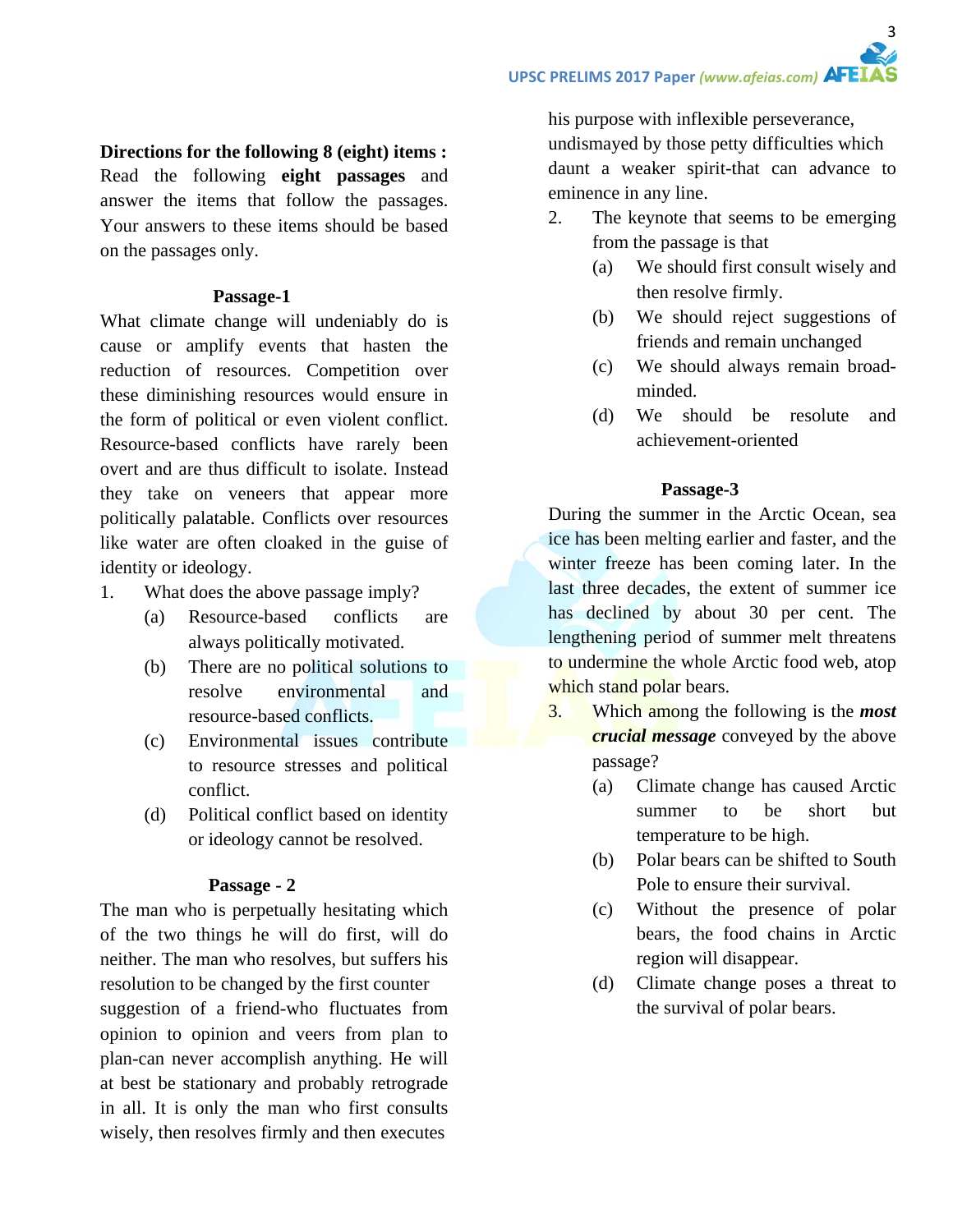**Directions for the following 8 (eight) items :** Read the following **eight passages** and answer the items that follow the passages. Your answers to these items should be based on the passages only.

### Passage-1

What climate change will undeniably do is cause or amplify events that hasten the reduction of resources. Competition over these diminishing resources would ensure in the form of political or even violent conflict. Resource-based conflicts have rarely been overt and are thus difficult to isolate. Instead they take on veneers that appear more politically palatable. Conflicts over resources like water are often cloaked in the guise of identity or ideology.

1. What does the above passage imply?
   - (a) Resource-based conflicts are always politically motivated.
   - (b) There are no political solutions to resolve environmental and resource-based conflicts.
   - (c) Environmental issues contribute to resource stresses and political conflict.
   - (d) Political conflict based on identity or ideology cannot be resolved.

### Passage - 2

The man who is perpetually hesitating which of the two things he will do first, will do neither. The man who resolves, but suffers his resolution to be changed by the first counter suggestion of a friend-who fluctuates from opinion to opinion and veers from plan to plan-can never accomplish anything. He will at best be stationary and probably retrograde in all. It is only the man who first consults wisely, then resolves firmly and then executes his purpose with inflexible perseverance, undismayed by those petty difficulties which daunt a weaker spirit-that can advance to eminence in any line.

2. The keynote that seems to be emerging from the passage is that
   - (a) We should first consult wisely and then resolve firmly.
   - (b) We should reject suggestions of friends and remain unchanged
   - (c) We should always remain broad-minded.
   - (d) We should be resolute and achievement-oriented

### Passage-3

During the summer in the Arctic Ocean, sea ice has been melting earlier and faster, and the winter freeze has been coming later. In the last three decades, the extent of summer ice has declined by about 30 per cent. The lengthening period of summer melt threatens to undermine the whole Arctic food web, atop which stand polar bears.

3. Which among the following is the ***most crucial message*** conveyed by the above passage?
   - (a) Climate change has caused Arctic summer to be short but temperature to be high.
   - (b) Polar bears can be shifted to South Pole to ensure their survival.
   - (c) Without the presence of polar bears, the food chains in Arctic region will disappear.
   - (d) Climate change poses a threat to the survival of polar bears.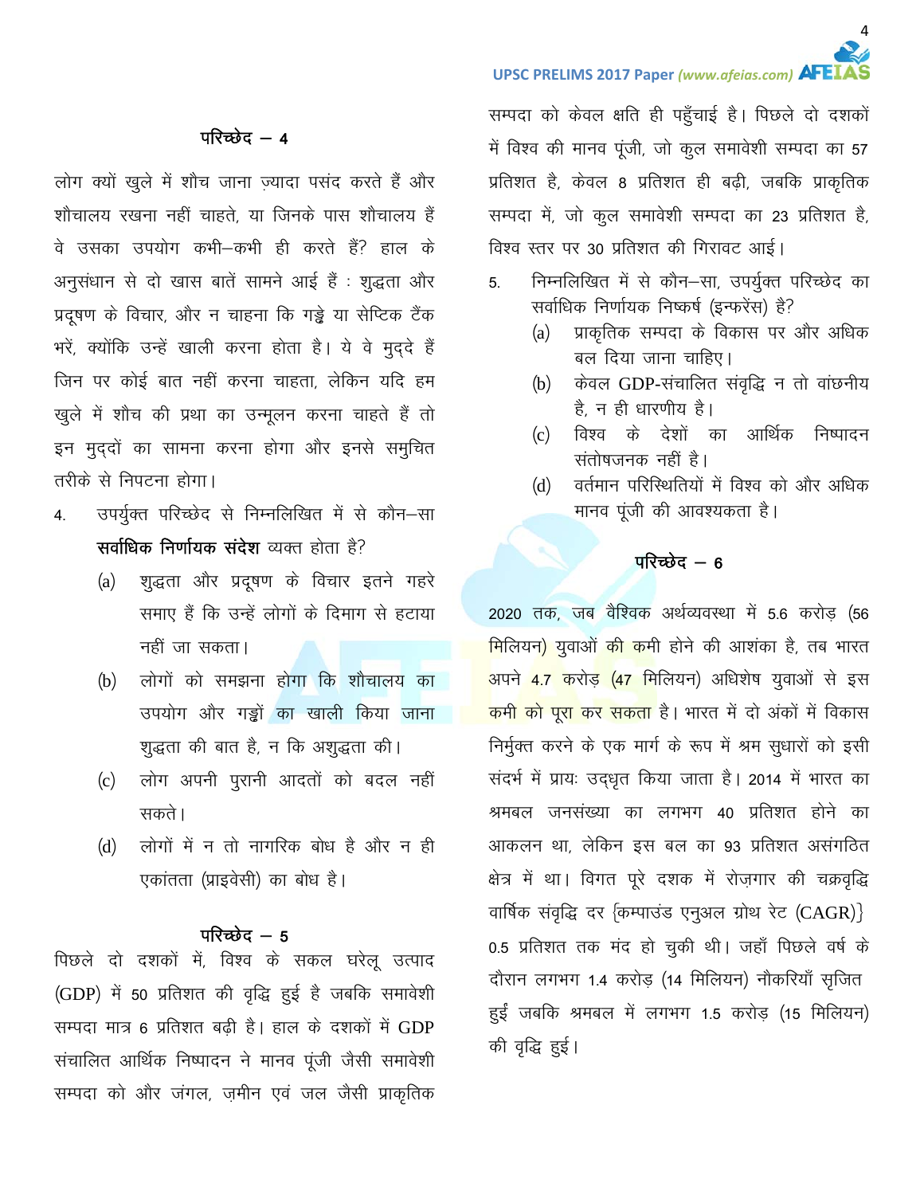## परिच्छेद – 4

लोग क्यों खुले में शौच जाना ज़्यादा पसंद करते हैं और शौचालय रखना नहीं चाहते, या जिनके पास शौचालय हैं वे उसका उपयोग कभी–कभी ही करते हैं? हाल के अनुसंधान से दो खास बातें सामने आई हैं : शुद्धता और प्रदूषण के विचार, और न चाहना कि गड्ढे या सेप्टिक टैंक भरें, क्योंकि उन्हें खाली करना होता है। ये वे मुद्दे हैं जिन पर कोई बात नहीं करना चाहता, लेकिन यदि हम खुले में शौच की प्रथा का उन्मूलन करना चाहते हैं तो इन मुद्दों का सामना करना होगा और इनसे समुचित तरीके से निपटना होगा।

4. उपर्युक्त परिच्छेद से निम्नलिखित में से कौन–सा **सर्वाधिक निर्णायक संदेश** व्यक्त होता है?
   (a) शुद्धता और प्रदूषण के विचार इतने गहरे समाए हैं कि उन्हें लोगों के दिमाग से हटाया नहीं जा सकता।
   (b) लोगों को समझना होगा कि शौचालय का उपयोग और गड्ढों का खाली किया जाना शुद्धता की बात है, न कि अशुद्धता की।
   (c) लोग अपनी पुरानी आदतों को बदल नहीं सकते।
   (d) लोगों में न तो नागरिक बोध है और न ही एकांतता (प्राइवेसी) का बोध है।

## परिच्छेद – 5

पिछले दो दशकों में, विश्व के सकल घरेलू उत्पाद (GDP) में 50 प्रतिशत की वृद्धि हुई है जबकि समावेशी सम्पदा मात्र 6 प्रतिशत बढ़ी है। हाल के दशकों में GDP संचालित आर्थिक निष्पादन ने मानव पूंजी जैसी समावेशी सम्पदा को और जंगल, ज़मीन एवं जल जैसी प्राकृतिक सम्पदा को केवल क्षति ही पहुँचाई है। पिछले दो दशकों में विश्व की मानव पूंजी, जो कुल समावेशी सम्पदा का 57 प्रतिशत है, केवल 8 प्रतिशत ही बढ़ी, जबकि प्राकृतिक सम्पदा में, जो कुल समावेशी सम्पदा का 23 प्रतिशत है, विश्व स्तर पर 30 प्रतिशत की गिरावट आई।

5. निम्नलिखित में से कौन–सा, उपर्युक्त परिच्छेद का सर्वाधिक निर्णायक निष्कर्ष (इन्फरेंस) है?
   (a) प्राकृतिक सम्पदा के विकास पर और अधिक बल दिया जाना चाहिए।
   (b) केवल GDP-संचालित संवृद्धि न तो वांछनीय है, न ही धारणीय है।
   (c) विश्व के देशों का आर्थिक निष्पादन संतोषजनक नहीं है।
   (d) वर्तमान परिस्थितियों में विश्व को और अधिक मानव पूंजी की आवश्यकता है।

## परिच्छेद – 6

2020 तक, जब वैश्विक अर्थव्यवस्था में 5.6 करोड़ (56 मिलियन) युवाओं की कमी होने की आशंका है, तब भारत अपने 4.7 करोड़ (47 मिलियन) अधिशेष युवाओं से इस कमी को पूरा कर सकता है। भारत में दो अंकों में विकास निर्मुक्त करने के एक मार्ग के रूप में श्रम सुधारों को इसी संदर्भ में प्रायः उद्धृत किया जाता है। 2014 में भारत का श्रमबल जनसंख्या का लगभग 40 प्रतिशत होने का आकलन था, लेकिन इस बल का 93 प्रतिशत असंगठित क्षेत्र में था। विगत पूरे दशक में रोज़गार की चक्रवृद्धि वार्षिक संवृद्धि दर {कम्पाउंड एनुअल ग्रोथ रेट (CAGR)} 0.5 प्रतिशत तक मंद हो चुकी थी। जहाँ पिछले वर्ष के दौरान लगभग 1.4 करोड़ (14 मिलियन) नौकरियाँ सृजित हुईं जबकि श्रमबल में लगभग 1.5 करोड़ (15 मिलियन) की वृद्धि हुई।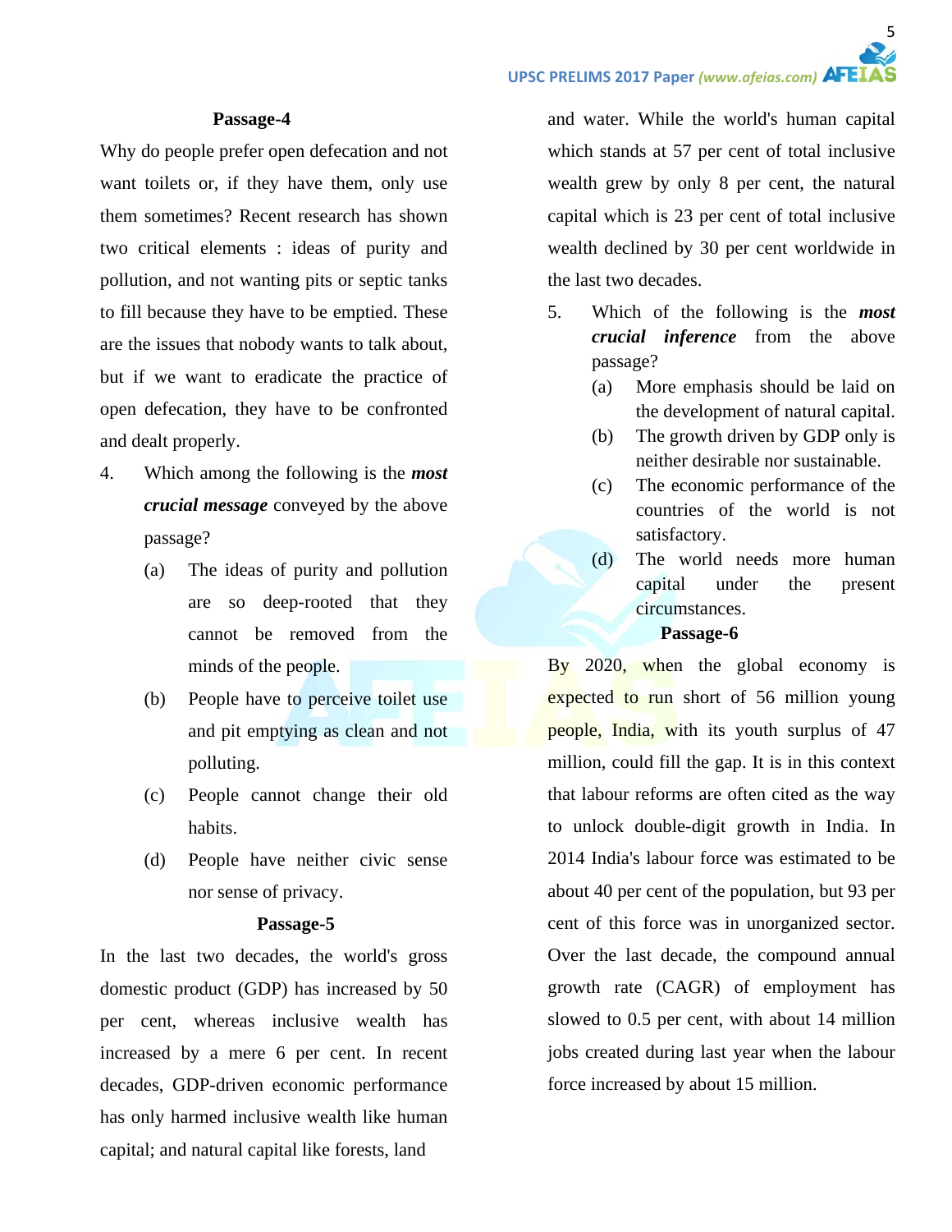**Passage-4**

Why do people prefer open defecation and not want toilets or, if they have them, only use them sometimes? Recent research has shown two critical elements : ideas of purity and pollution, and not wanting pits or septic tanks to fill because they have to be emptied. These are the issues that nobody wants to talk about, but if we want to eradicate the practice of open defecation, they have to be confronted and dealt properly.

4. Which among the following is the ***most crucial message*** conveyed by the above passage?
   (a) The ideas of purity and pollution are so deep-rooted that they cannot be removed from the minds of the people.
   (b) People have to perceive toilet use and pit emptying as clean and not polluting.
   (c) People cannot change their old habits.
   (d) People have neither civic sense nor sense of privacy.

**Passage-5**

In the last two decades, the world's gross domestic product (GDP) has increased by 50 per cent, whereas inclusive wealth has increased by a mere 6 per cent. In recent decades, GDP-driven economic performance has only harmed inclusive wealth like human capital; and natural capital like forests, land and water. While the world's human capital which stands at 57 per cent of total inclusive wealth grew by only 8 per cent, the natural capital which is 23 per cent of total inclusive wealth declined by 30 per cent worldwide in the last two decades.

5. Which of the following is the ***most crucial inference*** from the above passage?
   (a) More emphasis should be laid on the development of natural capital.
   (b) The growth driven by GDP only is neither desirable nor sustainable.
   (c) The economic performance of the countries of the world is not satisfactory.
   (d) The world needs more human capital under the present circumstances.

**Passage-6**

By 2020, when the global economy is expected to run short of 56 million young people, India, with its youth surplus of 47 million, could fill the gap. It is in this context that labour reforms are often cited as the way to unlock double-digit growth in India. In 2014 India's labour force was estimated to be about 40 per cent of the population, but 93 per cent of this force was in unorganized sector. Over the last decade, the compound annual growth rate (CAGR) of employment has slowed to 0.5 per cent, with about 14 million jobs created during last year when the labour force increased by about 15 million.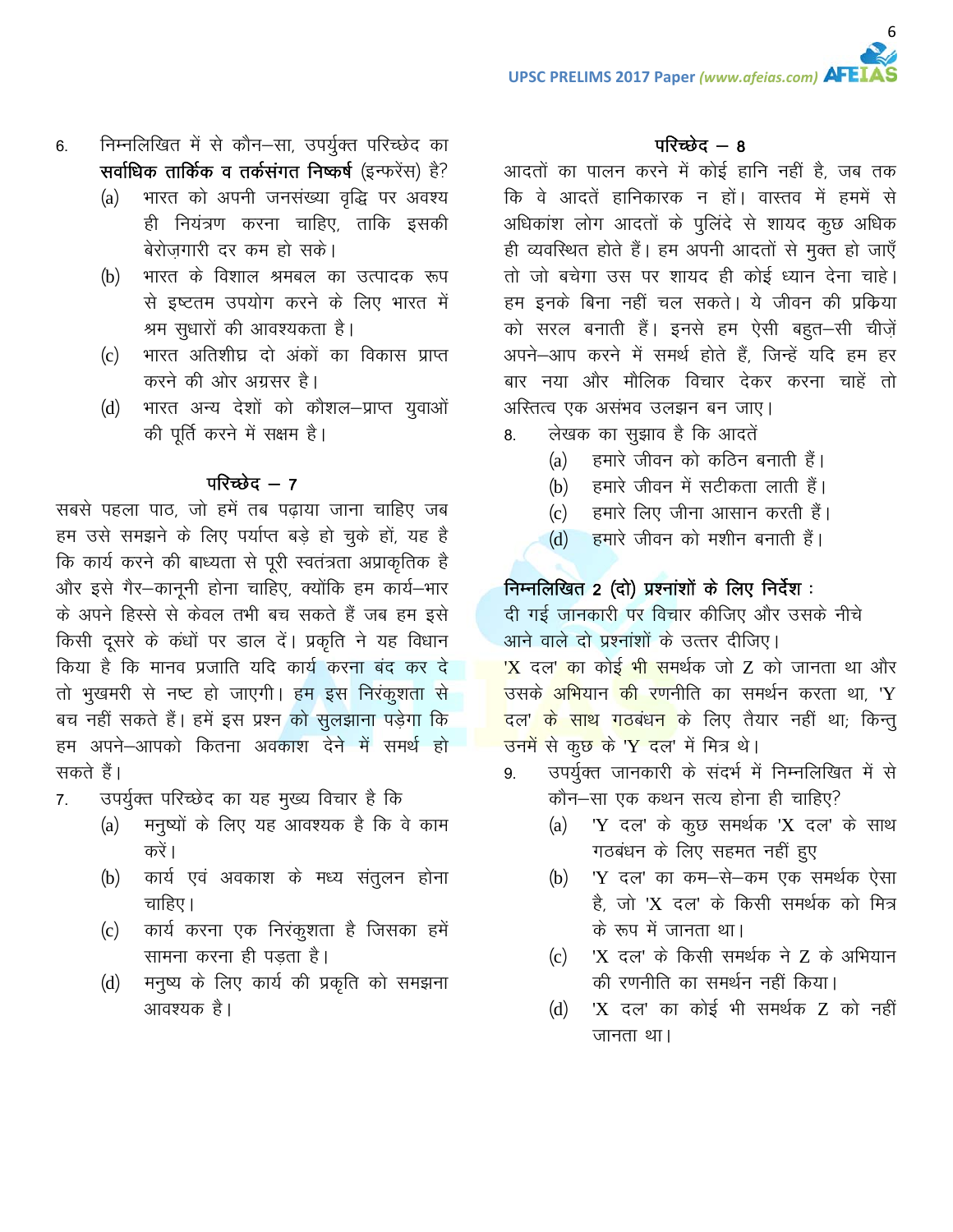6. निम्नलिखित में से कौन–सा, उपर्युक्त परिच्छेद का **सर्वाधिक तार्किक व तर्कसंगत निष्कर्ष** (इन्फरेंस) है?

   (a) भारत को अपनी जनसंख्या वृद्धि पर अवश्य ही नियंत्रण करना चाहिए, ताकि इसकी बेरोज़गारी दर कम हो सके।

   (b) भारत के विशाल श्रमबल का उत्पादक रूप से इष्टतम उपयोग करने के लिए भारत में श्रम सुधारों की आवश्यकता है।

   (c) भारत अतिशीघ्र दो अंकों का विकास प्राप्त करने की ओर अग्रसर है।

   (d) भारत अन्य देशों को कौशल–प्राप्त युवाओं की पूर्ति करने में सक्षम है।

## परिच्छेद – 7

सबसे पहला पाठ, जो हमें तब पढ़ाया जाना चाहिए जब हम उसे समझने के लिए पर्याप्त बड़े हो चुके हों, यह है कि कार्य करने की बाध्यता से पूरी स्वतंत्रता अप्राकृतिक है और इसे गैर–कानूनी होना चाहिए, क्योंकि हम कार्य–भार के अपने हिस्से से केवल तभी बच सकते हैं जब हम इसे किसी दूसरे के कंधों पर डाल दें। प्रकृति ने यह विधान किया है कि मानव प्रजाति यदि कार्य करना बंद कर दे तो भुखमरी से नष्ट हो जाएगी। हम इस निरंकुशता से बच नहीं सकते हैं। हमें इस प्रश्न को सुलझाना पड़ेगा कि हम अपने–आपको कितना अवकाश देने में समर्थ हो सकते हैं।

7. उपर्युक्त परिच्छेद का यह मुख्य विचार है कि

   (a) मनुष्यों के लिए यह आवश्यक है कि वे काम करें।

   (b) कार्य एवं अवकाश के मध्य संतुलन होना चाहिए।

   (c) कार्य करना एक निरंकुशता है जिसका हमें सामना करना ही पड़ता है।

   (d) मनुष्य के लिए कार्य की प्रकृति को समझना आवश्यक है।

## परिच्छेद – 8

आदतों का पालन करने में कोई हानि नहीं है, जब तक कि वे आदतें हानिकारक न हों। वास्तव में हममें से अधिकांश लोग आदतों के पुलिंदे से शायद कुछ अधिक ही व्यवस्थित होते हैं। हम अपनी आदतों से मुक्त हो जाएँ तो जो बचेगा उस पर शायद ही कोई ध्यान देना चाहे। हम इनके बिना नहीं चल सकते। ये जीवन की प्रक्रिया को सरल बनाती हैं। इनसे हम ऐसी बहुत–सी चीज़ें अपने–आप करने में समर्थ होते हैं, जिन्हें यदि हम हर बार नया और मौलिक विचार देकर करना चाहें तो अस्तित्व एक असंभव उलझन बन जाए।

8. लेखक का सुझाव है कि आदतें

   (a) हमारे जीवन को कठिन बनाती हैं।

   (b) हमारे जीवन में सटीकता लाती हैं।

   (c) हमारे लिए जीना आसान करती हैं।

   (d) हमारे जीवन को मशीन बनाती हैं।

**निम्नलिखित 2 (दो) प्रश्नांशों के लिए निर्देश :**

दी गई जानकारी पर विचार कीजिए और उसके नीचे आने वाले दो प्रश्नांशों के उत्तर दीजिए।

'X दल' का कोई भी समर्थक जो Z को जानता था और उसके अभियान की रणनीति का समर्थन करता था, 'Y दल' के साथ गठबंधन के लिए तैयार नहीं था; किन्तु उनमें से कुछ के 'Y दल' में मित्र थे।

9. उपर्युक्त जानकारी के संदर्भ में निम्नलिखित में से कौन–सा एक कथन सत्य होना ही चाहिए?

   (a) 'Y दल' के कुछ समर्थक 'X दल' के साथ गठबंधन के लिए सहमत नहीं हुए

   (b) 'Y दल' का कम–से–कम एक समर्थक ऐसा है, जो 'X दल' के किसी समर्थक को मित्र के रूप में जानता था।

   (c) 'X दल' के किसी समर्थक ने Z के अभियान की रणनीति का समर्थन नहीं किया।

   (d) 'X दल' का कोई भी समर्थक Z को नहीं जानता था।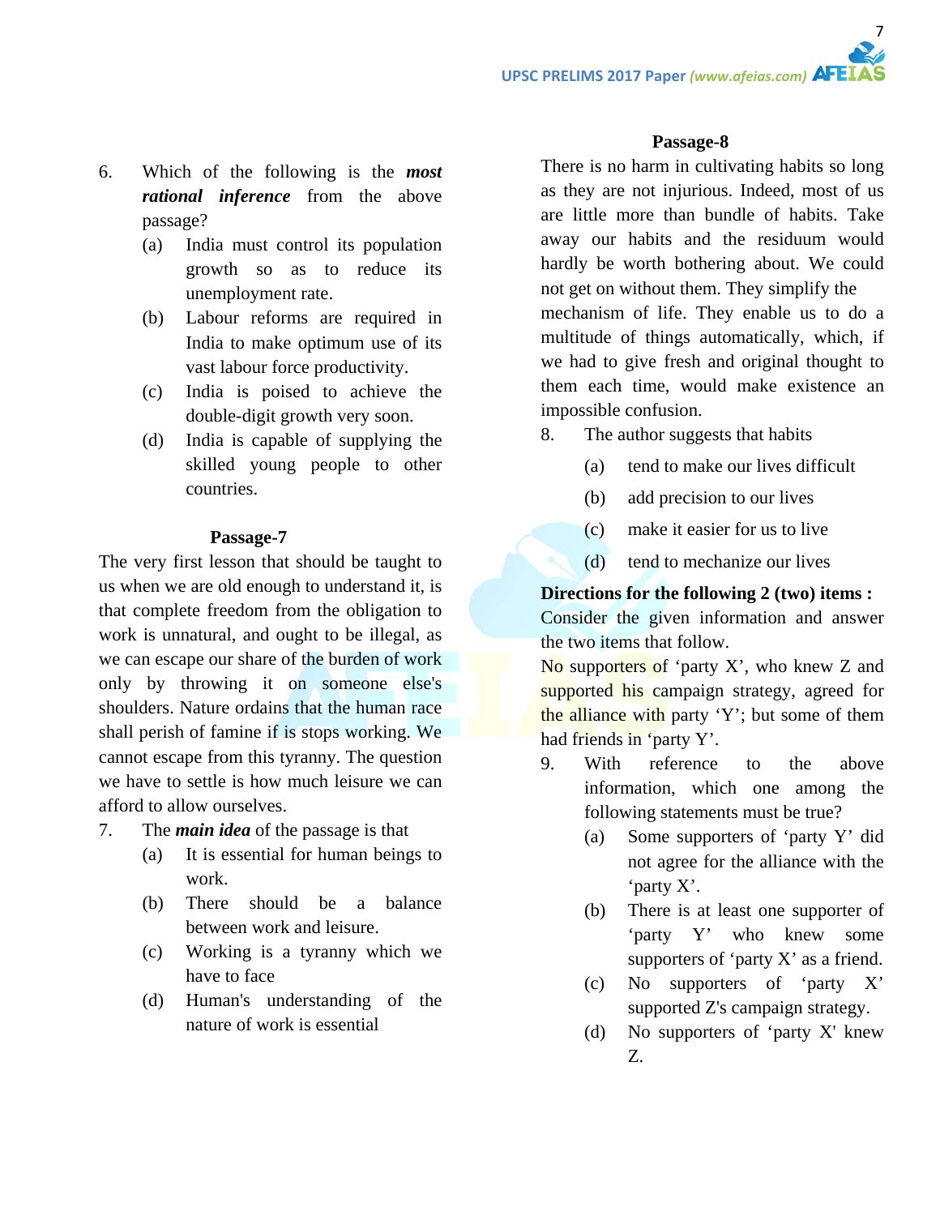6. Which of the following is the ***most rational inference*** from the above passage?
   (a) India must control its population growth so as to reduce its unemployment rate.
   (b) Labour reforms are required in India to make optimum use of its vast labour force productivity.
   (c) India is poised to achieve the double-digit growth very soon.
   (d) India is capable of supplying the skilled young people to other countries.

**Passage-7**

The very first lesson that should be taught to us when we are old enough to understand it, is that complete freedom from the obligation to work is unnatural, and ought to be illegal, as we can escape our share of the burden of work only by throwing it on someone else's shoulders. Nature ordains that the human race shall perish of famine if is stops working. We cannot escape from this tyranny. The question we have to settle is how much leisure we can afford to allow ourselves.

7. The ***main idea*** of the passage is that
   (a) It is essential for human beings to work.
   (b) There should be a balance between work and leisure.
   (c) Working is a tyranny which we have to face
   (d) Human's understanding of the nature of work is essential

**Passage-8**

There is no harm in cultivating habits so long as they are not injurious. Indeed, most of us are little more than bundle of habits. Take away our habits and the residuum would hardly be worth bothering about. We could not get on without them. They simplify the mechanism of life. They enable us to do a multitude of things automatically, which, if we had to give fresh and original thought to them each time, would make existence an impossible confusion.

8. The author suggests that habits
   (a) tend to make our lives difficult
   (b) add precision to our lives
   (c) make it easier for us to live
   (d) tend to mechanize our lives

**Directions for the following 2 (two) items :**

Consider the given information and answer the two items that follow.

No supporters of 'party X', who knew Z and supported his campaign strategy, agreed for the alliance with party 'Y'; but some of them had friends in 'party Y'.

9. With reference to the above information, which one among the following statements must be true?
   (a) Some supporters of 'party Y' did not agree for the alliance with the 'party X'.
   (b) There is at least one supporter of 'party Y' who knew some supporters of 'party X' as a friend.
   (c) No supporters of 'party X' supported Z's campaign strategy.
   (d) No supporters of 'party X' knew Z.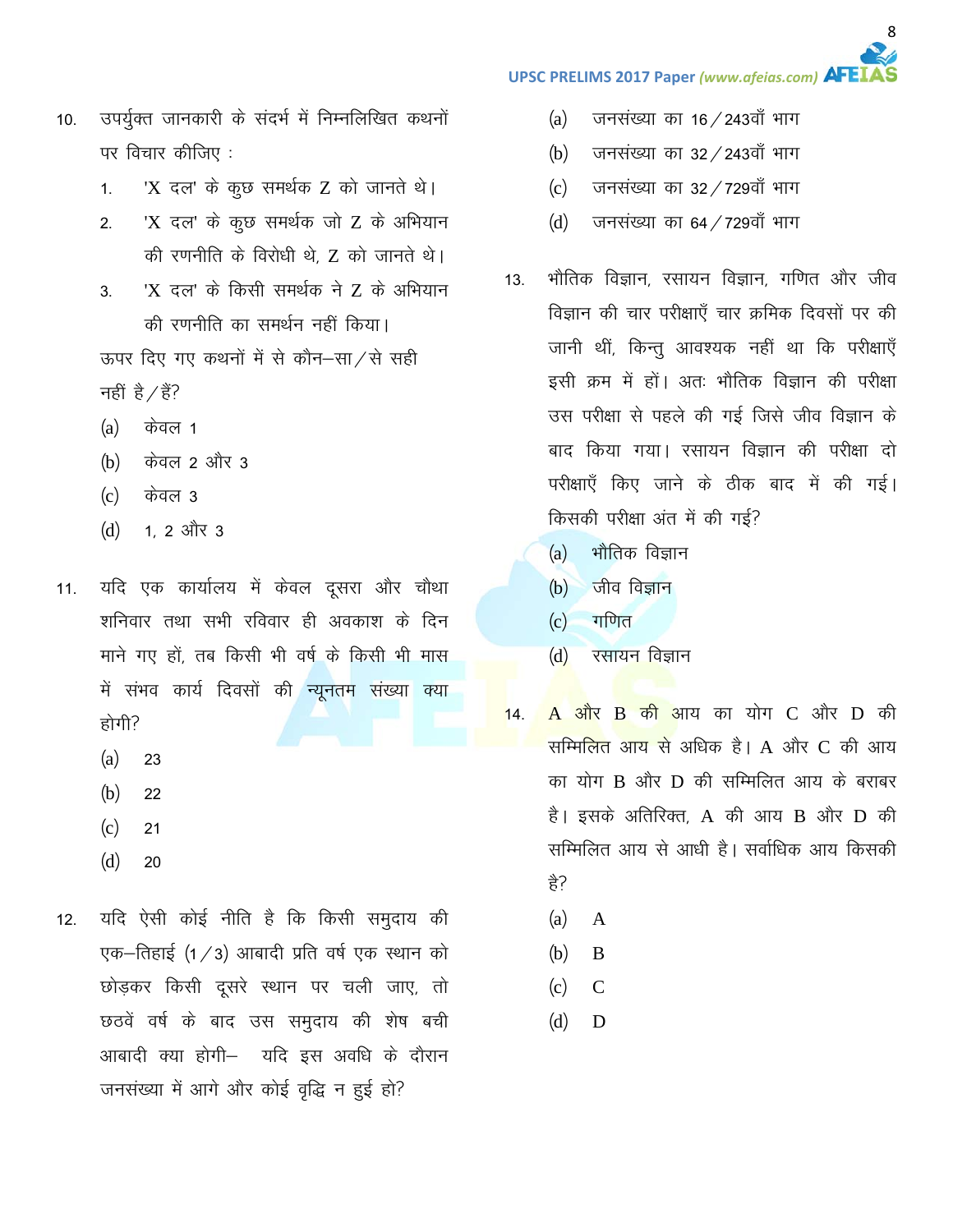10. उपर्युक्त जानकारी के संदर्भ में निम्नलिखित कथनों पर विचार कीजिए :

    1. 'X दल' के कुछ समर्थक Z को जानते थे।
    2. 'X दल' के कुछ समर्थक जो Z के अभियान की रणनीति के विरोधी थे, Z को जानते थे।
    3. 'X दल' के किसी समर्थक ने Z के अभियान की रणनीति का समर्थन नहीं किया।

    ऊपर दिए गए कथनों में से कौन–सा/से सही नहीं है/हैं?

    (a) केवल 1
    (b) केवल 2 और 3
    (c) केवल 3
    (d) 1, 2 और 3

11. यदि एक कार्यालय में केवल दूसरा और चौथा शनिवार तथा सभी रविवार ही अवकाश के दिन माने गए हों, तब किसी भी वर्ष के किसी भी मास में संभव कार्य दिवसों की न्यूनतम संख्या क्या होगी?

    (a) 23
    (b) 22
    (c) 21
    (d) 20

12. यदि ऐसी कोई नीति है कि किसी समुदाय की एक–तिहाई (1/3) आबादी प्रति वर्ष एक स्थान को छोड़कर किसी दूसरे स्थान पर चली जाए, तो छठवें वर्ष के बाद उस समुदाय की शेष बची आबादी क्या होगी– यदि इस अवधि के दौरान जनसंख्या में आगे और कोई वृद्धि न हुई हो?

    (a) जनसंख्या का 16/243वाँ भाग
    (b) जनसंख्या का 32/243वाँ भाग
    (c) जनसंख्या का 32/729वाँ भाग
    (d) जनसंख्या का 64/729वाँ भाग

13. भौतिक विज्ञान, रसायन विज्ञान, गणित और जीव विज्ञान की चार परीक्षाएँ चार क्रमिक दिवसों पर की जानी थीं, किन्तु आवश्यक नहीं था कि परीक्षाएँ इसी क्रम में हों। अतः भौतिक विज्ञान की परीक्षा उस परीक्षा से पहले की गई जिसे जीव विज्ञान के बाद किया गया। रसायन विज्ञान की परीक्षा दो परीक्षाएँ किए जाने के ठीक बाद में की गई। किसकी परीक्षा अंत में की गई?

    (a) भौतिक विज्ञान
    (b) जीव विज्ञान
    (c) गणित
    (d) रसायन विज्ञान

14. A और B की आय का योग C और D की सम्मिलित आय से अधिक है। A और C की आय का योग B और D की सम्मिलित आय के बराबर है। इसके अतिरिक्त, A की आय B और D की सम्मिलित आय से आधी है। सर्वाधिक आय किसकी है?

    (a) A
    (b) B
    (c) C
    (d) D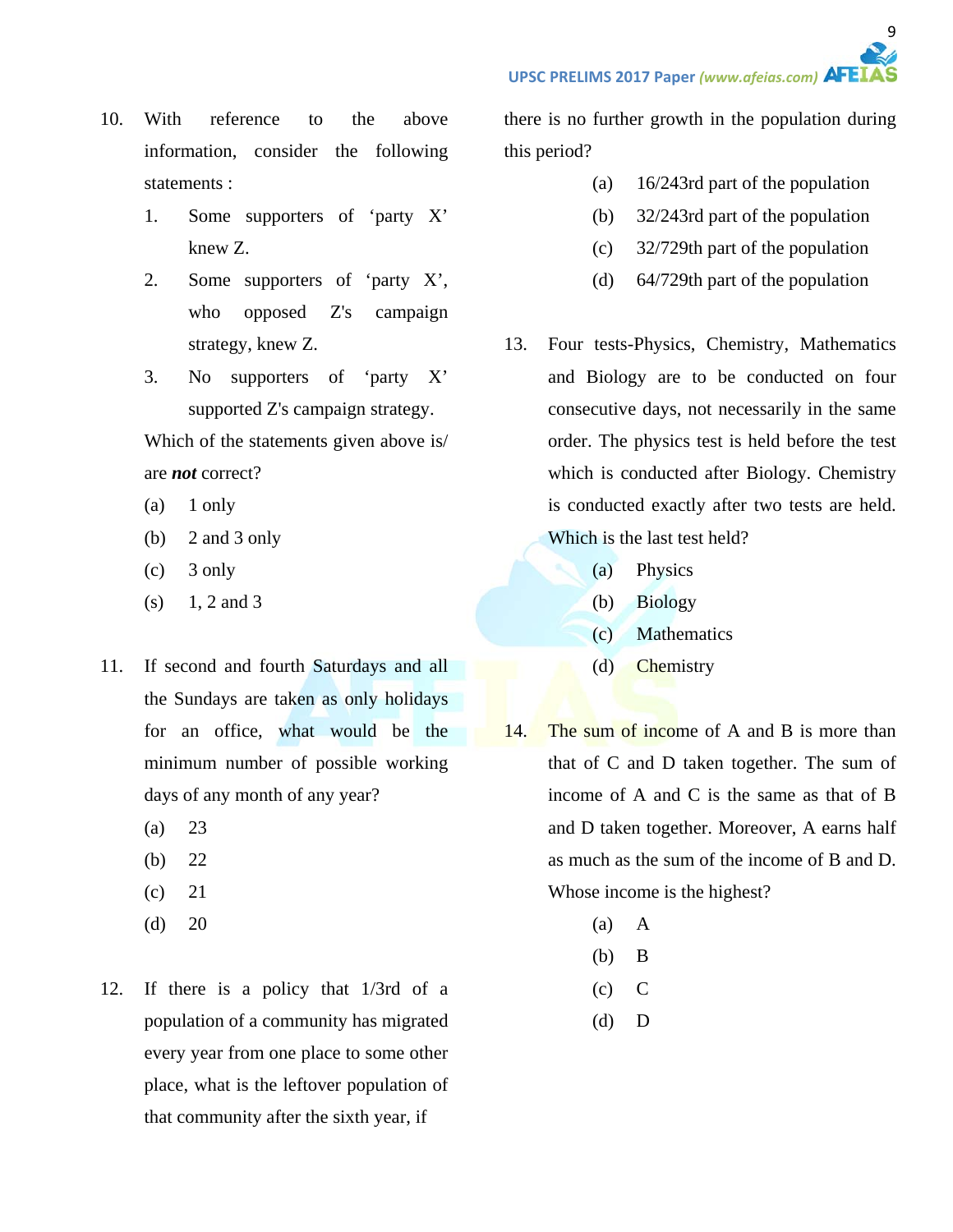10. With reference to the above information, consider the following statements :

    1. Some supporters of 'party X' knew Z.
    2. Some supporters of 'party X', who opposed Z's campaign strategy, knew Z.
    3. No supporters of 'party X' supported Z's campaign strategy.

    Which of the statements given above is/ are ***not*** correct?

    (a) 1 only
    (b) 2 and 3 only
    (c) 3 only
    (s) 1, 2 and 3

11. If second and fourth Saturdays and all the Sundays are taken as only holidays for an office, what would be the minimum number of possible working days of any month of any year?

    (a) 23
    (b) 22
    (c) 21
    (d) 20

12. If there is a policy that 1/3rd of a population of a community has migrated every year from one place to some other place, what is the leftover population of that community after the sixth year, if there is no further growth in the population during this period?

    (a) 16/243rd part of the population
    (b) 32/243rd part of the population
    (c) 32/729th part of the population
    (d) 64/729th part of the population

13. Four tests-Physics, Chemistry, Mathematics and Biology are to be conducted on four consecutive days, not necessarily in the same order. The physics test is held before the test which is conducted after Biology. Chemistry is conducted exactly after two tests are held. Which is the last test held?

    (a) Physics
    (b) Biology
    (c) Mathematics
    (d) Chemistry

14. The sum of income of A and B is more than that of C and D taken together. The sum of income of A and C is the same as that of B and D taken together. Moreover, A earns half as much as the sum of the income of B and D. Whose income is the highest?

    (a) A
    (b) B
    (c) C
    (d) D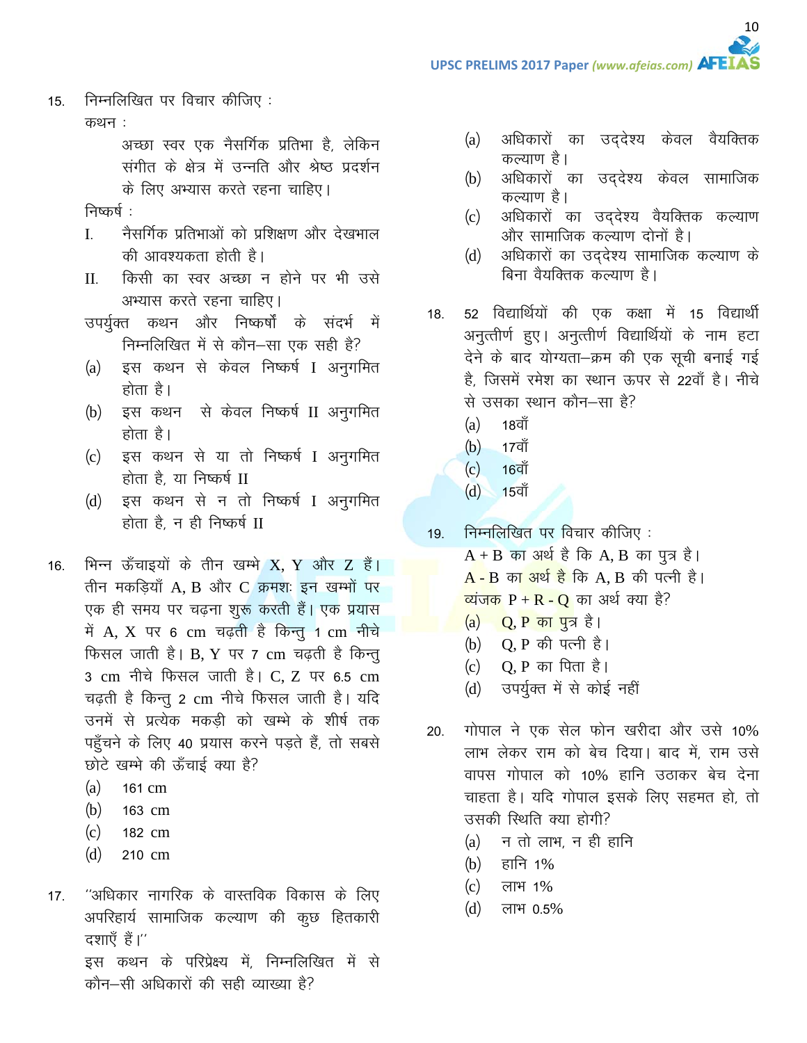15. निम्नलिखित पर विचार कीजिए :

    कथन :

    अच्छा स्वर एक नैसर्गिक प्रतिभा है, लेकिन संगीत के क्षेत्र में उन्नति और श्रेष्ठ प्रदर्शन के लिए अभ्यास करते रहना चाहिए।

    निष्कर्ष :

    I. नैसर्गिक प्रतिभाओं को प्रशिक्षण और देखभाल की आवश्यकता होती है।

    II. किसी का स्वर अच्छा न होने पर भी उसे अभ्यास करते रहना चाहिए।

    उपर्युक्त कथन और निष्कर्षों के संदर्भ में निम्नलिखित में से कौन–सा एक सही है?

    (a) इस कथन से केवल निष्कर्ष I अनुगमित होता है।
    (b) इस कथन से केवल निष्कर्ष II अनुगमित होता है।
    (c) इस कथन से या तो निष्कर्ष I अनुगमित होता है, या निष्कर्ष II
    (d) इस कथन से न तो निष्कर्ष I अनुगमित होता है, न ही निष्कर्ष II

16. भिन्न ऊँचाइयों के तीन खम्भे X, Y और Z हैं। तीन मकड़ियाँ A, B और C क्रमशः इन खम्भों पर एक ही समय पर चढ़ना शुरू करती हैं। एक प्रयास में A, X पर 6 cm चढ़ती है किन्तु 1 cm नीचे फिसल जाती है। B, Y पर 7 cm चढ़ती है किन्तु 3 cm नीचे फिसल जाती है। C, Z पर 6.5 cm चढ़ती है किन्तु 2 cm नीचे फिसल जाती है। यदि उनमें से प्रत्येक मकड़ी को खम्भे के शीर्ष तक पहुँचने के लिए 40 प्रयास करने पड़ते हैं, तो सबसे छोटे खम्भे की ऊँचाई क्या है?

    (a) 161 cm
    (b) 163 cm
    (c) 182 cm
    (d) 210 cm

17. ''अधिकार नागरिक के वास्तविक विकास के लिए अपरिहार्य सामाजिक कल्याण की कुछ हितकारी दशाएँ हैं।''

    इस कथन के परिप्रेक्ष्य में, निम्नलिखित में से कौन–सी अधिकारों की सही व्याख्या है?

    (a) अधिकारों का उद्देश्य केवल वैयक्तिक कल्याण है।
    (b) अधिकारों का उद्देश्य केवल सामाजिक कल्याण है।
    (c) अधिकारों का उद्देश्य वैयक्तिक कल्याण और सामाजिक कल्याण दोनों है।
    (d) अधिकारों का उद्देश्य सामाजिक कल्याण के बिना वैयक्तिक कल्याण है।

18. 52 विद्यार्थियों की एक कक्षा में 15 विद्यार्थी अनुत्तीर्ण हुए। अनुत्तीर्ण विद्यार्थियों के नाम हटा देने के बाद योग्यता–क्रम की एक सूची बनाई गई है, जिसमें रमेश का स्थान ऊपर से 22वाँ है। नीचे से उसका स्थान कौन–सा है?

    (a) 18वाँ
    (b) 17वाँ
    (c) 16वाँ
    (d) 15वाँ

19. निम्नलिखित पर विचार कीजिए :

    A + B का अर्थ है कि A, B का पुत्र है।

    A - B का अर्थ है कि A, B की पत्नी है।

    व्यंजक P + R - Q का अर्थ क्या है?

    (a) Q, P का पुत्र है।
    (b) Q, P की पत्नी है।
    (c) Q, P का पिता है।
    (d) उपर्युक्त में से कोई नहीं

20. गोपाल ने एक सेल फोन खरीदा और उसे 10% लाभ लेकर राम को बेच दिया। बाद में, राम उसे वापस गोपाल को 10% हानि उठाकर बेच देना चाहता है। यदि गोपाल इसके लिए सहमत हो, तो उसकी स्थिति क्या होगी?

    (a) न तो लाभ, न ही हानि
    (b) हानि 1%
    (c) लाभ 1%
    (d) लाभ 0.5%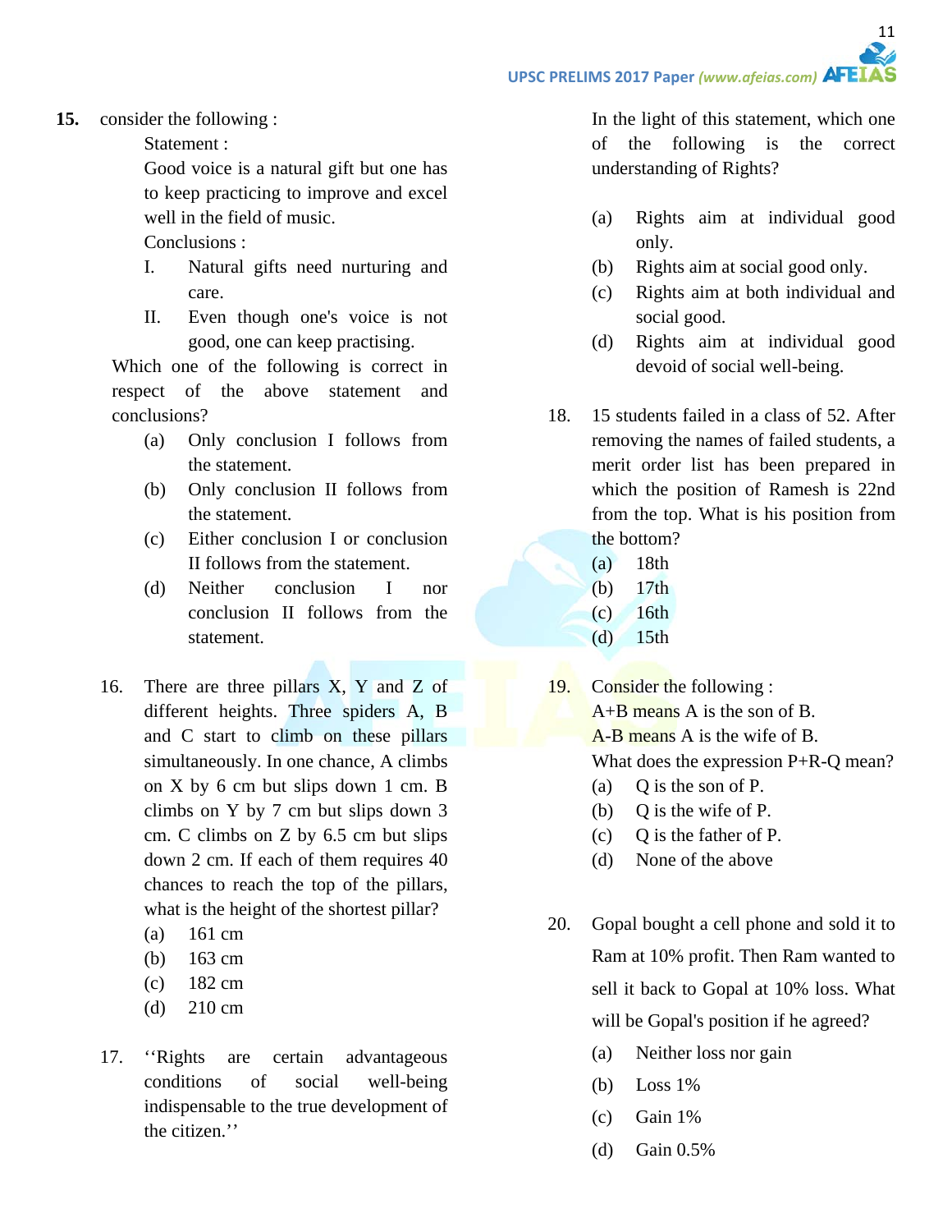**15.** consider the following :

Statement :

Good voice is a natural gift but one has to keep practicing to improve and excel well in the field of music.

Conclusions :

I. Natural gifts need nurturing and care.

II. Even though one's voice is not good, one can keep practising.

Which one of the following is correct in respect of the above statement and conclusions?

(a) Only conclusion I follows from the statement.

(b) Only conclusion II follows from the statement.

(c) Either conclusion I or conclusion II follows from the statement.

(d) Neither conclusion I nor conclusion II follows from the statement.

16. There are three pillars X, Y and Z of different heights. Three spiders A, B and C start to climb on these pillars simultaneously. In one chance, A climbs on X by 6 cm but slips down 1 cm. B climbs on Y by 7 cm but slips down 3 cm. C climbs on Z by 6.5 cm but slips down 2 cm. If each of them requires 40 chances to reach the top of the pillars, what is the height of the shortest pillar?

(a) 161 cm

(b) 163 cm

(c) 182 cm

(d) 210 cm

17. ''Rights are certain advantageous conditions of social well-being indispensable to the true development of the citizen.''

In the light of this statement, which one of the following is the correct understanding of Rights?

(a) Rights aim at individual good only.

(b) Rights aim at social good only.

(c) Rights aim at both individual and social good.

(d) Rights aim at individual good devoid of social well-being.

18. 15 students failed in a class of 52. After removing the names of failed students, a merit order list has been prepared in which the position of Ramesh is 22nd from the top. What is his position from the bottom?

(a) 18th

(b) 17th

(c) 16th

(d) 15th

19. Consider the following :

A+B means A is the son of B.

A-B means A is the wife of B.

What does the expression P+R-Q mean?

(a) Q is the son of P.

(b) Q is the wife of P.

(c) Q is the father of P.

(d) None of the above

20. Gopal bought a cell phone and sold it to Ram at 10% profit. Then Ram wanted to sell it back to Gopal at 10% loss. What will be Gopal's position if he agreed?

(a) Neither loss nor gain

(b) Loss 1%

(c) Gain 1%

(d) Gain 0.5%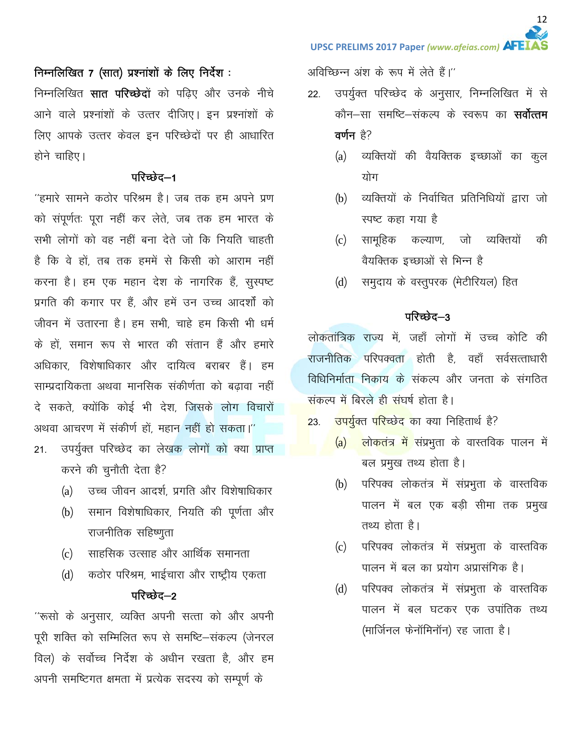**निम्नलिखित 7 (सात) प्रश्नांशों के लिए निर्देश :**

निम्नलिखित **सात परिच्छेदों** को पढ़िए और उनके नीचे आने वाले प्रश्नांशों के उत्तर दीजिए। इन प्रश्नांशों के लिए आपके उत्तर केवल इन परिच्छेदों पर ही आधारित होने चाहिए।

### परिच्छेद–1

''हमारे सामने कठोर परिश्रम है। जब तक हम अपने प्रण को संपूर्णतः पूरा नहीं कर लेते, जब तक हम भारत के सभी लोगों को वह नहीं बना देते जो कि नियति चाहती है कि वे हों, तब तक हममें से किसी को आराम नहीं करना है। हम एक महान देश के नागरिक हैं, सुस्पष्ट प्रगति की कगार पर हैं, और हमें उन उच्च आदर्शों को जीवन में उतारना है। हम सभी, चाहे हम किसी भी धर्म के हों, समान रूप से भारत की संतान हैं और हमारे अधिकार, विशेषाधिकार और दायित्व बराबर हैं। हम साम्प्रदायिकता अथवा मानसिक संकीर्णता को बढ़ावा नहीं दे सकते, क्योंकि कोई भी देश, जिसके लोग विचारों अथवा आचरण में संकीर्ण हों, महान नहीं हो सकता।''

21. उपर्युक्त परिच्छेद का लेखक लोगों को क्या प्राप्त करने की चुनौती देता है?
    - (a) उच्च जीवन आदर्श, प्रगति और विशेषाधिकार
    - (b) समान विशेषाधिकार, नियति की पूर्णता और राजनीतिक सहिष्णुता
    - (c) साहसिक उत्साह और आर्थिक समानता
    - (d) कठोर परिश्रम, भाईचारा और राष्ट्रीय एकता

### परिच्छेद–2

''रूसो के अनुसार, व्यक्ति अपनी सत्ता को और अपनी पूरी शक्ति को सम्मिलित रूप से समष्टि–संकल्प (जेनरल विल) के सर्वोच्च निर्देश के अधीन रखता है, और हम अपनी समष्टिगत क्षमता में प्रत्येक सदस्य को सम्पूर्ण के अविच्छिन्न अंश के रूप में लेते हैं।''

22. उपर्युक्त परिच्छेद के अनुसार, निम्नलिखित में से कौन–सा समष्टि–संकल्प के स्वरूप का **सर्वोत्तम वर्णन** है?
    - (a) व्यक्तियों की वैयक्तिक इच्छाओं का कुल योग
    - (b) व्यक्तियों के निर्वाचित प्रतिनिधियों द्वारा जो स्पष्ट कहा गया है
    - (c) सामूहिक कल्याण, जो व्यक्तियों की वैयक्तिक इच्छाओं से भिन्न है
    - (d) समुदाय के वस्तुपरक (मेटीरियल) हित

### परिच्छेद–3

लोकतांत्रिक राज्य में, जहाँ लोगों में उच्च कोटि की राजनीतिक परिपक्वता होती है, वहाँ सर्वसत्ताधारी विधिनिर्माता निकाय के संकल्प और जनता के संगठित संकल्प में बिरले ही संघर्ष होता है।

23. उपर्युक्त परिच्छेद का क्या निहितार्थ है?
    - (a) लोकतंत्र में संप्रभुता के वास्तविक पालन में बल प्रमुख तथ्य होता है।
    - (b) परिपक्व लोकतंत्र में संप्रभुता के वास्तविक पालन में बल एक बड़ी सीमा तक प्रमुख तथ्य होता है।
    - (c) परिपक्व लोकतंत्र में संप्रभुता के वास्तविक पालन में बल का प्रयोग अप्रासंगिक है।
    - (d) परिपक्व लोकतंत्र में संप्रभुता के वास्तविक पालन में बल घटकर एक उपांतिक तथ्य (मार्जिनल फेनॉमिनॉन) रह जाता है।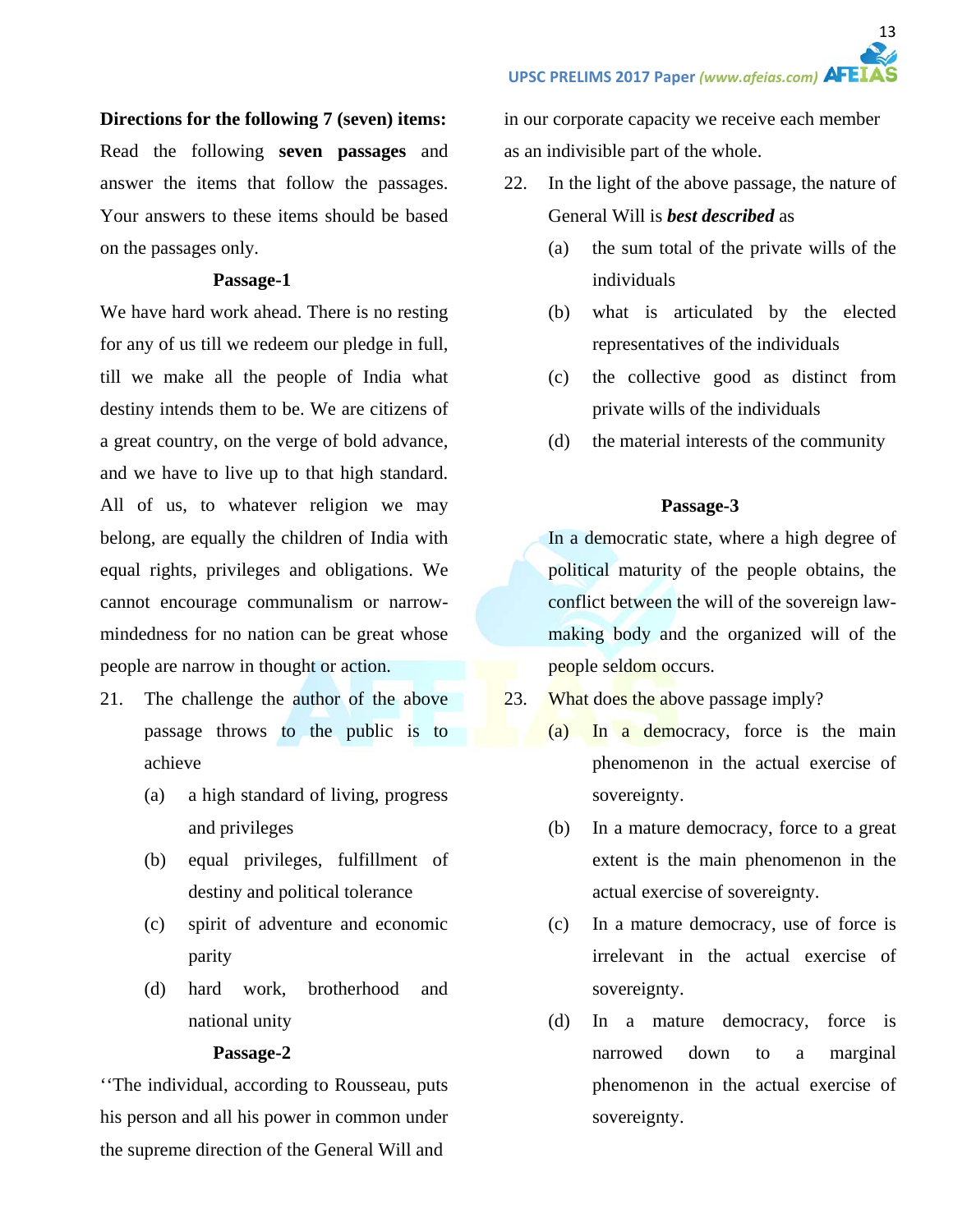**Directions for the following 7 (seven) items:**
Read the following **seven passages** and answer the items that follow the passages. Your answers to these items should be based on the passages only.

### Passage-1

We have hard work ahead. There is no resting for any of us till we redeem our pledge in full, till we make all the people of India what destiny intends them to be. We are citizens of a great country, on the verge of bold advance, and we have to live up to that high standard. All of us, to whatever religion we may belong, are equally the children of India with equal rights, privileges and obligations. We cannot encourage communalism or narrow-mindedness for no nation can be great whose people are narrow in thought or action.

21. The challenge the author of the above passage throws to the public is to achieve
    - (a) a high standard of living, progress and privileges
    - (b) equal privileges, fulfillment of destiny and political tolerance
    - (c) spirit of adventure and economic parity
    - (d) hard work, brotherhood and national unity

### Passage-2

''The individual, according to Rousseau, puts his person and all his power in common under the supreme direction of the General Will and in our corporate capacity we receive each member as an indivisible part of the whole.

22. In the light of the above passage, the nature of General Will is ***best described*** as
    - (a) the sum total of the private wills of the individuals
    - (b) what is articulated by the elected representatives of the individuals
    - (c) the collective good as distinct from private wills of the individuals
    - (d) the material interests of the community

### Passage-3

In a democratic state, where a high degree of political maturity of the people obtains, the conflict between the will of the sovereign law-making body and the organized will of the people seldom occurs.

23. What does the above passage imply?
    - (a) In a democracy, force is the main phenomenon in the actual exercise of sovereignty.
    - (b) In a mature democracy, force to a great extent is the main phenomenon in the actual exercise of sovereignty.
    - (c) In a mature democracy, use of force is irrelevant in the actual exercise of sovereignty.
    - (d) In a mature democracy, force is narrowed down to a marginal phenomenon in the actual exercise of sovereignty.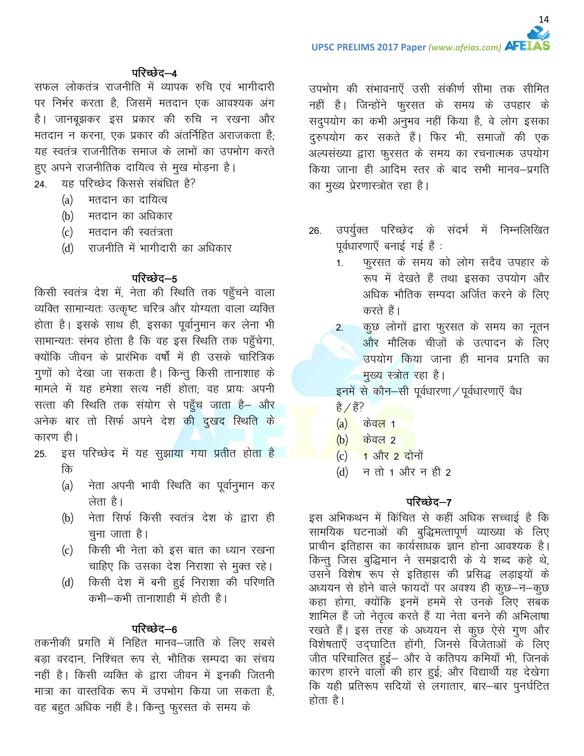### परिच्छेद–4

सफल लोकतंत्र राजनीति में व्यापक रुचि एवं भागीदारी पर निर्भर करता है, जिसमें मतदान एक आवश्यक अंग है। जानबूझकर इस प्रकार की रुचि न रखना और मतदान न करना, एक प्रकार की अंतर्निहित अराजकता है; यह स्वतंत्र राजनीतिक समाज के लाभों का उपभोग करते हुए अपने राजनीतिक दायित्व से मुख मोड़ना है।

24. यह परिच्छेद किससे संबंधित है?
 (a) मतदान का दायित्व
 (b) मतदान का अधिकार
 (c) मतदान की स्वतंत्रता
 (d) राजनीति में भागीदारी का अधिकार

### परिच्छेद–5

किसी स्वतंत्र देश में, नेता की स्थिति तक पहुँचने वाला व्यक्ति सामान्यतः उत्कृष्ट चरित्र और योग्यता वाला व्यक्ति होता है। इसके साथ ही, इसका पूर्वानुमान कर लेना भी सामान्यतः संभव होता है कि वह इस स्थिति तक पहुँचेगा, क्योंकि जीवन के प्रारंभिक वर्षों में ही उसके चारित्रिक गुणों को देखा जा सकता है। किन्तु किसी तानाशाह के मामले में यह हमेशा सत्य नहीं होता; वह प्रायः अपनी सत्ता की स्थिति तक संयोग से पहुँच जाता है– और अनेक बार तो सिर्फ अपने देश की दुखद स्थिति के कारण ही।

25. इस परिच्छेद में यह सुझाया गया प्रतीत होता है कि
 (a) नेता अपनी भावी स्थिति का पूर्वानुमान कर लेता है।
 (b) नेता सिर्फ किसी स्वतंत्र देश के द्वारा ही चुना जाता है।
 (c) किसी भी नेता को इस बात का ध्यान रखना चाहिए कि उसका देश निराशा से मुक्त रहे।
 (d) किसी देश में बनी हुई निराशा की परिणति कभी–कभी तानाशाही में होती है।

### परिच्छेद–6

तकनीकी प्रगति में निहित मानव–जाति के लिए सबसे बड़ा वरदान, निश्चित रूप से, भौतिक सम्पदा का संचय नहीं है। किसी व्यक्ति के द्वारा जीवन में इनकी जितनी मात्रा का वास्तविक रूप में उपभोग किया जा सकता है, वह बहुत अधिक नहीं है। किन्तु फुरसत के समय के उपभोग की संभावनाएँ उसी संकीर्ण सीमा तक सीमित नहीं है। जिन्होंने फुरसत के समय के उपहार के सदुपयोग का कभी अनुभव नहीं किया है, वे लोग इसका दुरुपयोग कर सकते हैं। फिर भी, समाजों की एक अल्पसंख्या द्वारा फुरसत के समय का रचनात्मक उपयोग किया जाना ही आदिम स्तर के बाद सभी मानव–प्रगति का मुख्य प्रेरणास्त्रोत रहा है।

26. उपर्युक्त परिच्छेद के संदर्भ में निम्नलिखित पूर्वधारणाएँ बनाई गई हैं :
 1. फुरसत के समय को लोग सदैव उपहार के रूप में देखते हैं तथा इसका उपयोग और अधिक भौतिक सम्पदा अर्जित करने के लिए करते हैं।
 2. कुछ लोगों द्वारा फुरसत के समय का नूतन और मौलिक चीज़ों के उत्पादन के लिए उपयोग किया जाना ही मानव प्रगति का मुख्य स्त्रोत रहा है।

 इनमें से कौन–सी पूर्वधारणा/पूर्वधारणाएँ वैध है/हैं?
 (a) केवल 1
 (b) केवल 2
 (c) 1 और 2 दोनों
 (d) न तो 1 और न ही 2

### परिच्छेद–7

इस अभिकथन में किंचित से कहीं अधिक सच्चाई है कि सामयिक घटनाओं की बुद्धिमत्तापूर्ण व्याख्या के लिए प्राचीन इतिहास का कार्यसाधक ज्ञान होना आवश्यक है। किन्तु जिस बुद्धिमान ने समझदारी के ये शब्द कहे थे, उसने विशेष रूप से इतिहास की प्रसिद्ध लड़ाइयों के अध्ययन से होने वाले फायदों पर अवश्य ही कुछ–न–कुछ कहा होगा, क्योंकि इनमें हममें से उनके लिए सबक शामिल हैं जो नेतृत्व करते हैं या नेता बनने की अभिलाषा रखते हैं। इस तरह के अध्ययन से कुछ ऐसे गुण और विशेषताएँ उद्घाटित होंगी, जिनसे विजेताओं के लिए जीत परिचालित हुई– और वे कतिपय कमियाँ भी, जिनके कारण हारने वालों की हार हुई; और विद्यार्थी यह देखेगा कि यही प्रतिरूप सदियों से लगातार, बार–बार पुनर्घटित होता है।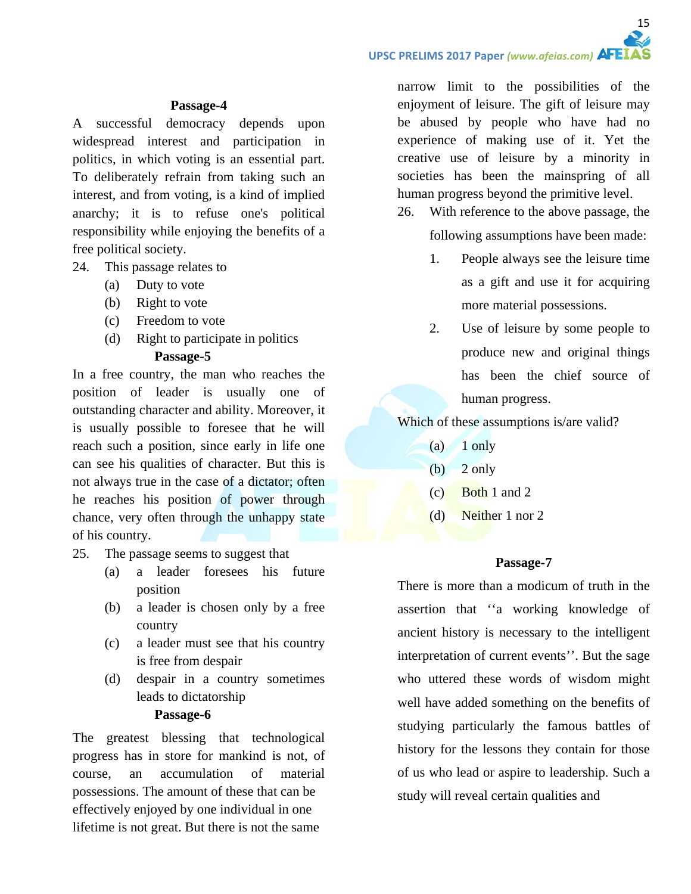### Passage-4

A successful democracy depends upon widespread interest and participation in politics, in which voting is an essential part. To deliberately refrain from taking such an interest, and from voting, is a kind of implied anarchy; it is to refuse one's political responsibility while enjoying the benefits of a free political society.

24. This passage relates to
    - (a) Duty to vote
    - (b) Right to vote
    - (c) Freedom to vote
    - (d) Right to participate in politics

### Passage-5

In a free country, the man who reaches the position of leader is usually one of outstanding character and ability. Moreover, it is usually possible to foresee that he will reach such a position, since early in life one can see his qualities of character. But this is not always true in the case of a dictator; often he reaches his position of power through chance, very often through the unhappy state of his country.

25. The passage seems to suggest that
    - (a) a leader foresees his future position
    - (b) a leader is chosen only by a free country
    - (c) a leader must see that his country is free from despair
    - (d) despair in a country sometimes leads to dictatorship

### Passage-6

The greatest blessing that technological progress has in store for mankind is not, of course, an accumulation of material possessions. The amount of these that can be effectively enjoyed by one individual in one lifetime is not great. But there is not the same narrow limit to the possibilities of the enjoyment of leisure. The gift of leisure may be abused by people who have had no experience of making use of it. Yet the creative use of leisure by a minority in societies has been the mainspring of all human progress beyond the primitive level.

26. With reference to the above passage, the following assumptions have been made:
    1. People always see the leisure time as a gift and use it for acquiring more material possessions.
    2. Use of leisure by some people to produce new and original things has been the chief source of human progress.

Which of these assumptions is/are valid?

- (a) 1 only
- (b) 2 only
- (c) Both 1 and 2
- (d) Neither 1 nor 2

### Passage-7

There is more than a modicum of truth in the assertion that ''a working knowledge of ancient history is necessary to the intelligent interpretation of current events''. But the sage who uttered these words of wisdom might well have added something on the benefits of studying particularly the famous battles of history for the lessons they contain for those of us who lead or aspire to leadership. Such a study will reveal certain qualities and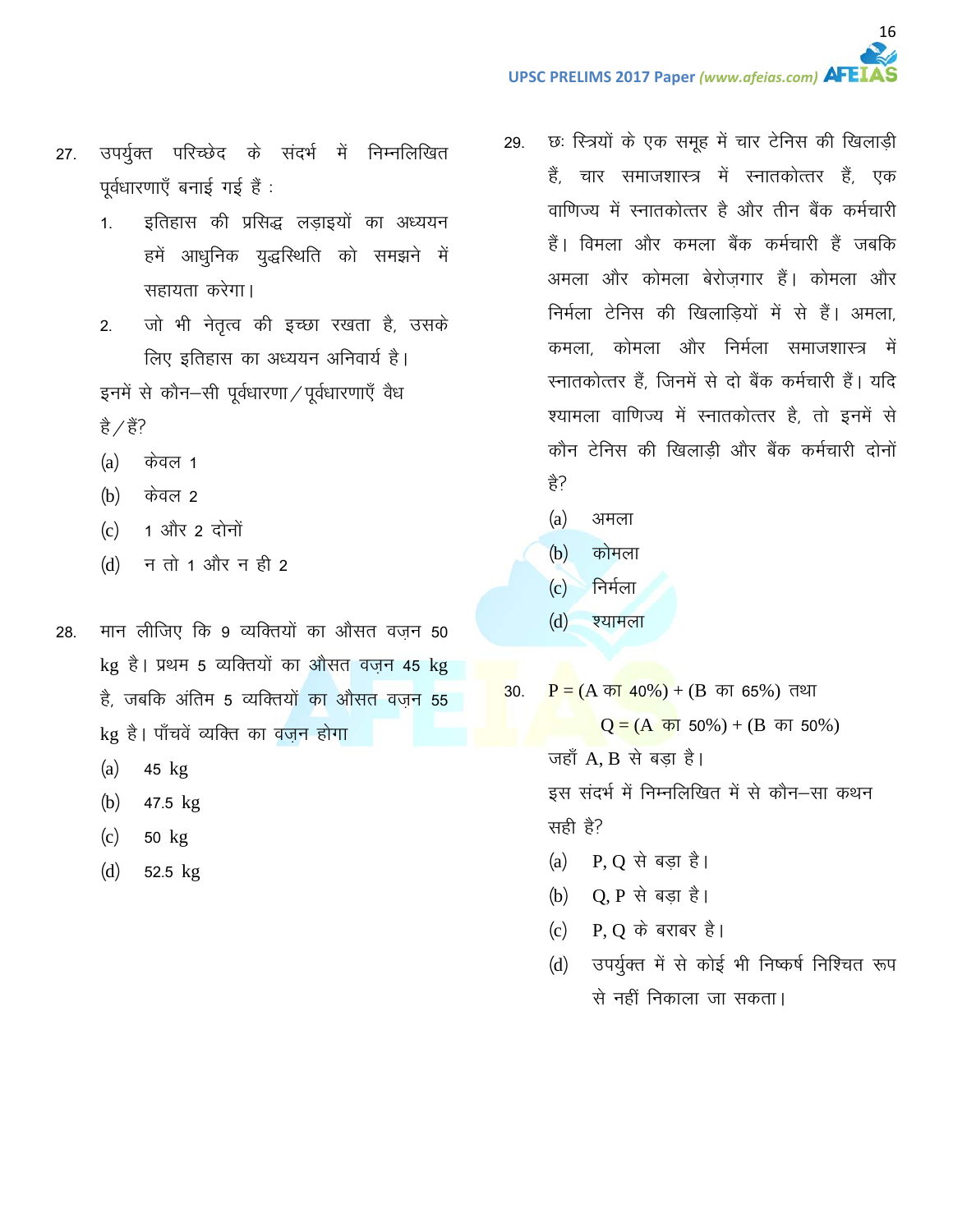27. उपर्युक्त परिच्छेद के संदर्भ में निम्नलिखित पूर्वधारणाएँ बनाई गई हैं :

    1. इतिहास की प्रसिद्ध लड़ाइयों का अध्ययन हमें आधुनिक युद्धस्थिति को समझने में सहायता करेगा।
    2. जो भी नेतृत्व की इच्छा रखता है, उसके लिए इतिहास का अध्ययन अनिवार्य है।

    इनमें से कौन–सी पूर्वधारणा/पूर्वधारणाएँ वैध है/हैं?

    (a) केवल 1
    (b) केवल 2
    (c) 1 और 2 दोनों
    (d) न तो 1 और न ही 2

28. मान लीजिए कि 9 व्यक्तियों का औसत वज़न 50 kg है। प्रथम 5 व्यक्तियों का औसत वज़न 45 kg है, जबकि अंतिम 5 व्यक्तियों का औसत वज़न 55 kg है। पाँचवें व्यक्ति का वज़न होगा

    (a) 45 kg
    (b) 47.5 kg
    (c) 50 kg
    (d) 52.5 kg

29. छः स्त्रियों के एक समूह में चार टेनिस की खिलाड़ी हैं, चार समाजशास्त्र में स्नातकोत्तर हैं, एक वाणिज्य में स्नातकोत्तर है और तीन बैंक कर्मचारी हैं। विमला और कमला बैंक कर्मचारी हैं जबकि अमला और कोमला बेरोज़गार हैं। कोमला और निर्मला टेनिस की खिलाड़ियों में से हैं। अमला, कमला, कोमला और निर्मला समाजशास्त्र में स्नातकोत्तर हैं, जिनमें से दो बैंक कर्मचारी हैं। यदि श्यामला वाणिज्य में स्नातकोत्तर है, तो इनमें से कौन टेनिस की खिलाड़ी और बैंक कर्मचारी दोनों है?

    (a) अमला
    (b) कोमला
    (c) निर्मला
    (d) श्यामला

30. P = (A का 40%) + (B का 65%) तथा

    Q = (A का 50%) + (B का 50%)

    जहाँ A, B से बड़ा है।

    इस संदर्भ में निम्नलिखित में से कौन–सा कथन सही है?

    (a) P, Q से बड़ा है।
    (b) Q, P से बड़ा है।
    (c) P, Q के बराबर है।
    (d) उपर्युक्त में से कोई भी निष्कर्ष निश्चित रूप से नहीं निकाला जा सकता।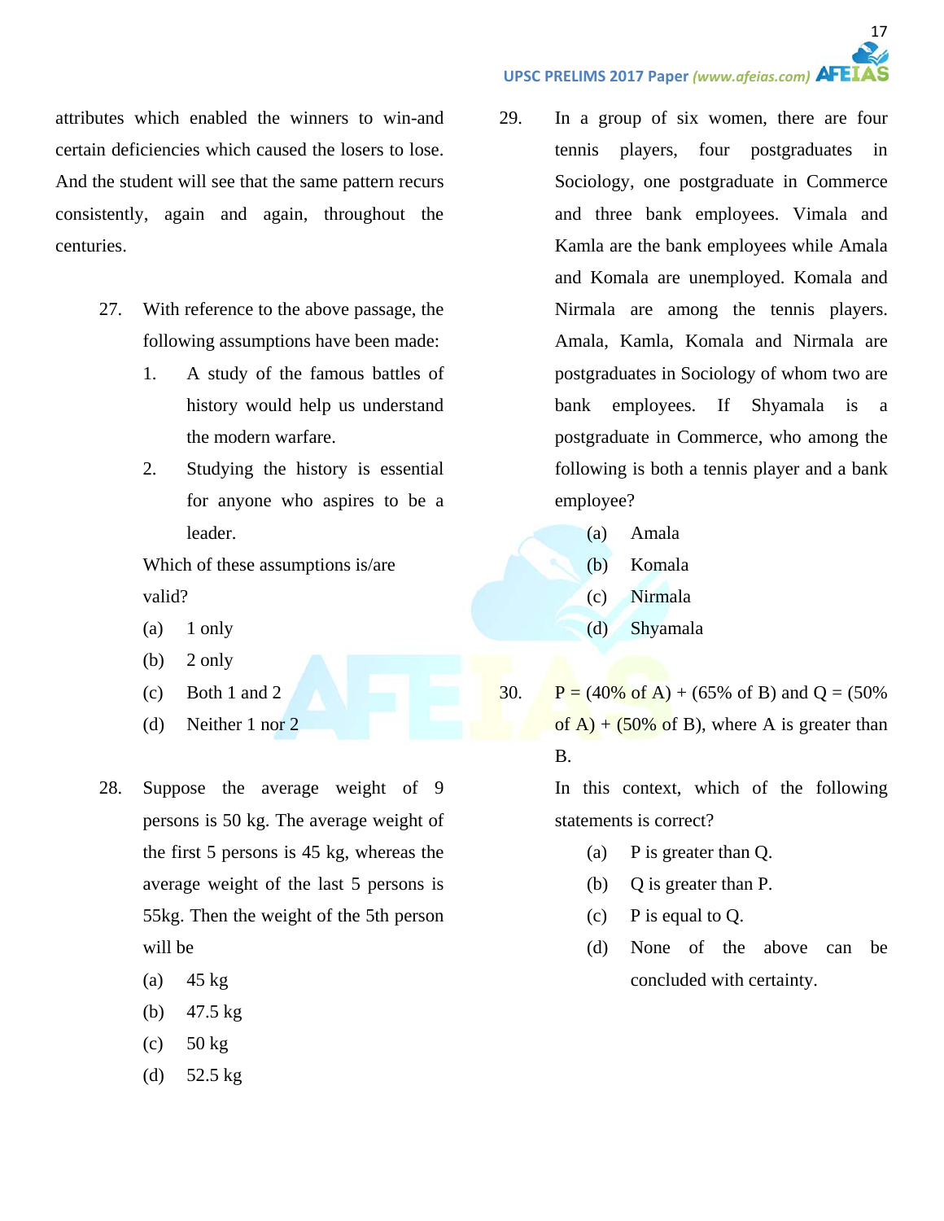attributes which enabled the winners to win-and certain deficiencies which caused the losers to lose. And the student will see that the same pattern recurs consistently, again and again, throughout the centuries.

27. With reference to the above passage, the following assumptions have been made:
    1. A study of the famous battles of history would help us understand the modern warfare.
    2. Studying the history is essential for anyone who aspires to be a leader.

    Which of these assumptions is/are valid?
    (a) 1 only
    (b) 2 only
    (c) Both 1 and 2
    (d) Neither 1 nor 2

28. Suppose the average weight of 9 persons is 50 kg. The average weight of the first 5 persons is 45 kg, whereas the average weight of the last 5 persons is 55kg. Then the weight of the 5th person will be
    (a) 45 kg
    (b) 47.5 kg
    (c) 50 kg
    (d) 52.5 kg

29. In a group of six women, there are four tennis players, four postgraduates in Sociology, one postgraduate in Commerce and three bank employees. Vimala and Kamla are the bank employees while Amala and Komala are unemployed. Komala and Nirmala are among the tennis players. Amala, Kamla, Komala and Nirmala are postgraduates in Sociology of whom two are bank employees. If Shyamala is a postgraduate in Commerce, who among the following is both a tennis player and a bank employee?
    (a) Amala
    (b) Komala
    (c) Nirmala
    (d) Shyamala

30. P = (40% of A) + (65% of B) and Q = (50% of A) + (50% of B), where A is greater than B.

    In this context, which of the following statements is correct?
    (a) P is greater than Q.
    (b) Q is greater than P.
    (c) P is equal to Q.
    (d) None of the above can be concluded with certainty.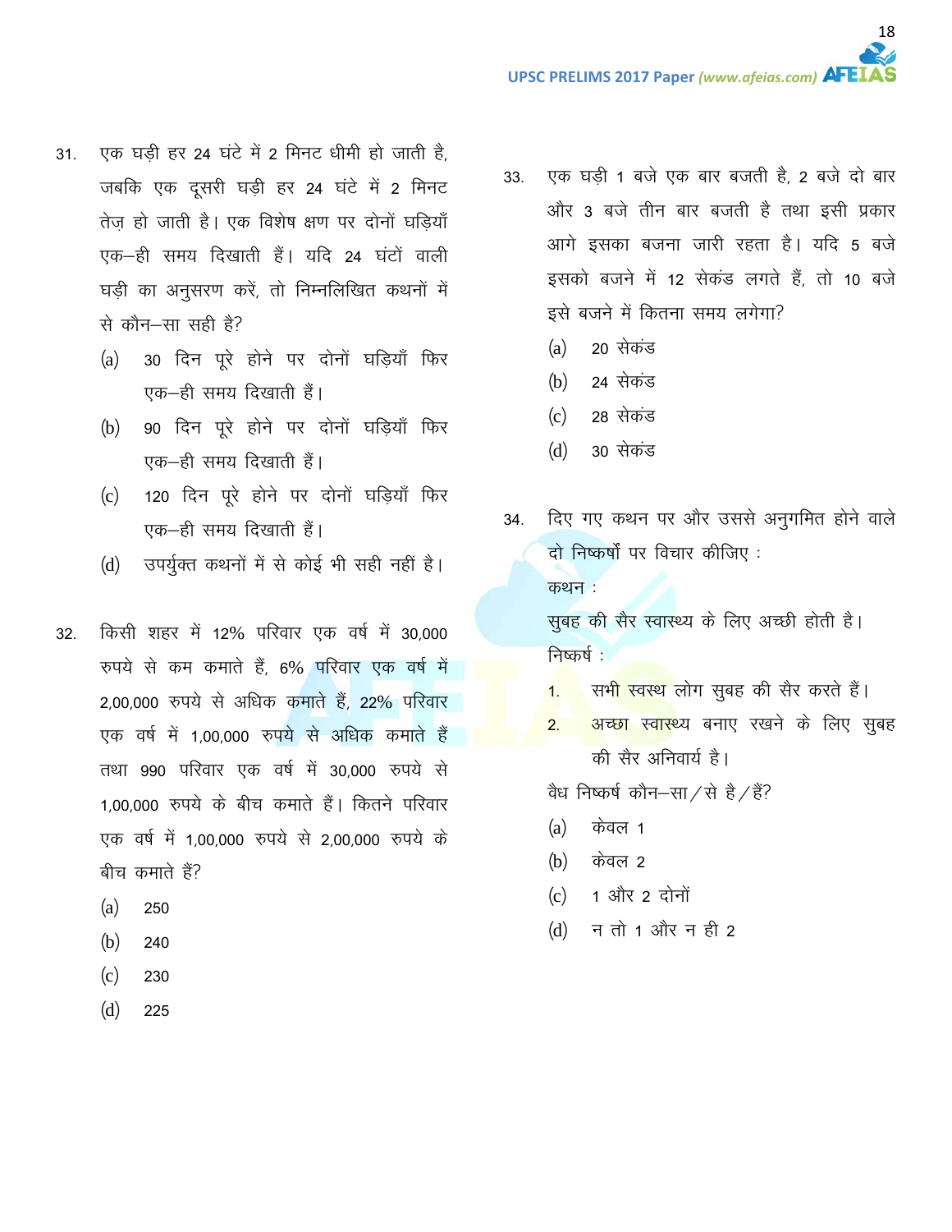31. एक घड़ी हर 24 घंटे में 2 मिनट धीमी हो जाती है, जबकि एक दूसरी घड़ी हर 24 घंटे में 2 मिनट तेज़ हो जाती है। एक विशेष क्षण पर दोनों घड़ियाँ एक–ही समय दिखाती हैं। यदि 24 घंटों वाली घड़ी का अनुसरण करें, तो निम्नलिखित कथनों में से कौन–सा सही है?

    (a) 30 दिन पूरे होने पर दोनों घड़ियाँ फिर एक–ही समय दिखाती हैं।

    (b) 90 दिन पूरे होने पर दोनों घड़ियाँ फिर एक–ही समय दिखाती हैं।

    (c) 120 दिन पूरे होने पर दोनों घड़ियाँ फिर एक–ही समय दिखाती हैं।

    (d) उपर्युक्त कथनों में से कोई भी सही नहीं है।

32. किसी शहर में 12% परिवार एक वर्ष में 30,000 रुपये से कम कमाते हैं, 6% परिवार एक वर्ष में 2,00,000 रुपये से अधिक कमाते हैं, 22% परिवार एक वर्ष में 1,00,000 रुपये से अधिक कमाते हैं तथा 990 परिवार एक वर्ष में 30,000 रुपये से 1,00,000 रुपये के बीच कमाते हैं। कितने परिवार एक वर्ष में 1,00,000 रुपये से 2,00,000 रुपये के बीच कमाते हैं?

    (a) 250

    (b) 240

    (c) 230

    (d) 225

33. एक घड़ी 1 बजे एक बार बजती है, 2 बजे दो बार और 3 बजे तीन बार बजती है तथा इसी प्रकार आगे इसका बजना जारी रहता है। यदि 5 बजे इसको बजने में 12 सेकंड लगते हैं, तो 10 बजे इसे बजने में कितना समय लगेगा?

    (a) 20 सेकंड

    (b) 24 सेकंड

    (c) 28 सेकंड

    (d) 30 सेकंड

34. दिए गए कथन पर और उससे अनुगमित होने वाले दो निष्कर्षों पर विचार कीजिए :

    कथन :

    सुबह की सैर स्वास्थ्य के लिए अच्छी होती है।

    निष्कर्ष :

    1. सभी स्वस्थ लोग सुबह की सैर करते हैं।
    2. अच्छा स्वास्थ्य बनाए रखने के लिए सुबह की सैर अनिवार्य है।

    वैध निष्कर्ष कौन–सा/से है/हैं?

    (a) केवल 1

    (b) केवल 2

    (c) 1 और 2 दोनों

    (d) न तो 1 और न ही 2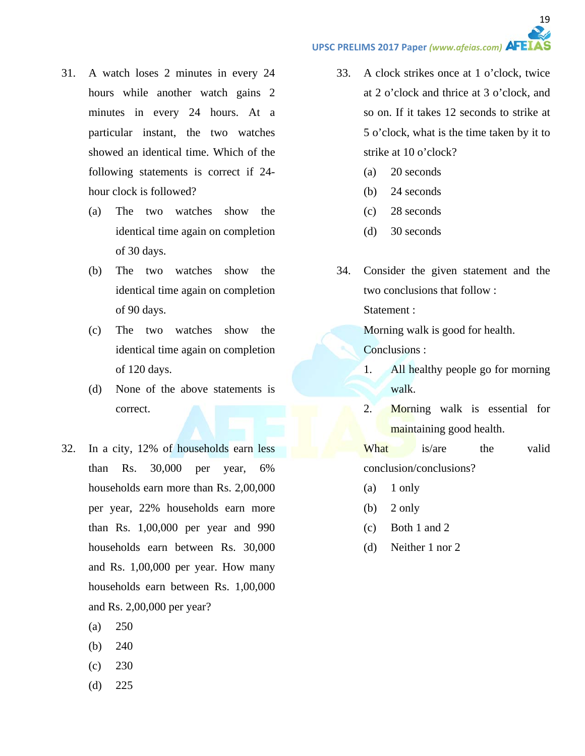31. A watch loses 2 minutes in every 24 hours while another watch gains 2 minutes in every 24 hours. At a particular instant, the two watches showed an identical time. Which of the following statements is correct if 24-hour clock is followed?

    (a) The two watches show the identical time again on completion of 30 days.

    (b) The two watches show the identical time again on completion of 90 days.

    (c) The two watches show the identical time again on completion of 120 days.

    (d) None of the above statements is correct.

32. In a city, 12% of households earn less than Rs. 30,000 per year, 6% households earn more than Rs. 2,00,000 per year, 22% households earn more than Rs. 1,00,000 per year and 990 households earn between Rs. 30,000 and Rs. 1,00,000 per year. How many households earn between Rs. 1,00,000 and Rs. 2,00,000 per year?

    (a) 250

    (b) 240

    (c) 230

    (d) 225

33. A clock strikes once at 1 o'clock, twice at 2 o'clock and thrice at 3 o'clock, and so on. If it takes 12 seconds to strike at 5 o'clock, what is the time taken by it to strike at 10 o'clock?

    (a) 20 seconds

    (b) 24 seconds

    (c) 28 seconds

    (d) 30 seconds

34. Consider the given statement and the two conclusions that follow :

    Statement :

    Morning walk is good for health.

    Conclusions :

    1. All healthy people go for morning walk.
    2. Morning walk is essential for maintaining good health.

    What is/are the valid conclusion/conclusions?

    (a) 1 only

    (b) 2 only

    (c) Both 1 and 2

    (d) Neither 1 nor 2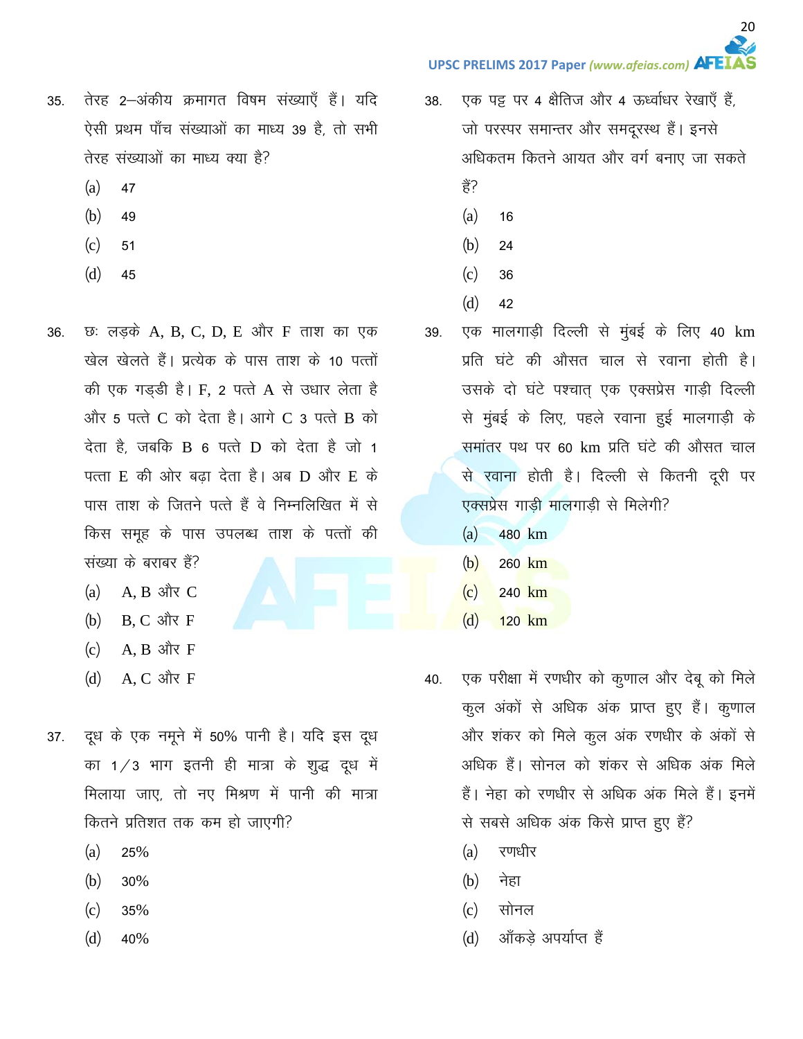35. तेरह 2–अंकीय क्रमागत विषम संख्याएँ हैं। यदि ऐसी प्रथम पाँच संख्याओं का माध्य 39 है, तो सभी तेरह संख्याओं का माध्य क्या है?

(a) 47

(b) 49

(c) 51

(d) 45

36. छः लड़के A, B, C, D, E और F ताश का एक खेल खेलते हैं। प्रत्येक के पास ताश के 10 पत्तों की एक गड्डी है। F, 2 पत्ते A से उधार लेता है और 5 पत्ते C को देता है। आगे C 3 पत्ते B को देता है, जबकि B 6 पत्ते D को देता है जो 1 पत्ता E की ओर बढ़ा देता है। अब D और E के पास ताश के जितने पत्ते हैं वे निम्नलिखित में से किस समूह के पास उपलब्ध ताश के पत्तों की संख्या के बराबर हैं?

(a) A, B और C

(b) B, C और F

(c) A, B और F

(d) A, C और F

37. दूध के एक नमूने में 50% पानी है। यदि इस दूध का 1/3 भाग इतनी ही मात्रा के शुद्ध दूध में मिलाया जाए, तो नए मिश्रण में पानी की मात्रा कितने प्रतिशत तक कम हो जाएगी?

(a) 25%

(b) 30%

(c) 35%

(d) 40%

38. एक पट्ट पर 4 क्षैतिज और 4 ऊर्ध्वाधर रेखाएँ हैं, जो परस्पर समान्तर और समदूरस्थ हैं। इनसे अधिकतम कितने आयत और वर्ग बनाए जा सकते हैं?

(a) 16

(b) 24

(c) 36

(d) 42

39. एक मालगाड़ी दिल्ली से मुंबई के लिए 40 km प्रति घंटे की औसत चाल से रवाना होती है। उसके दो घंटे पश्चात् एक एक्सप्रेस गाड़ी दिल्ली से मुंबई के लिए, पहले रवाना हुई मालगाड़ी के समांतर पथ पर 60 km प्रति घंटे की औसत चाल से रवाना होती है। दिल्ली से कितनी दूरी पर एक्सप्रेस गाड़ी मालगाड़ी से मिलेगी?

(a) 480 km

(b) 260 km

(c) 240 km

(d) 120 km

40. एक परीक्षा में रणधीर को कुणाल और देबू को मिले कुल अंकों से अधिक अंक प्राप्त हुए हैं। कुणाल और शंकर को मिले कुल अंक रणधीर के अंकों से अधिक हैं। सोनल को शंकर से अधिक अंक मिले हैं। नेहा को रणधीर से अधिक अंक मिले हैं। इनमें से सबसे अधिक अंक किसे प्राप्त हुए हैं?

(a) रणधीर

(b) नेहा

(c) सोनल

(d) आँकड़े अपर्याप्त हैं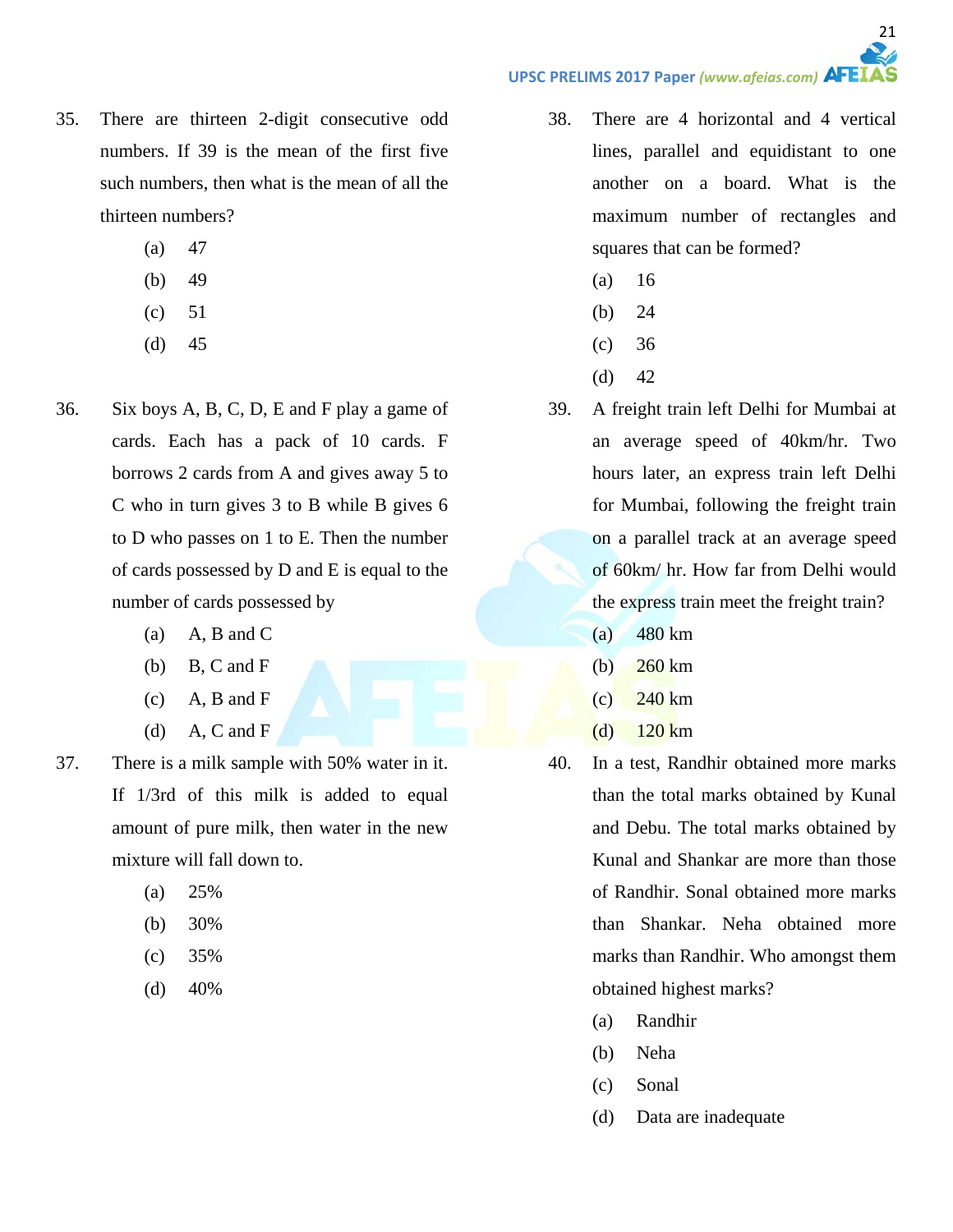35. There are thirteen 2-digit consecutive odd numbers. If 39 is the mean of the first five such numbers, then what is the mean of all the thirteen numbers?

    (a) 47

    (b) 49

    (c) 51

    (d) 45

36. Six boys A, B, C, D, E and F play a game of cards. Each has a pack of 10 cards. F borrows 2 cards from A and gives away 5 to C who in turn gives 3 to B while B gives 6 to D who passes on 1 to E. Then the number of cards possessed by D and E is equal to the number of cards possessed by

    (a) A, B and C

    (b) B, C and F

    (c) A, B and F

    (d) A, C and F

37. There is a milk sample with 50% water in it. If 1/3rd of this milk is added to equal amount of pure milk, then water in the new mixture will fall down to.

    (a) 25%

    (b) 30%

    (c) 35%

    (d) 40%

38. There are 4 horizontal and 4 vertical lines, parallel and equidistant to one another on a board. What is the maximum number of rectangles and squares that can be formed?

    (a) 16

    (b) 24

    (c) 36

    (d) 42

39. A freight train left Delhi for Mumbai at an average speed of 40km/hr. Two hours later, an express train left Delhi for Mumbai, following the freight train on a parallel track at an average speed of 60km/ hr. How far from Delhi would the express train meet the freight train?

    (a) 480 km

    (b) 260 km

    (c) 240 km

    (d) 120 km

40. In a test, Randhir obtained more marks than the total marks obtained by Kunal and Debu. The total marks obtained by Kunal and Shankar are more than those of Randhir. Sonal obtained more marks than Shankar. Neha obtained more marks than Randhir. Who amongst them obtained highest marks?

    (a) Randhir

    (b) Neha

    (c) Sonal

    (d) Data are inadequate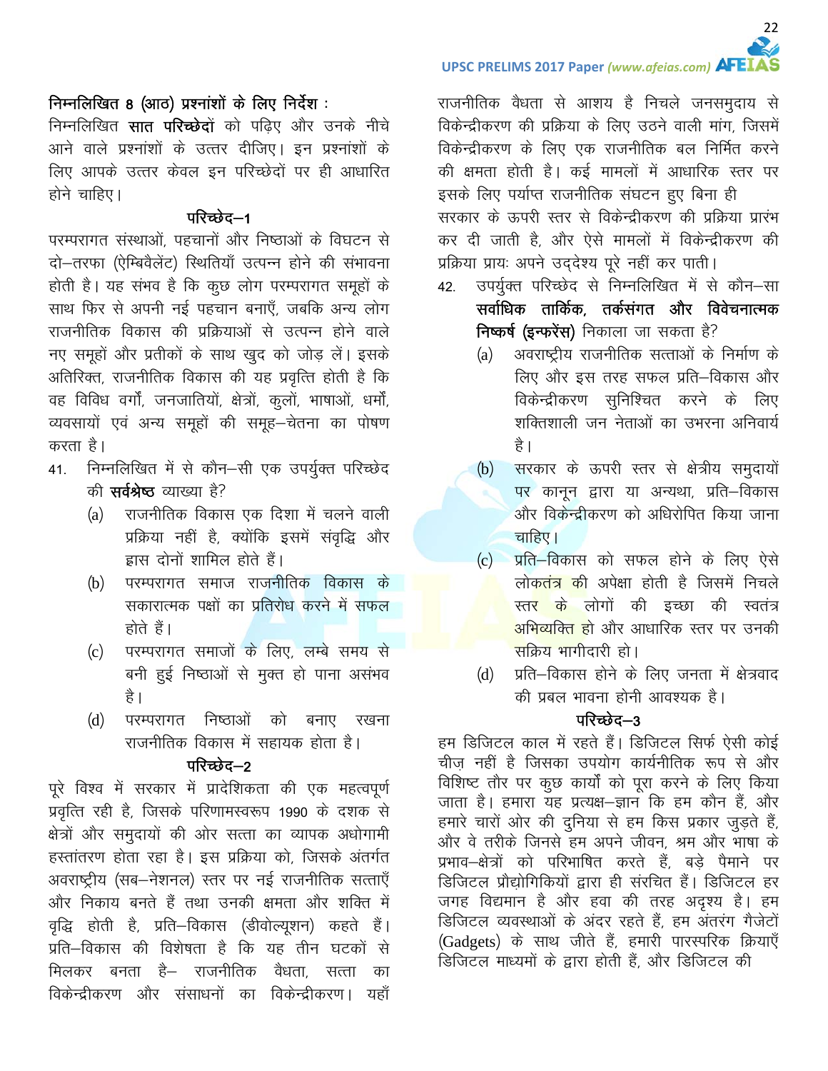**निम्नलिखित 8 (आठ) प्रश्नांशों के लिए निर्देश :**

निम्नलिखित **सात परिच्छेदों** को पढ़िए और उनके नीचे आने वाले प्रश्नांशों के उत्तर दीजिए। इन प्रश्नांशों के लिए आपके उत्तर केवल इन परिच्छेदों पर ही आधारित होने चाहिए।

### परिच्छेद–1

परम्परागत संस्थाओं, पहचानों और निष्ठाओं के विघटन से दो–तरफा (ऐम्बिवैलेंट) स्थितियाँ उत्पन्न होने की संभावना होती है। यह संभव है कि कुछ लोग परम्परागत समूहों के साथ फिर से अपनी नई पहचान बनाएँ, जबकि अन्य लोग राजनीतिक विकास की प्रक्रियाओं से उत्पन्न होने वाले नए समूहों और प्रतीकों के साथ खुद को जोड़ लें। इसके अतिरिक्त, राजनीतिक विकास की यह प्रवृत्ति होती है कि वह विविध वर्गों, जनजातियों, क्षेत्रों, कुलों, भाषाओं, धर्मों, व्यवसायों एवं अन्य समूहों की समूह–चेतना का पोषण करता है।

41. निम्नलिखित में से कौन–सी एक उपर्युक्त परिच्छेद की **सर्वश्रेष्ठ** व्याख्या है?
    - (a) राजनीतिक विकास एक दिशा में चलने वाली प्रक्रिया नहीं है, क्योंकि इसमें संवृद्धि और ह्रास दोनों शामिल होते हैं।
    - (b) परम्परागत समाज राजनीतिक विकास के सकारात्मक पक्षों का प्रतिरोध करने में सफल होते हैं।
    - (c) परम्परागत समाजों के लिए, लम्बे समय से बनी हुई निष्ठाओं से मुक्त हो पाना असंभव है।
    - (d) परम्परागत निष्ठाओं को बनाए रखना राजनीतिक विकास में सहायक होता है।

### परिच्छेद–2

पूरे विश्व में सरकार में प्रादेशिकता की एक महत्वपूर्ण प्रवृत्ति रही है, जिसके परिणामस्वरूप 1990 के दशक से क्षेत्रों और समुदायों की ओर सत्ता का व्यापक अधोगामी हस्तांतरण होता रहा है। इस प्रक्रिया को, जिसके अंतर्गत अवराष्ट्रीय (सब–नेशनल) स्तर पर नई राजनीतिक सत्ताएँ और निकाय बनते हैं तथा उनकी क्षमता और शक्ति में वृद्धि होती है, प्रति–विकास (डीवोल्यूशन) कहते हैं। प्रति–विकास की विशेषता है कि यह तीन घटकों से मिलकर बनता है– राजनीतिक वैधता, सत्ता का विकेन्द्रीकरण और संसाधनों का विकेन्द्रीकरण। यहाँ राजनीतिक वैधता से आशय है निचले जनसमुदाय से विकेन्द्रीकरण की प्रक्रिया के लिए उठने वाली मांग, जिसमें विकेन्द्रीकरण के लिए एक राजनीतिक बल निर्मित करने की क्षमता होती है। कई मामलों में आधारिक स्तर पर इसके लिए पर्याप्त राजनीतिक संघटन हुए बिना ही सरकार के ऊपरी स्तर से विकेन्द्रीकरण की प्रक्रिया प्रारंभ कर दी जाती है, और ऐसे मामलों में विकेन्द्रीकरण की प्रक्रिया प्रायः अपने उद्देश्य पूरे नहीं कर पाती।

42. उपर्युक्त परिच्छेद से निम्नलिखित में से कौन–सा **सर्वाधिक तार्किक, तर्कसंगत और विवेचनात्मक निष्कर्ष (इन्फरेंस)** निकाला जा सकता है?
    - (a) अवराष्ट्रीय राजनीतिक सत्ताओं के निर्माण के लिए और इस तरह सफल प्रति–विकास और विकेन्द्रीकरण सुनिश्चित करने के लिए शक्तिशाली जन नेताओं का उभरना अनिवार्य है।
    - (b) सरकार के ऊपरी स्तर से क्षेत्रीय समुदायों पर कानून द्वारा या अन्यथा, प्रति–विकास और विकेन्द्रीकरण को अधिरोपित किया जाना चाहिए।
    - (c) प्रति–विकास को सफल होने के लिए ऐसे लोकतंत्र की अपेक्षा होती है जिसमें निचले स्तर के लोगों की इच्छा की स्वतंत्र अभिव्यक्ति हो और आधारिक स्तर पर उनकी सक्रिय भागीदारी हो।
    - (d) प्रति–विकास होने के लिए जनता में क्षेत्रवाद की प्रबल भावना होनी आवश्यक है।

### परिच्छेद–3

हम डिजिटल काल में रहते हैं। डिजिटल सिर्फ ऐसी कोई चीज़ नहीं है जिसका उपयोग कार्यनीतिक रूप से और विशिष्ट तौर पर कुछ कार्यों को पूरा करने के लिए किया जाता है। हमारा यह प्रत्यक्ष–ज्ञान कि हम कौन हैं, और हमारे चारों ओर की दुनिया से हम किस प्रकार जुड़ते हैं, और वे तरीके जिनसे हम अपने जीवन, श्रम और भाषा के प्रभाव–क्षेत्रों को परिभाषित करते हैं, बड़े पैमाने पर डिजिटल प्रौद्योगिकियों द्वारा ही संरचित हैं। डिजिटल हर जगह विद्यमान है और हवा की तरह अदृश्य है। हम डिजिटल व्यवस्थाओं के अंदर रहते हैं, हम अंतरंग गैजेटों (Gadgets) के साथ जीते हैं, हमारी पारस्परिक क्रियाएँ डिजिटल माध्यमों के द्वारा होती हैं, और डिजिटल की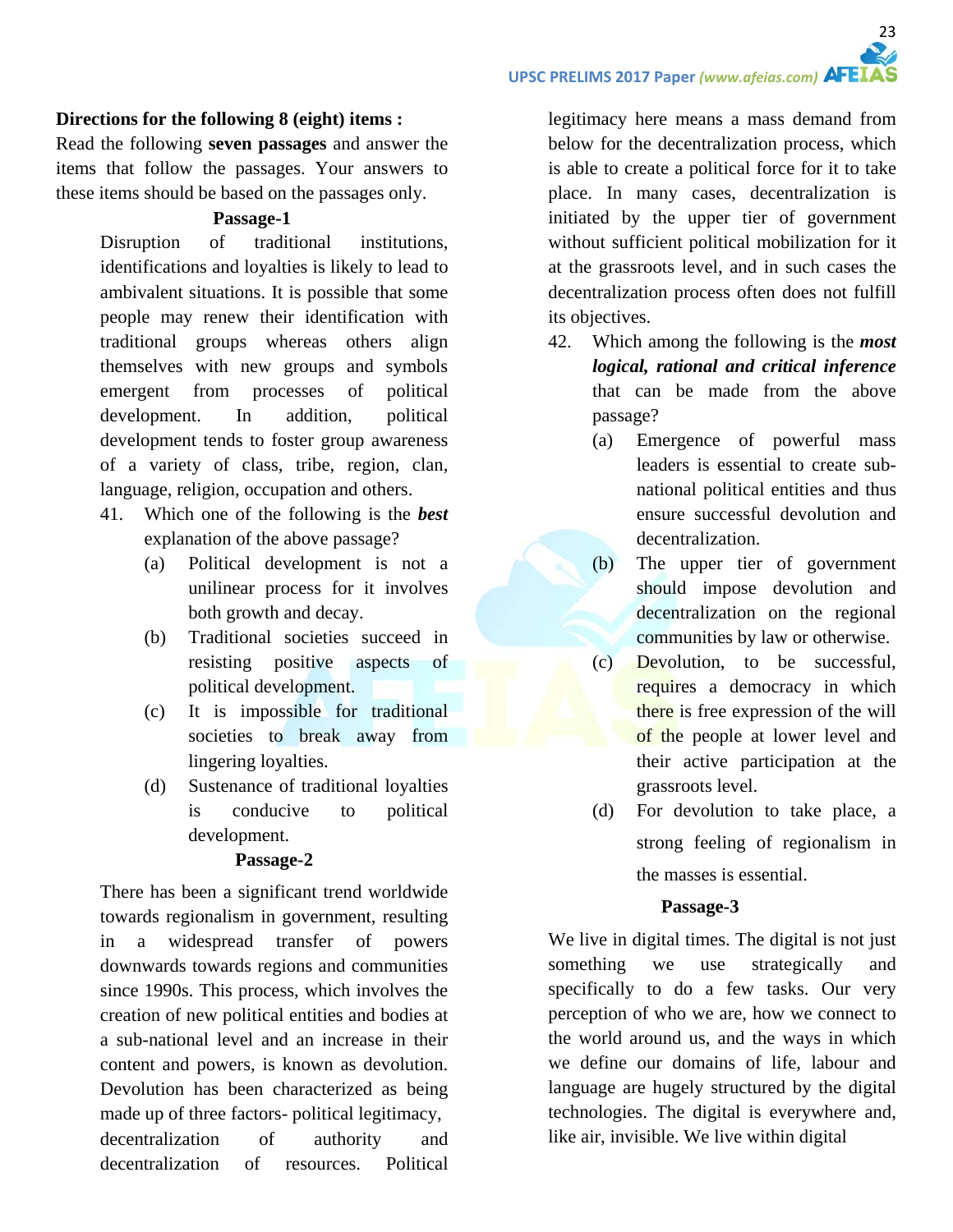**Directions for the following 8 (eight) items :**

Read the following **seven passages** and answer the items that follow the passages. Your answers to these items should be based on the passages only.

**Passage-1**

Disruption of traditional institutions, identifications and loyalties is likely to lead to ambivalent situations. It is possible that some people may renew their identification with traditional groups whereas others align themselves with new groups and symbols emergent from processes of political development. In addition, political development tends to foster group awareness of a variety of class, tribe, region, clan, language, religion, occupation and others.

41. Which one of the following is the ***best*** explanation of the above passage?
    - (a) Political development is not a unilinear process for it involves both growth and decay.
    - (b) Traditional societies succeed in resisting positive aspects of political development.
    - (c) It is impossible for traditional societies to break away from lingering loyalties.
    - (d) Sustenance of traditional loyalties is conducive to political development.

**Passage-2**

There has been a significant trend worldwide towards regionalism in government, resulting in a widespread transfer of powers downwards towards regions and communities since 1990s. This process, which involves the creation of new political entities and bodies at a sub-national level and an increase in their content and powers, is known as devolution. Devolution has been characterized as being made up of three factors- political legitimacy, decentralization of authority and decentralization of resources. Political legitimacy here means a mass demand from below for the decentralization process, which is able to create a political force for it to take place. In many cases, decentralization is initiated by the upper tier of government without sufficient political mobilization for it at the grassroots level, and in such cases the decentralization process often does not fulfill its objectives.

42. Which among the following is the ***most logical, rational and critical inference*** that can be made from the above passage?
    - (a) Emergence of powerful mass leaders is essential to create sub-national political entities and thus ensure successful devolution and decentralization.
    - (b) The upper tier of government should impose devolution and decentralization on the regional communities by law or otherwise.
    - (c) Devolution, to be successful, requires a democracy in which there is free expression of the will of the people at lower level and their active participation at the grassroots level.
    - (d) For devolution to take place, a strong feeling of regionalism in the masses is essential.

**Passage-3**

We live in digital times. The digital is not just something we use strategically and specifically to do a few tasks. Our very perception of who we are, how we connect to the world around us, and the ways in which we define our domains of life, labour and language are hugely structured by the digital technologies. The digital is everywhere and, like air, invisible. We live within digital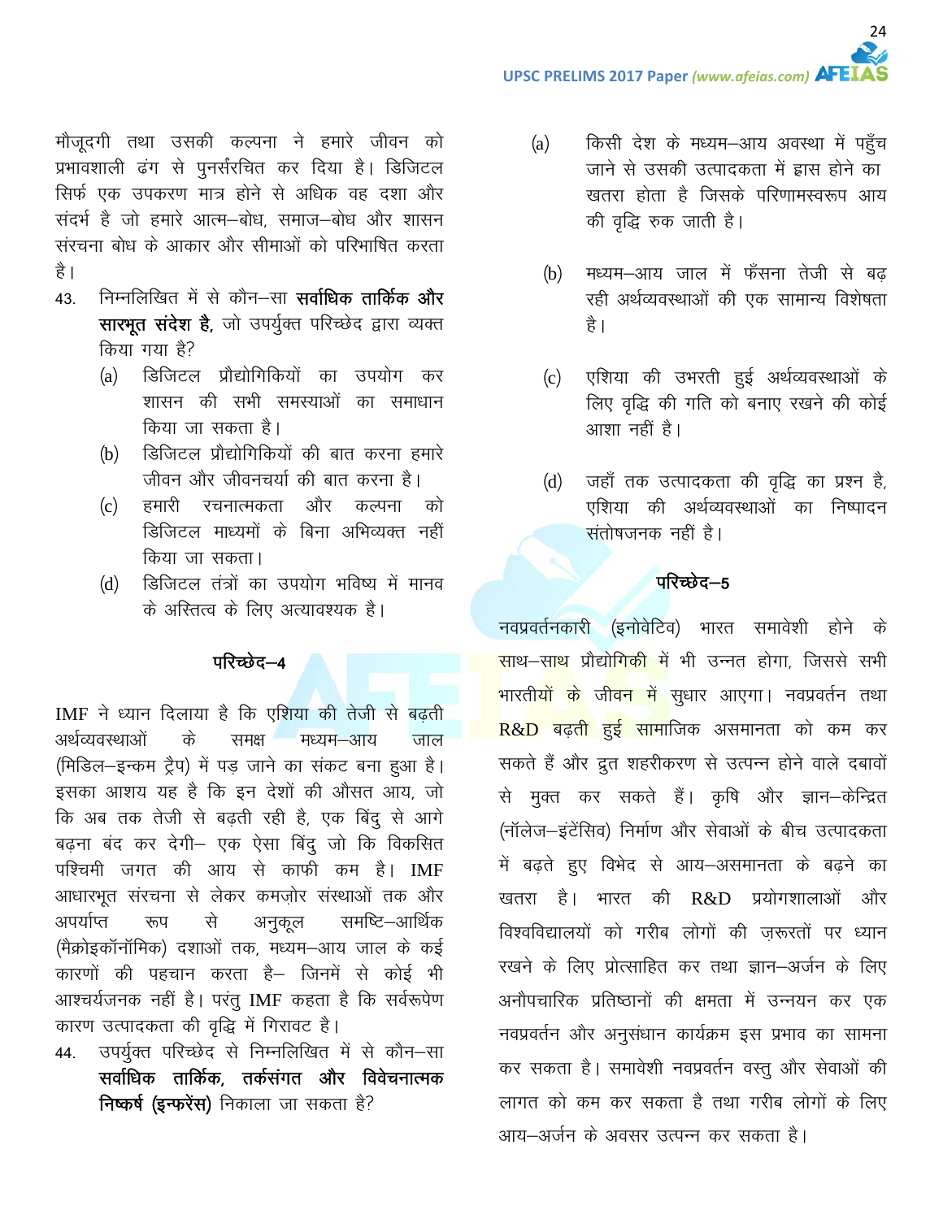मौजूदगी तथा उसकी कल्पना ने हमारे जीवन को प्रभावशाली ढंग से पुनर्संरचित कर दिया है। डिजिटल सिर्फ एक उपकरण मात्र होने से अधिक वह दशा और संदर्भ है जो हमारे आत्म–बोध, समाज–बोध और शासन संरचना बोध के आकार और सीमाओं को परिभाषित करता है।

43. निम्नलिखित में से कौन–सा **सर्वाधिक तार्किक और सारभूत संदेश है,** जो उपर्युक्त परिच्छेद द्वारा व्यक्त किया गया है?
    (a) डिजिटल प्रौद्योगिकियों का उपयोग कर शासन की सभी समस्याओं का समाधान किया जा सकता है।
    (b) डिजिटल प्रौद्योगिकियों की बात करना हमारे जीवन और जीवनचर्या की बात करना है।
    (c) हमारी रचनात्मकता और कल्पना को डिजिटल माध्यमों के बिना अभिव्यक्त नहीं किया जा सकता।
    (d) डिजिटल तंत्रों का उपयोग भविष्य में मानव के अस्तित्व के लिए अत्यावश्यक है।

## परिच्छेद–4

IMF ने ध्यान दिलाया है कि एशिया की तेजी से बढ़ती अर्थव्यवस्थाओं के समक्ष मध्यम–आय जाल (मिडिल–इन्कम ट्रैप) में पड़ जाने का संकट बना हुआ है। इसका आशय यह है कि इन देशों की औसत आय, जो कि अब तक तेजी से बढ़ती रही है, एक बिंदु से आगे बढ़ना बंद कर देगी– एक ऐसा बिंदु जो कि विकसित पश्चिमी जगत की आय से काफी कम है। IMF आधारभूत संरचना से लेकर कमज़ोर संस्थाओं तक और अपर्याप्त रूप से अनुकूल समष्टि–आर्थिक (मैक्रोइकॉनॉमिक) दशाओं तक, मध्यम–आय जाल के कई कारणों की पहचान करता है– जिनमें से कोई भी आश्चर्यजनक नहीं है। परंतु IMF कहता है कि सर्वरूपेण कारण उत्पादकता की वृद्धि में गिरावट है।

44. उपर्युक्त परिच्छेद से निम्नलिखित में से कौन–सा **सर्वाधिक तार्किक, तर्कसंगत और विवेचनात्मक निष्कर्ष (इन्फरेंस)** निकाला जा सकता है?
    (a) किसी देश के मध्यम–आय अवस्था में पहुँच जाने से उसकी उत्पादकता में ह्रास होने का खतरा होता है जिसके परिणामस्वरूप आय की वृद्धि रुक जाती है।
    (b) मध्यम–आय जाल में फँसना तेजी से बढ़ रही अर्थव्यवस्थाओं की एक सामान्य विशेषता है।
    (c) एशिया की उभरती हुई अर्थव्यवस्थाओं के लिए वृद्धि की गति को बनाए रखने की कोई आशा नहीं है।
    (d) जहाँ तक उत्पादकता की वृद्धि का प्रश्न है, एशिया की अर्थव्यवस्थाओं का निष्पादन संतोषजनक नहीं है।

## परिच्छेद–5

नवप्रवर्तनकारी (इनोवेटिव) भारत समावेशी होने के साथ–साथ प्रौद्योगिकी में भी उन्नत होगा, जिससे सभी भारतीयों के जीवन में सुधार आएगा। नवप्रवर्तन तथा R&D बढ़ती हुई सामाजिक असमानता को कम कर सकते हैं और द्रुत शहरीकरण से उत्पन्न होने वाले दबावों से मुक्त कर सकते हैं। कृषि और ज्ञान–केन्द्रित (नॉलेज–इंटेंसिव) निर्माण और सेवाओं के बीच उत्पादकता में बढ़ते हुए विभेद से आय–असमानता के बढ़ने का खतरा है। भारत की R&D प्रयोगशालाओं और विश्वविद्यालयों को गरीब लोगों की ज़रूरतों पर ध्यान रखने के लिए प्रोत्साहित कर तथा ज्ञान–अर्जन के लिए अनौपचारिक प्रतिष्ठानों की क्षमता में उन्नयन कर एक नवप्रवर्तन और अनुसंधान कार्यक्रम इस प्रभाव का सामना कर सकता है। समावेशी नवप्रवर्तन वस्तु और सेवाओं की लागत को कम कर सकता है तथा गरीब लोगों के लिए आय–अर्जन के अवसर उत्पन्न कर सकता है।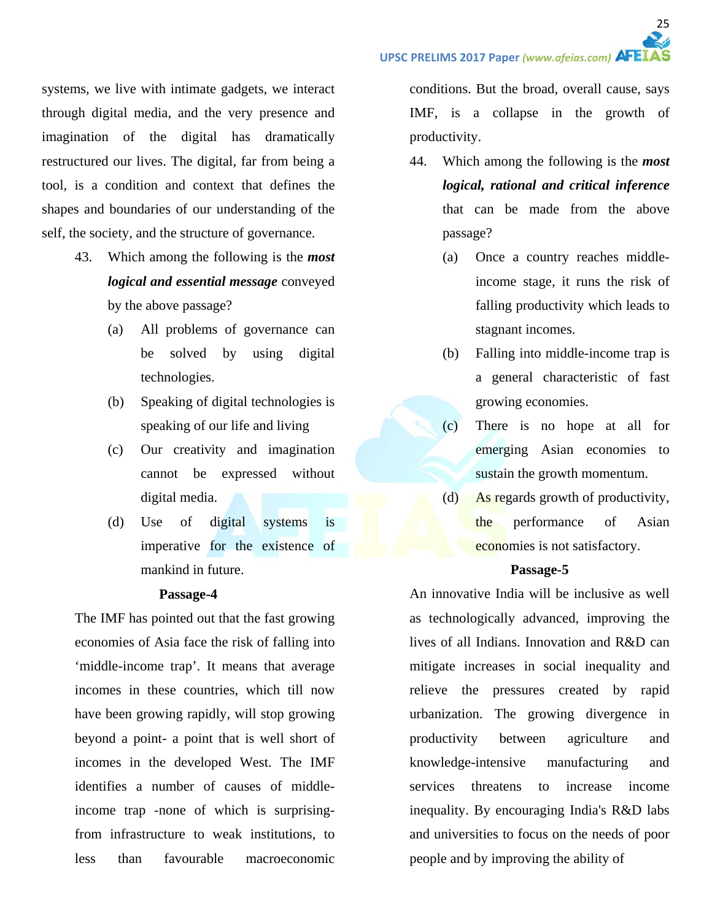systems, we live with intimate gadgets, we interact through digital media, and the very presence and imagination of the digital has dramatically restructured our lives. The digital, far from being a tool, is a condition and context that defines the shapes and boundaries of our understanding of the self, the society, and the structure of governance.

43. Which among the following is the ***most logical and essential message*** conveyed by the above passage?

    (a) All problems of governance can be solved by using digital technologies.

    (b) Speaking of digital technologies is speaking of our life and living

    (c) Our creativity and imagination cannot be expressed without digital media.

    (d) Use of digital systems is imperative for the existence of mankind in future.

**Passage-4**

The IMF has pointed out that the fast growing economies of Asia face the risk of falling into 'middle-income trap'. It means that average incomes in these countries, which till now have been growing rapidly, will stop growing beyond a point- a point that is well short of incomes in the developed West. The IMF identifies a number of causes of middle-income trap -none of which is surprising- from infrastructure to weak institutions, to less than favourable macroeconomic conditions. But the broad, overall cause, says IMF, is a collapse in the growth of productivity.

44. Which among the following is the ***most logical, rational and critical inference*** that can be made from the above passage?

    (a) Once a country reaches middle-income stage, it runs the risk of falling productivity which leads to stagnant incomes.

    (b) Falling into middle-income trap is a general characteristic of fast growing economies.

    (c) There is no hope at all for emerging Asian economies to sustain the growth momentum.

    (d) As regards growth of productivity, the performance of Asian economies is not satisfactory.

**Passage-5**

An innovative India will be inclusive as well as technologically advanced, improving the lives of all Indians. Innovation and R&D can mitigate increases in social inequality and relieve the pressures created by rapid urbanization. The growing divergence in productivity between agriculture and knowledge-intensive manufacturing and services threatens to increase income inequality. By encouraging India's R&D labs and universities to focus on the needs of poor people and by improving the ability of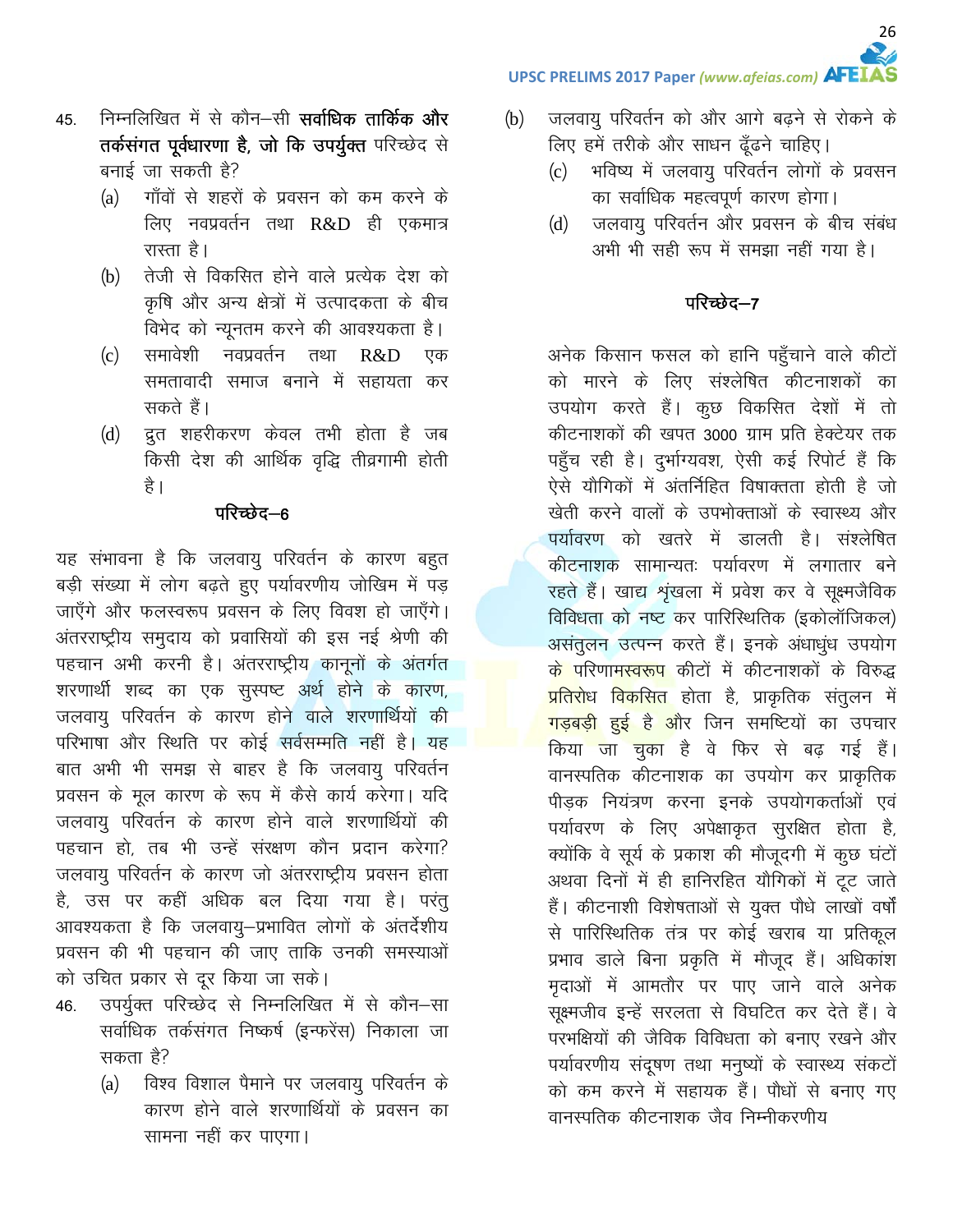45. निम्नलिखित में से कौन–सी **सर्वाधिक तार्किक और तर्कसंगत पूर्वधारणा है, जो कि उपर्युक्त** परिच्छेद से बनाई जा सकती है?

   (a) गाँवों से शहरों के प्रवसन को कम करने के लिए नवप्रवर्तन तथा R&D ही एकमात्र रास्ता है।

   (b) तेजी से विकसित होने वाले प्रत्येक देश को कृषि और अन्य क्षेत्रों में उत्पादकता के बीच विभेद को न्यूनतम करने की आवश्यकता है।

   (c) समावेशी नवप्रवर्तन तथा R&D एक समतावादी समाज बनाने में सहायता कर सकते हैं।

   (d) द्रुत शहरीकरण केवल तभी होता है जब किसी देश की आर्थिक वृद्धि तीव्रगामी होती है।

## परिच्छेद–6

यह संभावना है कि जलवायु परिवर्तन के कारण बहुत बड़ी संख्या में लोग बढ़ते हुए पर्यावरणीय जोखिम में पड़ जाएँगे और फलस्वरूप प्रवसन के लिए विवश हो जाएँगे। अंतरराष्ट्रीय समुदाय को प्रवासियों की इस नई श्रेणी की पहचान अभी करनी है। अंतरराष्ट्रीय कानूनों के अंतर्गत शरणार्थी शब्द का एक सुस्पष्ट अर्थ होने के कारण, जलवायु परिवर्तन के कारण होने वाले शरणार्थियों की परिभाषा और स्थिति पर कोई सर्वसम्मति नहीं है। यह बात अभी भी समझ से बाहर है कि जलवायु परिवर्तन प्रवसन के मूल कारण के रूप में कैसे कार्य करेगा। यदि जलवायु परिवर्तन के कारण होने वाले शरणार्थियों की पहचान हो, तब भी उन्हें संरक्षण कौन प्रदान करेगा? जलवायु परिवर्तन के कारण जो अंतरराष्ट्रीय प्रवसन होता है, उस पर कहीं अधिक बल दिया गया है। परंतु आवश्यकता है कि जलवायु–प्रभावित लोगों के अंतर्देशीय प्रवसन की भी पहचान की जाए ताकि उनकी समस्याओं को उचित प्रकार से दूर किया जा सके।

46. उपर्युक्त परिच्छेद से निम्नलिखित में से कौन–सा सर्वाधिक तर्कसंगत निष्कर्ष (इन्फरेंस) निकाला जा सकता है?

   (a) विश्व विशाल पैमाने पर जलवायु परिवर्तन के कारण होने वाले शरणार्थियों के प्रवसन का सामना नहीं कर पाएगा।

   (b) जलवायु परिवर्तन को और आगे बढ़ने से रोकने के लिए हमें तरीके और साधन ढूँढने चाहिए।

   (c) भविष्य में जलवायु परिवर्तन लोगों के प्रवसन का सर्वाधिक महत्वपूर्ण कारण होगा।

   (d) जलवायु परिवर्तन और प्रवसन के बीच संबंध अभी भी सही रूप में समझा नहीं गया है।

## परिच्छेद–7

अनेक किसान फसल को हानि पहुँचाने वाले कीटों को मारने के लिए संश्लेषित कीटनाशकों का उपयोग करते हैं। कुछ विकसित देशों में तो कीटनाशकों की खपत 3000 ग्राम प्रति हेक्टेयर तक पहुँच रही है। दुर्भाग्यवश, ऐसी कई रिपोर्ट हैं कि ऐसे यौगिकों में अंतर्निहित विषाक्तता होती है जो खेती करने वालों के उपभोक्ताओं के स्वास्थ्य और पर्यावरण को खतरे में डालती है। संश्लेषित कीटनाशक सामान्यतः पर्यावरण में लगातार बने रहते हैं। खाद्य श्रृंखला में प्रवेश कर वे सूक्ष्मजैविक विविधता को नष्ट कर पारिस्थितिक (इकोलॉजिकल) असंतुलन उत्पन्न करते हैं। इनके अंधाधुंध उपयोग के परिणामस्वरूप कीटों में कीटनाशकों के विरुद्ध प्रतिरोध विकसित होता है, प्राकृतिक संतुलन में गड़बड़ी हुई है और जिन समष्टियों का उपचार किया जा चुका है वे फिर से बढ़ गई हैं। वानस्पतिक कीटनाशक का उपयोग कर प्राकृतिक पीड़क नियंत्रण करना इनके उपयोगकर्ताओं एवं पर्यावरण के लिए अपेक्षाकृत सुरक्षित होता है, क्योंकि वे सूर्य के प्रकाश की मौजूदगी में कुछ घंटों अथवा दिनों में ही हानिरहित यौगिकों में टूट जाते हैं। कीटनाशी विशेषताओं से युक्त पौधे लाखों वर्षों से पारिस्थितिक तंत्र पर कोई खराब या प्रतिकूल प्रभाव डाले बिना प्रकृति में मौजूद हैं। अधिकांश मृदाओं में आमतौर पर पाए जाने वाले अनेक सूक्ष्मजीव इन्हें सरलता से विघटित कर देते हैं। वे परभक्षियों की जैविक विविधता को बनाए रखने और पर्यावरणीय संदूषण तथा मनुष्यों के स्वास्थ्य संकटों को कम करने में सहायक हैं। पौधों से बनाए गए वानस्पतिक कीटनाशक जैव निम्नीकरणीय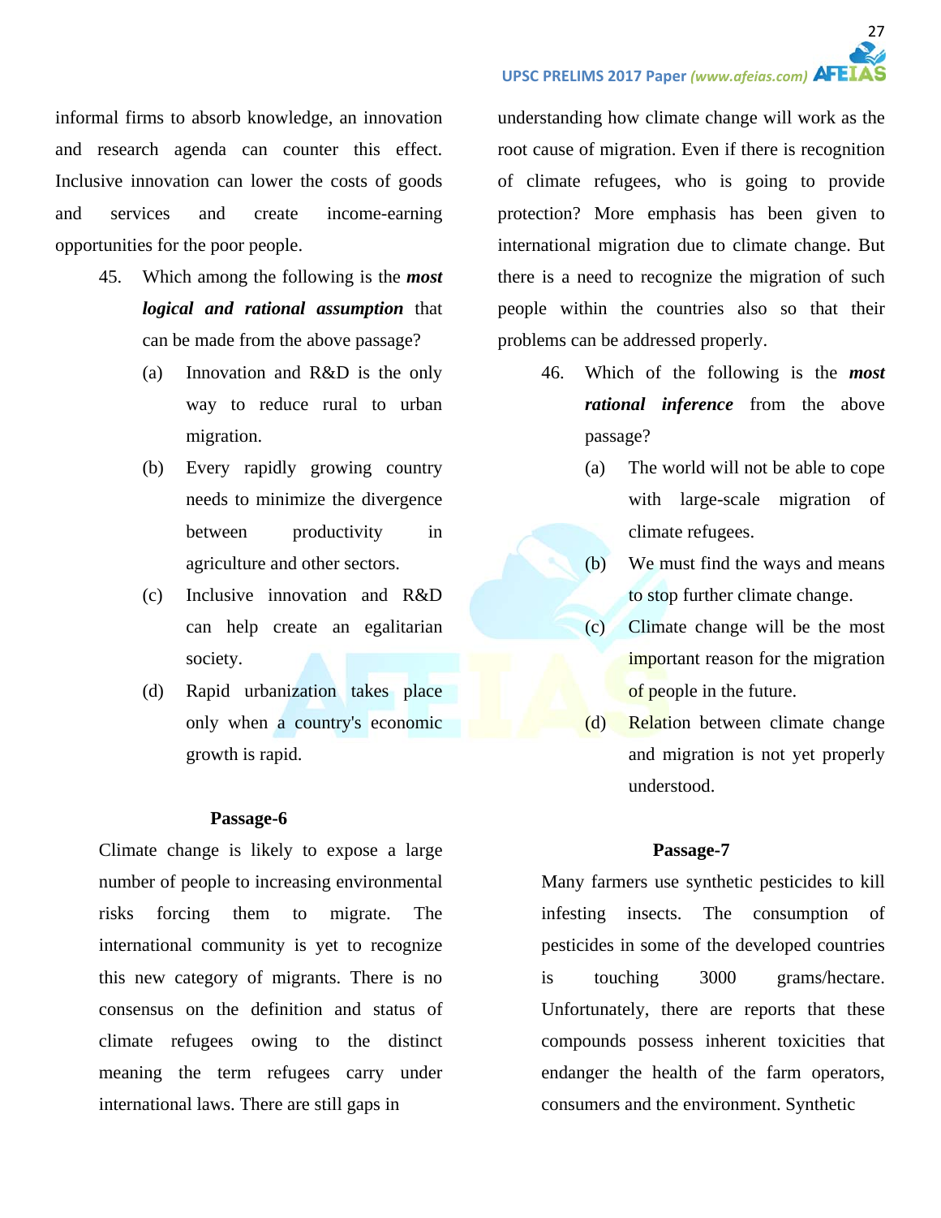informal firms to absorb knowledge, an innovation and research agenda can counter this effect. Inclusive innovation can lower the costs of goods and services and create income-earning opportunities for the poor people.

45. Which among the following is the ***most logical and rational assumption*** that can be made from the above passage?
   (a) Innovation and R&D is the only way to reduce rural to urban migration.
   (b) Every rapidly growing country needs to minimize the divergence between productivity in agriculture and other sectors.
   (c) Inclusive innovation and R&D can help create an egalitarian society.
   (d) Rapid urbanization takes place only when a country's economic growth is rapid.

**Passage-6**

Climate change is likely to expose a large number of people to increasing environmental risks forcing them to migrate. The international community is yet to recognize this new category of migrants. There is no consensus on the definition and status of climate refugees owing to the distinct meaning the term refugees carry under international laws. There are still gaps in understanding how climate change will work as the root cause of migration. Even if there is recognition of climate refugees, who is going to provide protection? More emphasis has been given to international migration due to climate change. But there is a need to recognize the migration of such people within the countries also so that their problems can be addressed properly.

46. Which of the following is the ***most rational inference*** from the above passage?
   (a) The world will not be able to cope with large-scale migration of climate refugees.
   (b) We must find the ways and means to stop further climate change.
   (c) Climate change will be the most important reason for the migration of people in the future.
   (d) Relation between climate change and migration is not yet properly understood.

**Passage-7**

Many farmers use synthetic pesticides to kill infesting insects. The consumption of pesticides in some of the developed countries is touching 3000 grams/hectare. Unfortunately, there are reports that these compounds possess inherent toxicities that endanger the health of the farm operators, consumers and the environment. Synthetic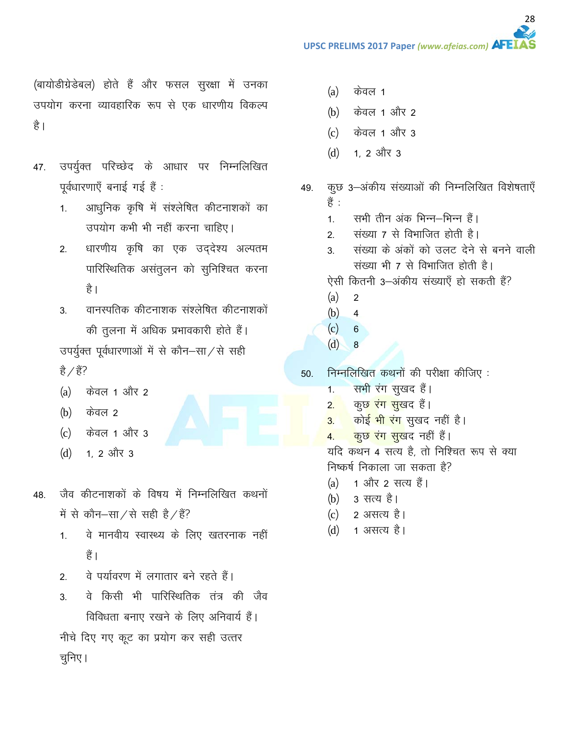(बायोडीग्रेडेबल) होते हैं और फसल सुरक्षा में उनका उपयोग करना व्यावहारिक रूप से एक धारणीय विकल्प है।

47. उपर्युक्त परिच्छेद के आधार पर निम्नलिखित पूर्वधारणाएँ बनाई गई हैं :

 1. आधुनिक कृषि में संश्लेषित कीटनाशकों का उपयोग कभी भी नहीं करना चाहिए।
 2. धारणीय कृषि का एक उद्देश्य अल्पतम पारिस्थितिक असंतुलन को सुनिश्चित करना है।
 3. वानस्पतिक कीटनाशक संश्लेषित कीटनाशकों की तुलना में अधिक प्रभावकारी होते हैं।

 उपर्युक्त पूर्वधारणाओं में से कौन–सा/से सही है/हैं?

 (a) केवल 1 और 2
 (b) केवल 2
 (c) केवल 1 और 3
 (d) 1, 2 और 3

48. जैव कीटनाशकों के विषय में निम्नलिखित कथनों में से कौन–सा/से सही है/हैं?

 1. वे मानवीय स्वास्थ्य के लिए खतरनाक नहीं हैं।
 2. वे पर्यावरण में लगातार बने रहते हैं।
 3. वे किसी भी पारिस्थितिक तंत्र की जैव विविधता बनाए रखने के लिए अनिवार्य हैं।

 नीचे दिए गए कूट का प्रयोग कर सही उत्तर चुनिए।

 (a) केवल 1
 (b) केवल 1 और 2
 (c) केवल 1 और 3
 (d) 1, 2 और 3

49. कुछ 3–अंकीय संख्याओं की निम्नलिखित विशेषताएँ हैं :

 1. सभी तीन अंक भिन्न–भिन्न हैं।
 2. संख्या 7 से विभाजित होती है।
 3. संख्या के अंकों को उलट देने से बनने वाली संख्या भी 7 से विभाजित होती है।

 ऐसी कितनी 3–अंकीय संख्याएँ हो सकती हैं?

 (a) 2
 (b) 4
 (c) 6
 (d) 8

50. निम्नलिखित कथनों की परीक्षा कीजिए :

 1. सभी रंग सुखद हैं।
 2. कुछ रंग सुखद हैं।
 3. कोई भी रंग सुखद नहीं है।
 4. कुछ रंग सुखद नहीं हैं।

 यदि कथन 4 सत्य है, तो निश्चित रूप से क्या निष्कर्ष निकाला जा सकता है?

 (a) 1 और 2 सत्य हैं।
 (b) 3 सत्य है।
 (c) 2 असत्य है।
 (d) 1 असत्य है।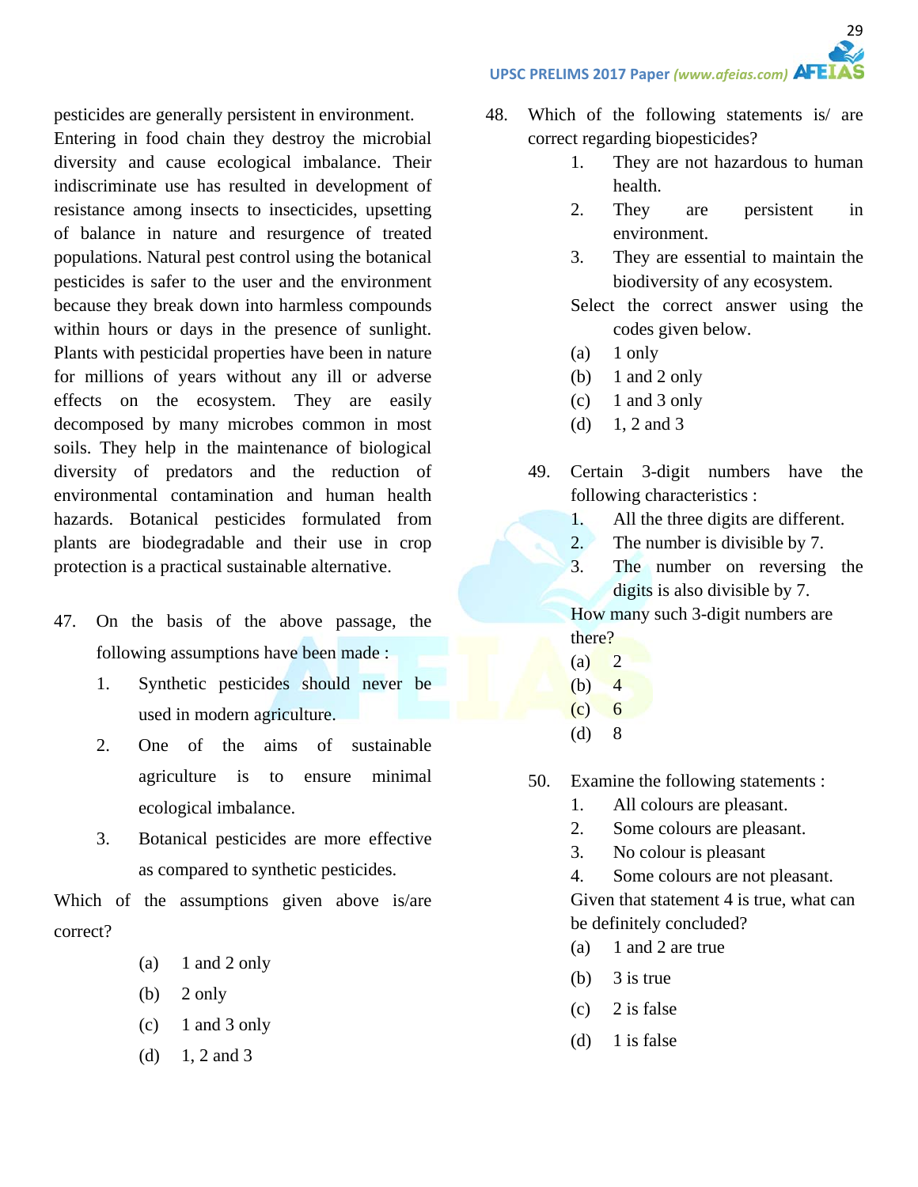pesticides are generally persistent in environment. Entering in food chain they destroy the microbial diversity and cause ecological imbalance. Their indiscriminate use has resulted in development of resistance among insects to insecticides, upsetting of balance in nature and resurgence of treated populations. Natural pest control using the botanical pesticides is safer to the user and the environment because they break down into harmless compounds within hours or days in the presence of sunlight. Plants with pesticidal properties have been in nature for millions of years without any ill or adverse effects on the ecosystem. They are easily decomposed by many microbes common in most soils. They help in the maintenance of biological diversity of predators and the reduction of environmental contamination and human health hazards. Botanical pesticides formulated from plants are biodegradable and their use in crop protection is a practical sustainable alternative.

47. On the basis of the above passage, the following assumptions have been made :
    1. Synthetic pesticides should never be used in modern agriculture.
    2. One of the aims of sustainable agriculture is to ensure minimal ecological imbalance.
    3. Botanical pesticides are more effective as compared to synthetic pesticides.

Which of the assumptions given above is/are correct?

(a) 1 and 2 only
(b) 2 only
(c) 1 and 3 only
(d) 1, 2 and 3

48. Which of the following statements is/ are correct regarding biopesticides?
    1. They are not hazardous to human health.
    2. They are persistent in environment.
    3. They are essential to maintain the biodiversity of any ecosystem.

    Select the correct answer using the codes given below.

    (a) 1 only
    (b) 1 and 2 only
    (c) 1 and 3 only
    (d) 1, 2 and 3

49. Certain 3-digit numbers have the following characteristics :
    1. All the three digits are different.
    2. The number is divisible by 7.
    3. The number on reversing the digits is also divisible by 7.

    How many such 3-digit numbers are there?

    (a) 2
    (b) 4
    (c) 6
    (d) 8

50. Examine the following statements :
    1. All colours are pleasant.
    2. Some colours are pleasant.
    3. No colour is pleasant
    4. Some colours are not pleasant.

    Given that statement 4 is true, what can be definitely concluded?

    (a) 1 and 2 are true
    (b) 3 is true
    (c) 2 is false
    (d) 1 is false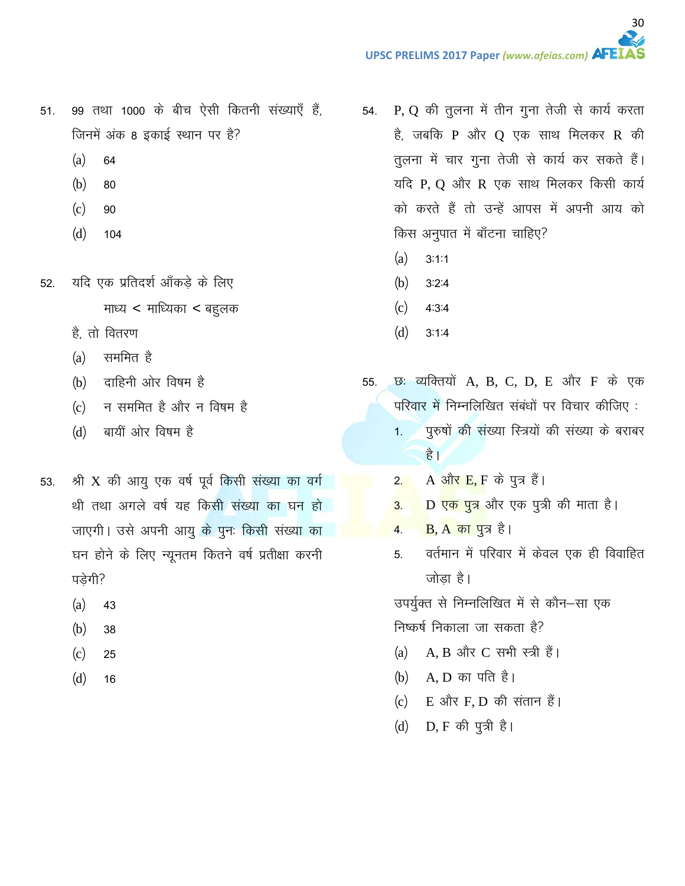51. 99 तथा 1000 के बीच ऐसी कितनी संख्याएँ हैं, जिनमें अंक 8 इकाई स्थान पर है?

    (a) 64

    (b) 80

    (c) 90

    (d) 104

52. यदि एक प्रतिदर्श आँकड़े के लिए

    माध्य < माध्यिका < बहुलक

    है, तो वितरण

    (a) सममित है

    (b) दाहिनी ओर विषम है

    (c) न सममित है और न विषम है

    (d) बायीं ओर विषम है

53. श्री X की आयु एक वर्ष पूर्व किसी संख्या का वर्ग थी तथा अगले वर्ष यह किसी संख्या का घन हो जाएगी। उसे अपनी आयु के पुनः किसी संख्या का घन होने के लिए न्यूनतम कितने वर्ष प्रतीक्षा करनी पड़ेगी?

    (a) 43

    (b) 38

    (c) 25

    (d) 16

54. P, Q की तुलना में तीन गुना तेजी से कार्य करता है, जबकि P और Q एक साथ मिलकर R की तुलना में चार गुना तेजी से कार्य कर सकते हैं। यदि P, Q और R एक साथ मिलकर किसी कार्य को करते हैं तो उन्हें आपस में अपनी आय को किस अनुपात में बाँटना चाहिए?

    (a) 3:1:1

    (b) 3:2:4

    (c) 4:3:4

    (d) 3:1:4

55. छः व्यक्तियों A, B, C, D, E और F के एक परिवार में निम्नलिखित संबंधों पर विचार कीजिए :

    1. पुरुषों की संख्या स्त्रियों की संख्या के बराबर है।
    2. A और E, F के पुत्र हैं।
    3. D एक पुत्र और एक पुत्री की माता है।
    4. B, A का पुत्र है।
    5. वर्तमान में परिवार में केवल एक ही विवाहित जोड़ा है।

    उपर्युक्त से निम्नलिखित में से कौन–सा एक निष्कर्ष निकाला जा सकता है?

    (a) A, B और C सभी स्त्री हैं।

    (b) A, D का पति है।

    (c) E और F, D की संतान हैं।

    (d) D, F की पुत्री है।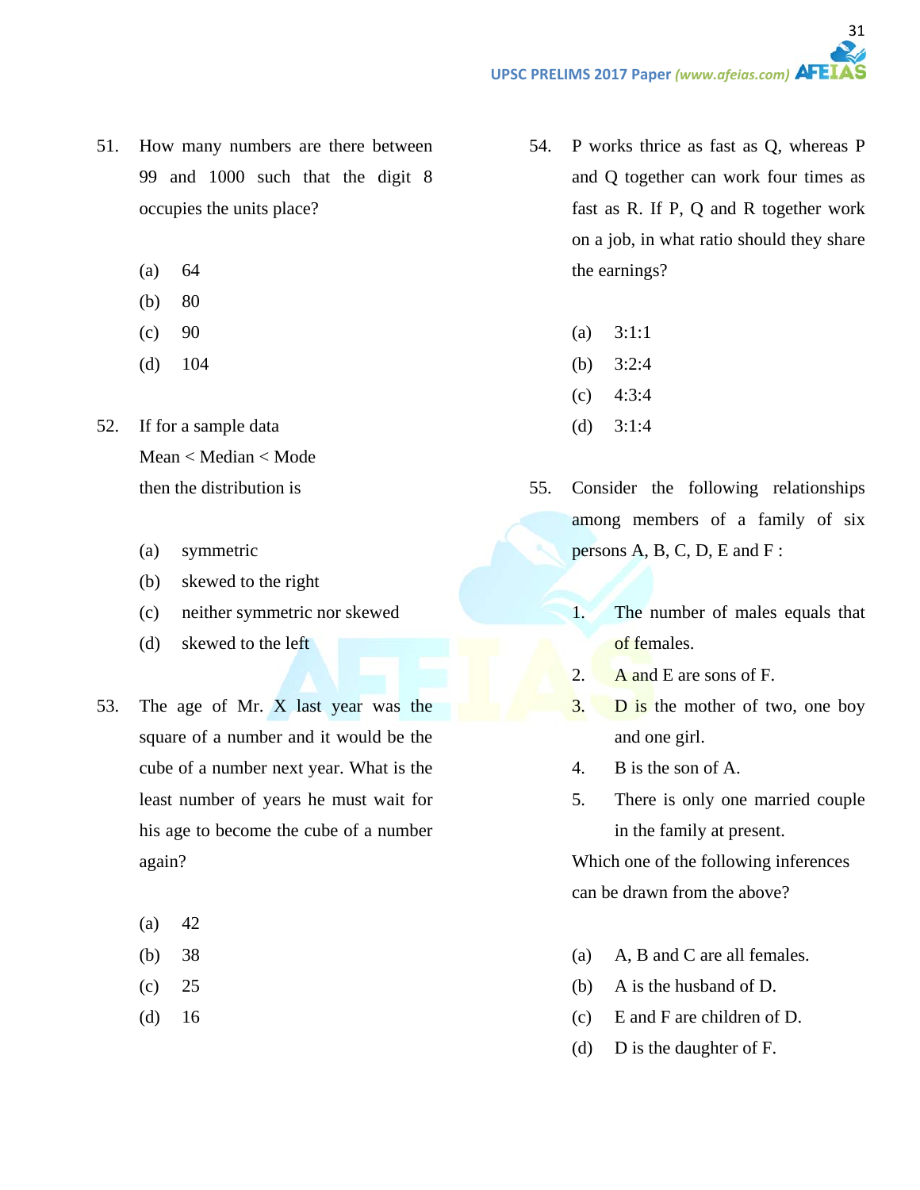51. How many numbers are there between 99 and 1000 such that the digit 8 occupies the units place?

    (a) 64
    (b) 80
    (c) 90
    (d) 104

52. If for a sample data
    Mean < Median < Mode
    then the distribution is

    (a) symmetric
    (b) skewed to the right
    (c) neither symmetric nor skewed
    (d) skewed to the left

53. The age of Mr. X last year was the square of a number and it would be the cube of a number next year. What is the least number of years he must wait for his age to become the cube of a number again?

    (a) 42
    (b) 38
    (c) 25
    (d) 16

54. P works thrice as fast as Q, whereas P and Q together can work four times as fast as R. If P, Q and R together work on a job, in what ratio should they share the earnings?

    (a) 3:1:1
    (b) 3:2:4
    (c) 4:3:4
    (d) 3:1:4

55. Consider the following relationships among members of a family of six persons A, B, C, D, E and F :

    1. The number of males equals that of females.
    2. A and E are sons of F.
    3. D is the mother of two, one boy and one girl.
    4. B is the son of A.
    5. There is only one married couple in the family at present.

    Which one of the following inferences can be drawn from the above?

    (a) A, B and C are all females.
    (b) A is the husband of D.
    (c) E and F are children of D.
    (d) D is the daughter of F.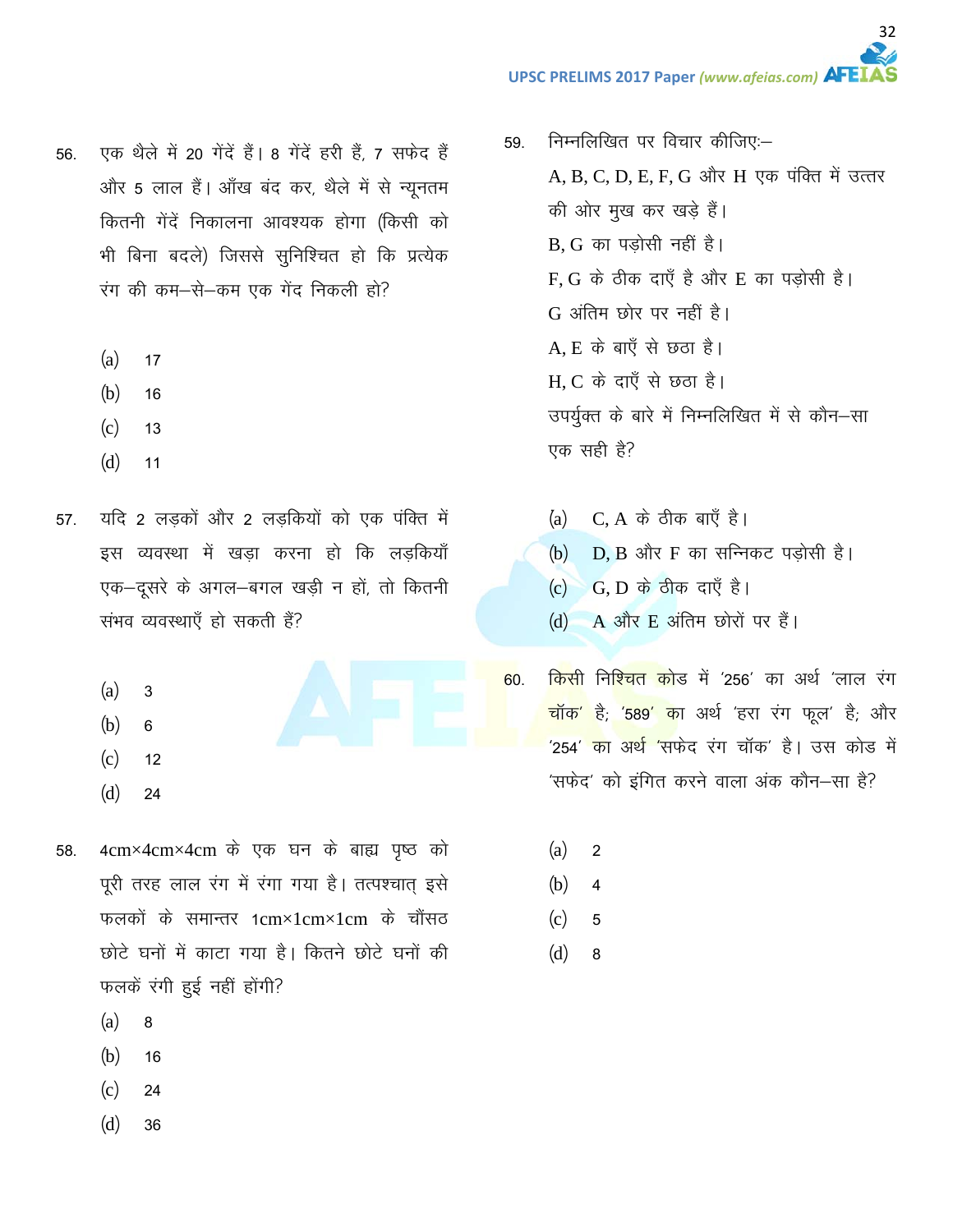56. एक थैले में 20 गेंदें हैं। 8 गेंदें हरी हैं, 7 सफेद हैं और 5 लाल हैं। आँख बंद कर, थैले में से न्यूनतम कितनी गेंदें निकालना आवश्यक होगा (किसी को भी बिना बदले) जिससे सुनिश्चित हो कि प्रत्येक रंग की कम–से–कम एक गेंद निकली हो?

(a) 17

(b) 16

(c) 13

(d) 11

57. यदि 2 लड़कों और 2 लड़कियों को एक पंक्ति में इस व्यवस्था में खड़ा करना हो कि लड़कियाँ एक–दूसरे के अगल–बगल खड़ी न हों, तो कितनी संभव व्यवस्थाएँ हो सकती हैं?

(a) 3

(b) 6

(c) 12

(d) 24

58. 4cm×4cm×4cm के एक घन के बाह्य पृष्ठ को पूरी तरह लाल रंग में रंगा गया है। तत्पश्चात् इसे फलकों के समान्तर 1cm×1cm×1cm के चौंसठ छोटे घनों में काटा गया है। कितने छोटे घनों की फलकें रंगी हुई नहीं होंगी?

(a) 8

(b) 16

(c) 24

(d) 36

59. निम्नलिखित पर विचार कीजिए:–

A, B, C, D, E, F, G और H एक पंक्ति में उत्तर की ओर मुख कर खड़े हैं।

B, G का पड़ोसी नहीं है।

F, G के ठीक दाएँ है और E का पड़ोसी है।

G अंतिम छोर पर नहीं है।

A, E के बाएँ से छठा है।

H, C के दाएँ से छठा है।

उपर्युक्त के बारे में निम्नलिखित में से कौन–सा एक सही है?

(a) C, A के ठीक बाएँ है।

(b) D, B और F का सन्निकट पड़ोसी है।

(c) G, D के ठीक दाएँ है।

(d) A और E अंतिम छोरों पर हैं।

60. किसी निश्चित कोड में '256' का अर्थ 'लाल रंग चॉक' है; '589' का अर्थ 'हरा रंग फूल' है; और '254' का अर्थ 'सफेद रंग चॉक' है। उस कोड में 'सफेद' को इंगित करने वाला अंक कौन–सा है?

(a) 2

(b) 4

(c) 5

(d) 8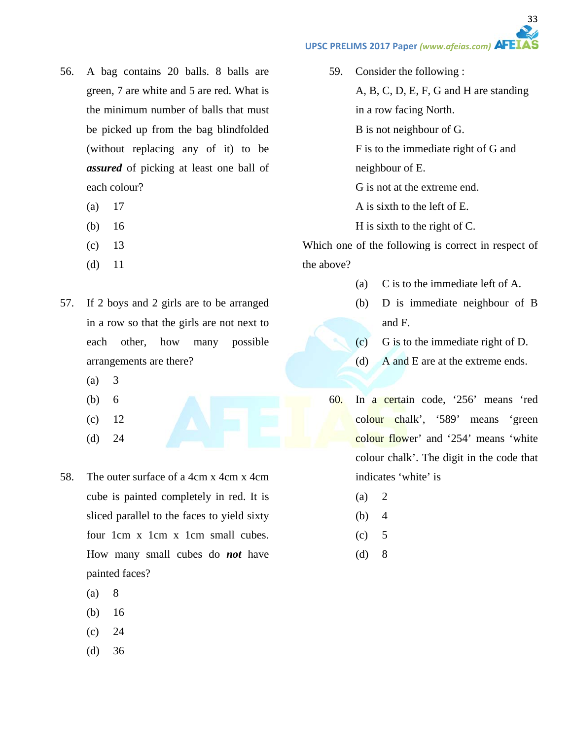56. A bag contains 20 balls. 8 balls are green, 7 are white and 5 are red. What is the minimum number of balls that must be picked up from the bag blindfolded (without replacing any of it) to be ***assured*** of picking at least one ball of each colour?

    (a) 17
    
    (b) 16
    
    (c) 13
    
    (d) 11

57. If 2 boys and 2 girls are to be arranged in a row so that the girls are not next to each other, how many possible arrangements are there?

    (a) 3
    
    (b) 6
    
    (c) 12
    
    (d) 24

58. The outer surface of a 4cm x 4cm x 4cm cube is painted completely in red. It is sliced parallel to the faces to yield sixty four 1cm x 1cm x 1cm small cubes. How many small cubes do ***not*** have painted faces?

    (a) 8
    
    (b) 16
    
    (c) 24
    
    (d) 36

59. Consider the following :

    A, B, C, D, E, F, G and H are standing in a row facing North.
    
    B is not neighbour of G.
    
    F is to the immediate right of G and neighbour of E.
    
    G is not at the extreme end.
    
    A is sixth to the left of E.
    
    H is sixth to the right of C.

Which one of the following is correct in respect of the above?

    (a) C is to the immediate left of A.
    
    (b) D is immediate neighbour of B and F.
    
    (c) G is to the immediate right of D.
    
    (d) A and E are at the extreme ends.

60. In a certain code, '256' means 'red colour chalk', '589' means 'green colour flower' and '254' means 'white colour chalk'. The digit in the code that indicates 'white' is

    (a) 2
    
    (b) 4
    
    (c) 5
    
    (d) 8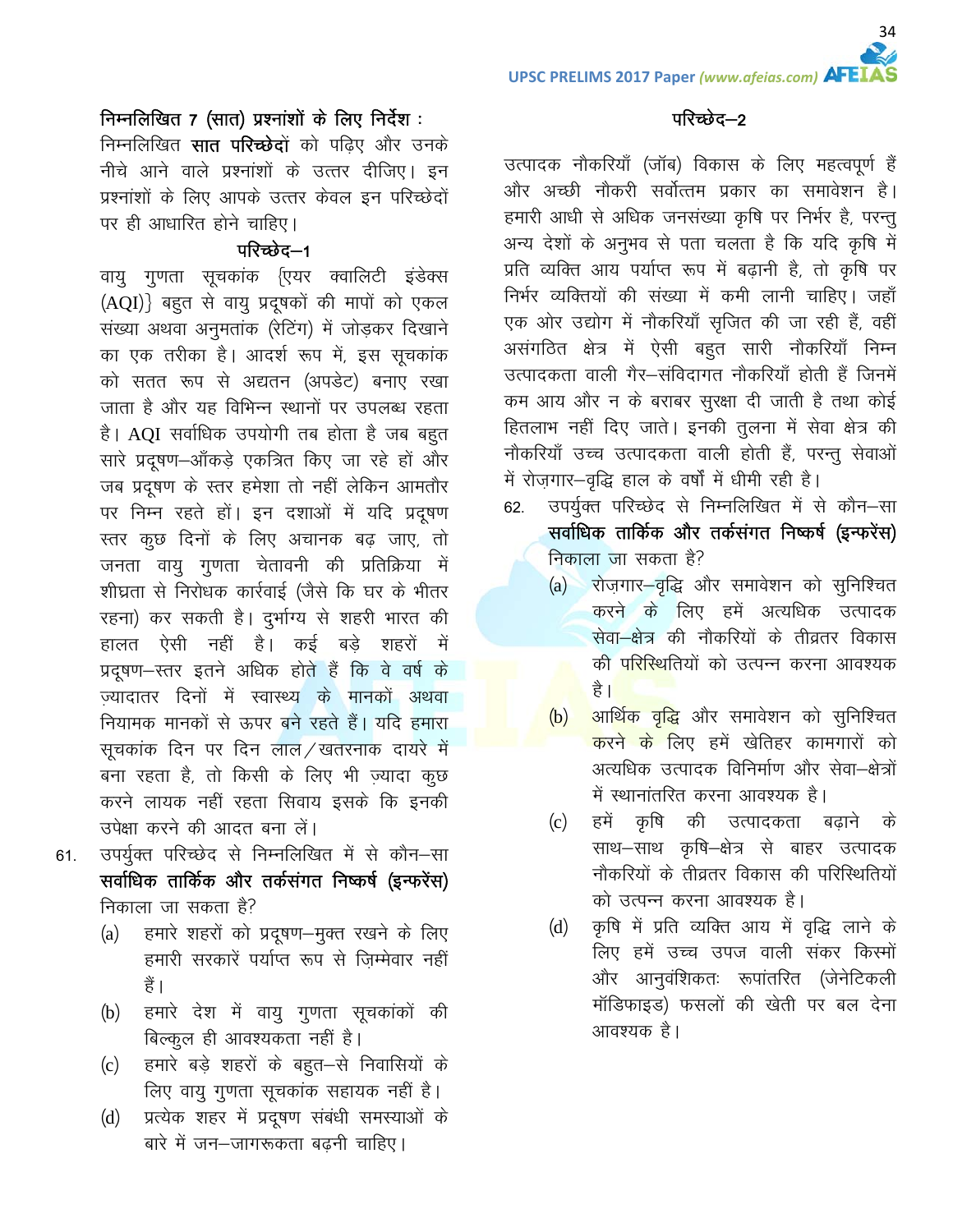**निम्नलिखित 7 (सात) प्रश्नांशों के लिए निर्देश :**

निम्नलिखित **सात परिच्छेदों** को पढ़िए और उनके नीचे आने वाले प्रश्नांशों के उत्तर दीजिए। इन प्रश्नांशों के लिए आपके उत्तर केवल इन परिच्छेदों पर ही आधारित होने चाहिए।

**परिच्छेद–1**

वायु गुणता सूचकांक {एयर क्वालिटी इंडेक्स (AQI)} बहुत से वायु प्रदूषकों की मापों को एकल संख्या अथवा अनुमतांक (रेटिंग) में जोड़कर दिखाने का एक तरीका है। आदर्श रूप में, इस सूचकांक को सतत रूप से अद्यतन (अपडेट) बनाए रखा जाता है और यह विभिन्न स्थानों पर उपलब्ध रहता है। AQI सर्वाधिक उपयोगी तब होता है जब बहुत सारे प्रदूषण–आँकड़े एकत्रित किए जा रहे हों और जब प्रदूषण के स्तर हमेशा तो नहीं लेकिन आमतौर पर निम्न रहते हों। इन दशाओं में यदि प्रदूषण स्तर कुछ दिनों के लिए अचानक बढ़ जाए, तो जनता वायु गुणता चेतावनी की प्रतिक्रिया में शीघ्रता से निरोधक कार्रवाई (जैसे कि घर के भीतर रहना) कर सकती है। दुर्भाग्य से शहरी भारत की हालत ऐसी नहीं है। कई बड़े शहरों में प्रदूषण–स्तर इतने अधिक होते हैं कि वे वर्ष के ज़्यादातर दिनों में स्वास्थ्य के मानकों अथवा नियामक मानकों से ऊपर बने रहते हैं। यदि हमारा सूचकांक दिन पर दिन लाल/खतरनाक दायरे में बना रहता है, तो किसी के लिए भी ज़्यादा कुछ करने लायक नहीं रहता सिवाय इसके कि इनकी उपेक्षा करने की आदत बना लें।

61. उपर्युक्त परिच्छेद से निम्नलिखित में से कौन–सा **सर्वाधिक तार्किक और तर्कसंगत निष्कर्ष (इन्फरेंस)** निकाला जा सकता है?
    (a) हमारे शहरों को प्रदूषण–मुक्त रखने के लिए हमारी सरकारें पर्याप्त रूप से ज़िम्मेवार नहीं हैं।
    (b) हमारे देश में वायु गुणता सूचकांकों की बिल्कुल ही आवश्यकता नहीं है।
    (c) हमारे बड़े शहरों के बहुत–से निवासियों के लिए वायु गुणता सूचकांक सहायक नहीं है।
    (d) प्रत्येक शहर में प्रदूषण संबंधी समस्याओं के बारे में जन–जागरूकता बढ़नी चाहिए।

**परिच्छेद–2**

उत्पादक नौकरियाँ (जॉब) विकास के लिए महत्वपूर्ण हैं और अच्छी नौकरी सर्वोत्तम प्रकार का समावेशन है। हमारी आधी से अधिक जनसंख्या कृषि पर निर्भर है, परन्तु अन्य देशों के अनुभव से पता चलता है कि यदि कृषि में प्रति व्यक्ति आय पर्याप्त रूप में बढ़ानी है, तो कृषि पर निर्भर व्यक्तियों की संख्या में कमी लानी चाहिए। जहाँ एक ओर उद्योग में नौकरियाँ सृजित की जा रही हैं, वहीं असंगठित क्षेत्र में ऐसी बहुत सारी नौकरियाँ निम्न उत्पादकता वाली गैर–संविदागत नौकरियाँ होती हैं जिनमें कम आय और न के बराबर सुरक्षा दी जाती है तथा कोई हितलाभ नहीं दिए जाते। इनकी तुलना में सेवा क्षेत्र की नौकरियाँ उच्च उत्पादकता वाली होती हैं, परन्तु सेवाओं में रोज़गार–वृद्धि हाल के वर्षों में धीमी रही है।

62. उपर्युक्त परिच्छेद से निम्नलिखित में से कौन–सा **सर्वाधिक तार्किक और तर्कसंगत निष्कर्ष (इन्फरेंस)** निकाला जा सकता है?
    (a) रोज़गार–वृद्धि और समावेशन को सुनिश्चित करने के लिए हमें अत्यधिक उत्पादक सेवा–क्षेत्र की नौकरियों के तीव्रतर विकास की परिस्थितियों को उत्पन्न करना आवश्यक है।
    (b) आर्थिक वृद्धि और समावेशन को सुनिश्चित करने के लिए हमें खेतिहर कामगारों को अत्यधिक उत्पादक विनिर्माण और सेवा–क्षेत्रों में स्थानांतरित करना आवश्यक है।
    (c) हमें कृषि की उत्पादकता बढ़ाने के साथ–साथ कृषि–क्षेत्र से बाहर उत्पादक नौकरियों के तीव्रतर विकास की परिस्थितियों को उत्पन्न करना आवश्यक है।
    (d) कृषि में प्रति व्यक्ति आय में वृद्धि लाने के लिए हमें उच्च उपज वाली संकर किस्मों और आनुवंशिकतः रूपांतरित (जेनेटिकली मॉडिफाइड) फसलों की खेती पर बल देना आवश्यक है।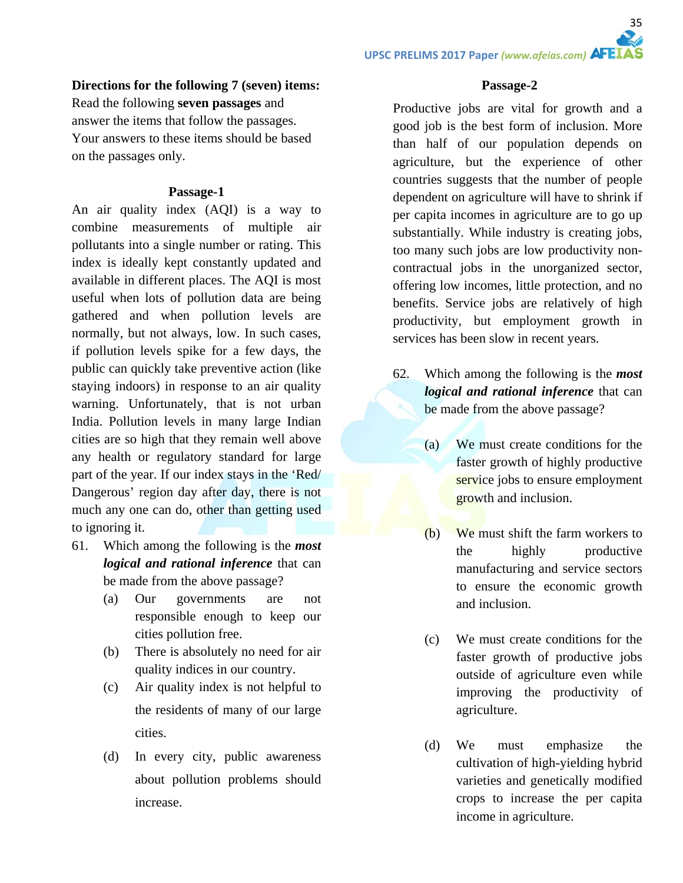**Directions for the following 7 (seven) items:** Read the following **seven passages** and answer the items that follow the passages. Your answers to these items should be based on the passages only.

### Passage-1

An air quality index (AQI) is a way to combine measurements of multiple air pollutants into a single number or rating. This index is ideally kept constantly updated and available in different places. The AQI is most useful when lots of pollution data are being gathered and when pollution levels are normally, but not always, low. In such cases, if pollution levels spike for a few days, the public can quickly take preventive action (like staying indoors) in response to an air quality warning. Unfortunately, that is not urban India. Pollution levels in many large Indian cities are so high that they remain well above any health or regulatory standard for large part of the year. If our index stays in the 'Red/ Dangerous' region day after day, there is not much any one can do, other than getting used to ignoring it.

61. Which among the following is the ***most logical and rational inference*** that can be made from the above passage?
    - (a) Our governments are not responsible enough to keep our cities pollution free.
    - (b) There is absolutely no need for air quality indices in our country.
    - (c) Air quality index is not helpful to the residents of many of our large cities.
    - (d) In every city, public awareness about pollution problems should increase.

### Passage-2

Productive jobs are vital for growth and a good job is the best form of inclusion. More than half of our population depends on agriculture, but the experience of other countries suggests that the number of people dependent on agriculture will have to shrink if per capita incomes in agriculture are to go up substantially. While industry is creating jobs, too many such jobs are low productivity non-contractual jobs in the unorganized sector, offering low incomes, little protection, and no benefits. Service jobs are relatively of high productivity, but employment growth in services has been slow in recent years.

62. Which among the following is the ***most logical and rational inference*** that can be made from the above passage?
    - (a) We must create conditions for the faster growth of highly productive service jobs to ensure employment growth and inclusion.
    - (b) We must shift the farm workers to the highly productive manufacturing and service sectors to ensure the economic growth and inclusion.
    - (c) We must create conditions for the faster growth of productive jobs outside of agriculture even while improving the productivity of agriculture.
    - (d) We must emphasize the cultivation of high-yielding hybrid varieties and genetically modified crops to increase the per capita income in agriculture.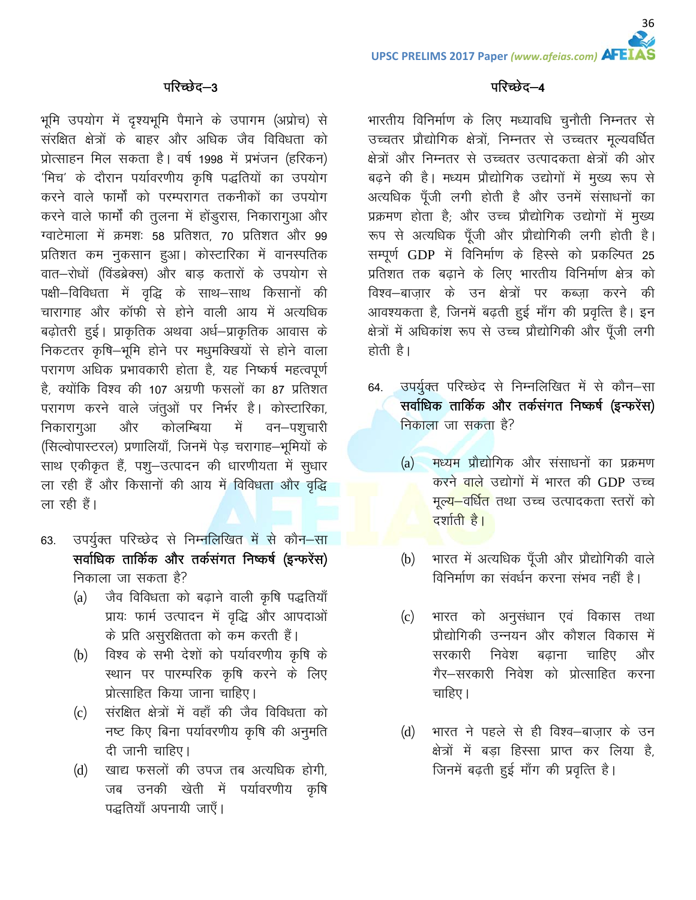## परिच्छेद–3

भूमि उपयोग में दृश्यभूमि पैमाने के उपागम (अप्रोच) से संरक्षित क्षेत्रों के बाहर और अधिक जैव विविधता को प्रोत्साहन मिल सकता है। वर्ष 1998 में प्रभंजन (हरिकेन) 'मिच' के दौरान पर्यावरणीय कृषि पद्धतियों का उपयोग करने वाले फार्मों को परम्परागत तकनीकों का उपयोग करने वाले फार्मों की तुलना में होंडुरास, निकारागुआ और ग्वाटेमाला में क्रमशः 58 प्रतिशत, 70 प्रतिशत और 99 प्रतिशत कम नुकसान हुआ। कोस्टारिका में वानस्पतिक वात–रोधों (विंडब्रेक्स) और बाड़ कतारों के उपयोग से पक्षी–विविधता में वृद्धि के साथ–साथ किसानों की चारागाह और कॉफी से होने वाली आय में अत्यधिक बढ़ोतरी हुई। प्राकृतिक अथवा अर्ध–प्राकृतिक आवास के निकटतर कृषि–भूमि होने पर मधुमक्खियों से होने वाला परागण अधिक प्रभावकारी होता है, यह निष्कर्ष महत्वपूर्ण है, क्योंकि विश्व की 107 अग्रणी फसलों का 87 प्रतिशत परागण करने वाले जंतुओं पर निर्भर है। कोस्टारिका, निकारागुआ और कोलम्बिया में वन–पशुचारी (सिल्वोपास्टरल) प्रणालियाँ, जिनमें पेड़ चरागाह–भूमियों के साथ एकीकृत हैं, पशु–उत्पादन की धारणीयता में सुधार ला रही हैं और किसानों की आय में विविधता और वृद्धि ला रही हैं।

63. उपर्युक्त परिच्छेद से निम्नलिखित में से कौन–सा **सर्वाधिक तार्किक और तर्कसंगत निष्कर्ष (इन्फरेंस)** निकाला जा सकता है?

(a) जैव विविधता को बढ़ाने वाली कृषि पद्धतियाँ प्रायः फार्म उत्पादन में वृद्धि और आपदाओं के प्रति असुरक्षितता को कम करती हैं।

(b) विश्व के सभी देशों को पर्यावरणीय कृषि के स्थान पर पारम्परिक कृषि करने के लिए प्रोत्साहित किया जाना चाहिए।

(c) संरक्षित क्षेत्रों में वहाँ की जैव विविधता को नष्ट किए बिना पर्यावरणीय कृषि की अनुमति दी जानी चाहिए।

(d) खाद्य फसलों की उपज तब अत्यधिक होगी, जब उनकी खेती में पर्यावरणीय कृषि पद्धतियाँ अपनायी जाएँ।

## परिच्छेद–4

भारतीय विनिर्माण के लिए मध्यावधि चुनौती निम्नतर से उच्चतर प्रौद्योगिक क्षेत्रों, निम्नतर से उच्चतर मूल्यवर्धित क्षेत्रों और निम्नतर से उच्चतर उत्पादकता क्षेत्रों की ओर बढ़ने की है। मध्यम प्रौद्योगिक उद्योगों में मुख्य रूप से अत्यधिक पूँजी लगी होती है और उनमें संसाधनों का प्रक्रमण होता है; और उच्च प्रौद्योगिक उद्योगों में मुख्य रूप से अत्यधिक पूँजी और प्रौद्योगिकी लगी होती है। सम्पूर्ण GDP में विनिर्माण के हिस्से को प्रकल्पित 25 प्रतिशत तक बढ़ाने के लिए भारतीय विनिर्माण क्षेत्र को विश्व–बाज़ार के उन क्षेत्रों पर कब्ज़ा करने की आवश्यकता है, जिनमें बढ़ती हुई माँग की प्रवृत्ति है। इन क्षेत्रों में अधिकांश रूप से उच्च प्रौद्योगिकी और पूँजी लगी होती है।

64. उपर्युक्त परिच्छेद से निम्नलिखित में से कौन–सा **सर्वाधिक तार्किक और तर्कसंगत निष्कर्ष (इन्फरेंस)** निकाला जा सकता है?

(a) मध्यम प्रौद्योगिक और संसाधनों का प्रक्रमण करने वाले उद्योगों में भारत की GDP उच्च मूल्य–वर्धित तथा उच्च उत्पादकता स्तरों को दर्शाती है।

(b) भारत में अत्यधिक पूँजी और प्रौद्योगिकी वाले विनिर्माण का संवर्धन करना संभव नहीं है।

(c) भारत को अनुसंधान एवं विकास तथा प्रौद्योगिकी उन्नयन और कौशल विकास में सरकारी निवेश बढ़ाना चाहिए और गैर–सरकारी निवेश को प्रोत्साहित करना चाहिए।

(d) भारत ने पहले से ही विश्व–बाज़ार के उन क्षेत्रों में बड़ा हिस्सा प्राप्त कर लिया है, जिनमें बढ़ती हुई माँग की प्रवृत्ति है।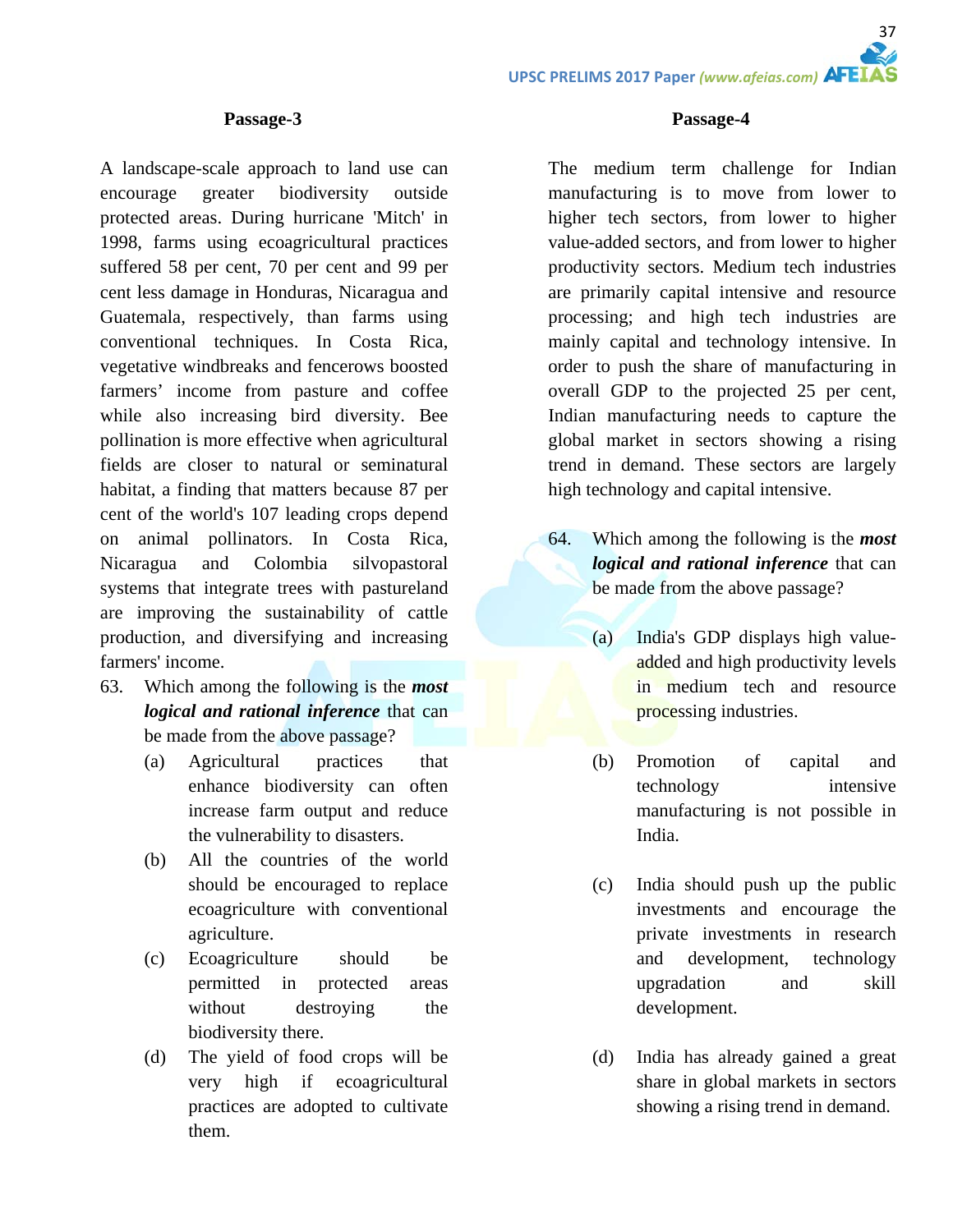### Passage-3

A landscape-scale approach to land use can encourage greater biodiversity outside protected areas. During hurricane 'Mitch' in 1998, farms using ecoagricultural practices suffered 58 per cent, 70 per cent and 99 per cent less damage in Honduras, Nicaragua and Guatemala, respectively, than farms using conventional techniques. In Costa Rica, vegetative windbreaks and fencerows boosted farmers' income from pasture and coffee while also increasing bird diversity. Bee pollination is more effective when agricultural fields are closer to natural or seminatural habitat, a finding that matters because 87 per cent of the world's 107 leading crops depend on animal pollinators. In Costa Rica, Nicaragua and Colombia silvopastoral systems that integrate trees with pastureland are improving the sustainability of cattle production, and diversifying and increasing farmers' income.

63. Which among the following is the ***most logical and rational inference*** that can be made from the above passage?
    - (a) Agricultural practices that enhance biodiversity can often increase farm output and reduce the vulnerability to disasters.
    - (b) All the countries of the world should be encouraged to replace ecoagriculture with conventional agriculture.
    - (c) Ecoagriculture should be permitted in protected areas without destroying the biodiversity there.
    - (d) The yield of food crops will be very high if ecoagricultural practices are adopted to cultivate them.

### Passage-4

The medium term challenge for Indian manufacturing is to move from lower to higher tech sectors, from lower to higher value-added sectors, and from lower to higher productivity sectors. Medium tech industries are primarily capital intensive and resource processing; and high tech industries are mainly capital and technology intensive. In order to push the share of manufacturing in overall GDP to the projected 25 per cent, Indian manufacturing needs to capture the global market in sectors showing a rising trend in demand. These sectors are largely high technology and capital intensive.

64. Which among the following is the ***most logical and rational inference*** that can be made from the above passage?
    - (a) India's GDP displays high value-added and high productivity levels in medium tech and resource processing industries.
    - (b) Promotion of capital and technology intensive manufacturing is not possible in India.
    - (c) India should push up the public investments and encourage the private investments in research and development, technology upgradation and skill development.
    - (d) India has already gained a great share in global markets in sectors showing a rising trend in demand.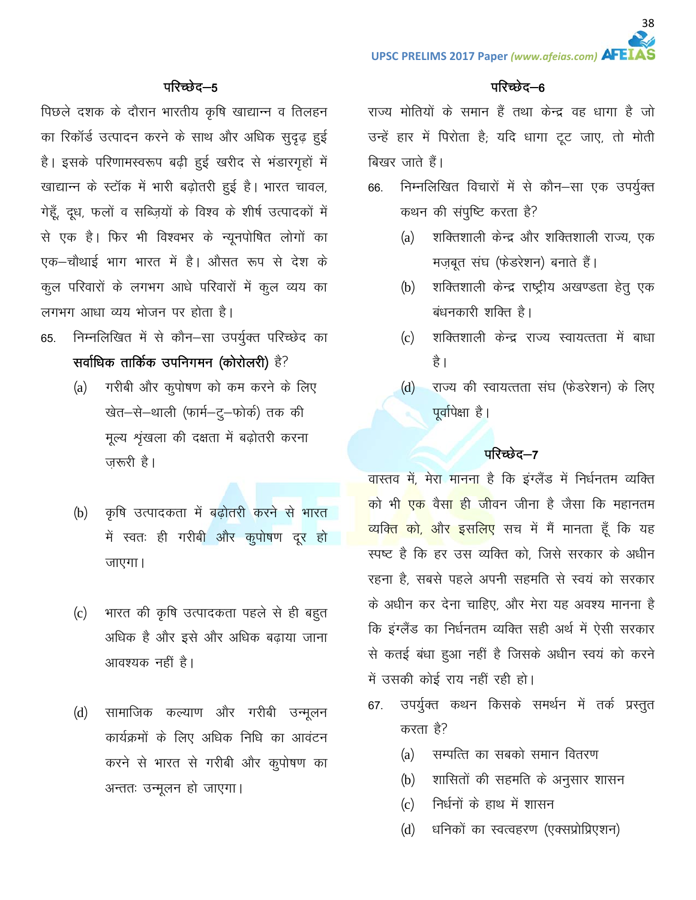## परिच्छेद–5

पिछले दशक के दौरान भारतीय कृषि खाद्यान्न व तिलहन का रिकॉर्ड उत्पादन करने के साथ और अधिक सुदृढ़ हुई है। इसके परिणामस्वरूप बढ़ी हुई खरीद से भंडारगृहों में खाद्यान्न के स्टॉक में भारी बढ़ोतरी हुई है। भारत चावल, गेहूँ, दूध, फलों व सब्ज़ियों के विश्व के शीर्ष उत्पादकों में से एक है। फिर भी विश्वभर के न्यूनपोषित लोगों का एक–चौथाई भाग भारत में है। औसत रूप से देश के कुल परिवारों के लगभग आधे परिवारों में कुल व्यय का लगभग आधा व्यय भोजन पर होता है।

65. निम्नलिखित में से कौन–सा उपर्युक्त परिच्छेद का **सर्वाधिक तार्किक उपनिगमन (कोरोलरी)** है?
    - (a) गरीबी और कुपोषण को कम करने के लिए खेत–से–थाली (फार्म–टु–फोर्क) तक की मूल्य शृंखला की दक्षता में बढ़ोतरी करना ज़रूरी है।
    - (b) कृषि उत्पादकता में बढ़ोतरी करने से भारत में स्वतः ही गरीबी और कुपोषण दूर हो जाएगा।
    - (c) भारत की कृषि उत्पादकता पहले से ही बहुत अधिक है और इसे और अधिक बढ़ाया जाना आवश्यक नहीं है।
    - (d) सामाजिक कल्याण और गरीबी उन्मूलन कार्यक्रमों के लिए अधिक निधि का आवंटन करने से भारत से गरीबी और कुपोषण का अन्ततः उन्मूलन हो जाएगा।

## परिच्छेद–6

राज्य मोतियों के समान हैं तथा केन्द्र वह धागा है जो उन्हें हार में पिरोता है; यदि धागा टूट जाए, तो मोती बिखर जाते हैं।

66. निम्नलिखित विचारों में से कौन–सा एक उपर्युक्त कथन की संपुष्टि करता है?
    - (a) शक्तिशाली केन्द्र और शक्तिशाली राज्य, एक मज़बूत संघ (फेडरेशन) बनाते हैं।
    - (b) शक्तिशाली केन्द्र राष्ट्रीय अखण्डता हेतु एक बंधनकारी शक्ति है।
    - (c) शक्तिशाली केन्द्र राज्य स्वायत्तता में बाधा है।
    - (d) राज्य की स्वायत्तता संघ (फेडरेशन) के लिए पूर्वापेक्षा है।

## परिच्छेद–7

वास्तव में, मेरा मानना है कि इंग्लैंड में निर्धनतम व्यक्ति को भी एक वैसा ही जीवन जीना है जैसा कि महानतम व्यक्ति को, और इसलिए सच में मैं मानता हूँ कि यह स्पष्ट है कि हर उस व्यक्ति को, जिसे सरकार के अधीन रहना है, सबसे पहले अपनी सहमति से स्वयं को सरकार के अधीन कर देना चाहिए, और मेरा यह अवश्य मानना है कि इंग्लैंड का निर्धनतम व्यक्ति सही अर्थ में ऐसी सरकार से कतई बंधा हुआ नहीं है जिसके अधीन स्वयं को करने में उसकी कोई राय नहीं रही हो।

67. उपर्युक्त कथन किसके समर्थन में तर्क प्रस्तुत करता है?
    - (a) सम्पत्ति का सबको समान वितरण
    - (b) शासितों की सहमति के अनुसार शासन
    - (c) निर्धनों के हाथ में शासन
    - (d) धनिकों का स्वत्वहरण (एक्सप्रोप्रिएशन)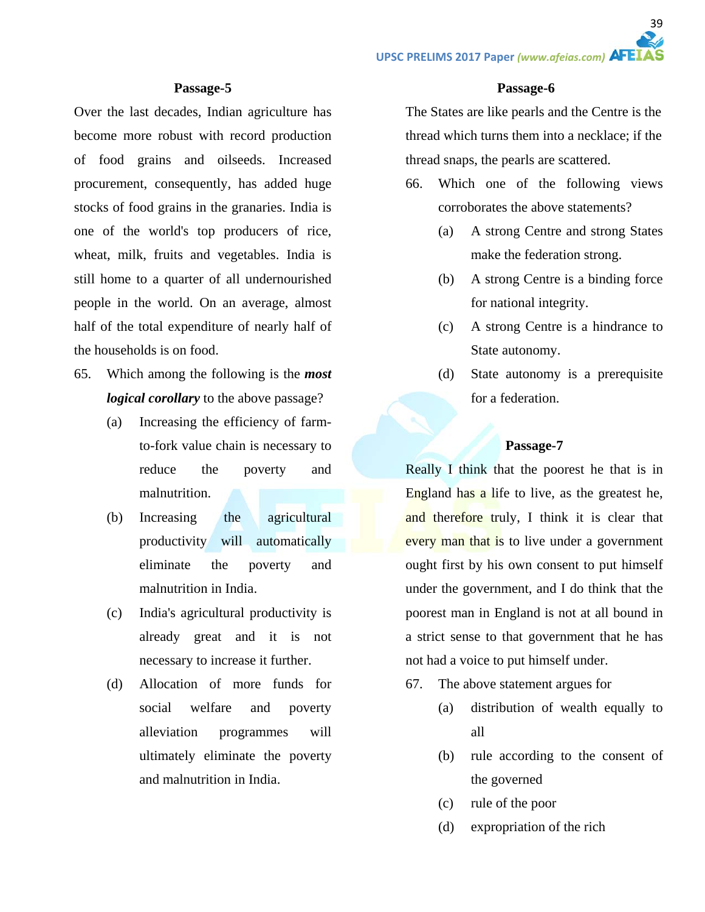### Passage-5

Over the last decades, Indian agriculture has become more robust with record production of food grains and oilseeds. Increased procurement, consequently, has added huge stocks of food grains in the granaries. India is one of the world's top producers of rice, wheat, milk, fruits and vegetables. India is still home to a quarter of all undernourished people in the world. On an average, almost half of the total expenditure of nearly half of the households is on food.

65. Which among the following is the ***most logical corollary*** to the above passage?
    - (a) Increasing the efficiency of farm-to-fork value chain is necessary to reduce the poverty and malnutrition.
    - (b) Increasing the agricultural productivity will automatically eliminate the poverty and malnutrition in India.
    - (c) India's agricultural productivity is already great and it is not necessary to increase it further.
    - (d) Allocation of more funds for social welfare and poverty alleviation programmes will ultimately eliminate the poverty and malnutrition in India.

### Passage-6

The States are like pearls and the Centre is the thread which turns them into a necklace; if the thread snaps, the pearls are scattered.

66. Which one of the following views corroborates the above statements?
    - (a) A strong Centre and strong States make the federation strong.
    - (b) A strong Centre is a binding force for national integrity.
    - (c) A strong Centre is a hindrance to State autonomy.
    - (d) State autonomy is a prerequisite for a federation.

### Passage-7

Really I think that the poorest he that is in England has a life to live, as the greatest he, and therefore truly, I think it is clear that every man that is to live under a government ought first by his own consent to put himself under the government, and I do think that the poorest man in England is not at all bound in a strict sense to that government that he has not had a voice to put himself under.

67. The above statement argues for
    - (a) distribution of wealth equally to all
    - (b) rule according to the consent of the governed
    - (c) rule of the poor
    - (d) expropriation of the rich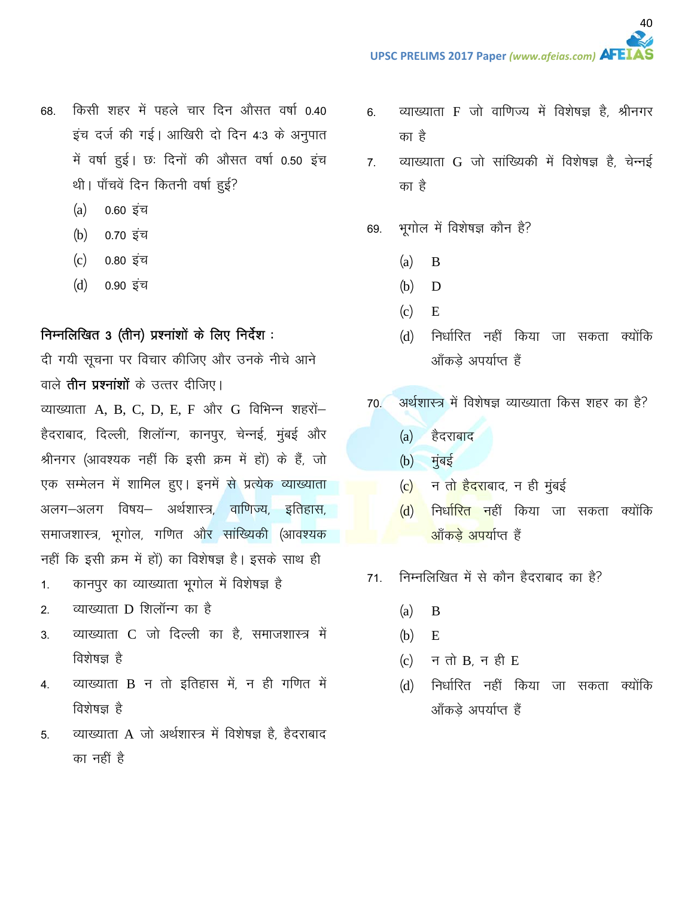68. किसी शहर में पहले चार दिन औसत वर्षा 0.40 इंच दर्ज की गई। आखिरी दो दिन 4:3 के अनुपात में वर्षा हुई। छः दिनों की औसत वर्षा 0.50 इंच थी। पाँचवें दिन कितनी वर्षा हुई?

   (a) 0.60 इंच
   
   (b) 0.70 इंच
   
   (c) 0.80 इंच
   
   (d) 0.90 इंच

**निम्नलिखित 3 (तीन) प्रश्नांशों के लिए निर्देश :**

दी गयी सूचना पर विचार कीजिए और उनके नीचे आने वाले **तीन प्रश्नांशों** के उत्तर दीजिए।

व्याख्याता A, B, C, D, E, F और G विभिन्न शहरों– हैदराबाद, दिल्ली, शिलॉन्ग, कानपुर, चेन्नई, मुंबई और श्रीनगर (आवश्यक नहीं कि इसी क्रम में हों) के हैं, जो एक सम्मेलन में शामिल हुए। इनमें से प्रत्येक व्याख्याता अलग–अलग विषय– अर्थशास्त्र, वाणिज्य, इतिहास, समाजशास्त्र, भूगोल, गणित और सांख्यिकी (आवश्यक नहीं कि इसी क्रम में हों) का विशेषज्ञ है। इसके साथ ही

1. कानपुर का व्याख्याता भूगोल में विशेषज्ञ है
2. व्याख्याता D शिलॉन्ग का है
3. व्याख्याता C जो दिल्ली का है, समाजशास्त्र में विशेषज्ञ है
4. व्याख्याता B न तो इतिहास में, न ही गणित में विशेषज्ञ है
5. व्याख्याता A जो अर्थशास्त्र में विशेषज्ञ है, हैदराबाद का नहीं है
6. व्याख्याता F जो वाणिज्य में विशेषज्ञ है, श्रीनगर का है
7. व्याख्याता G जो सांख्यिकी में विशेषज्ञ है, चेन्नई का है

69. भूगोल में विशेषज्ञ कौन है?

   (a) B
   
   (b) D
   
   (c) E
   
   (d) निर्धारित नहीं किया जा सकता क्योंकि आँकड़े अपर्याप्त हैं

70. अर्थशास्त्र में विशेषज्ञ व्याख्याता किस शहर का है?

   (a) हैदराबाद
   
   (b) मुंबई
   
   (c) न तो हैदराबाद, न ही मुंबई
   
   (d) निर्धारित नहीं किया जा सकता क्योंकि आँकड़े अपर्याप्त हैं

71. निम्नलिखित में से कौन हैदराबाद का है?

   (a) B
   
   (b) E
   
   (c) न तो B, न ही E
   
   (d) निर्धारित नहीं किया जा सकता क्योंकि आँकड़े अपर्याप्त हैं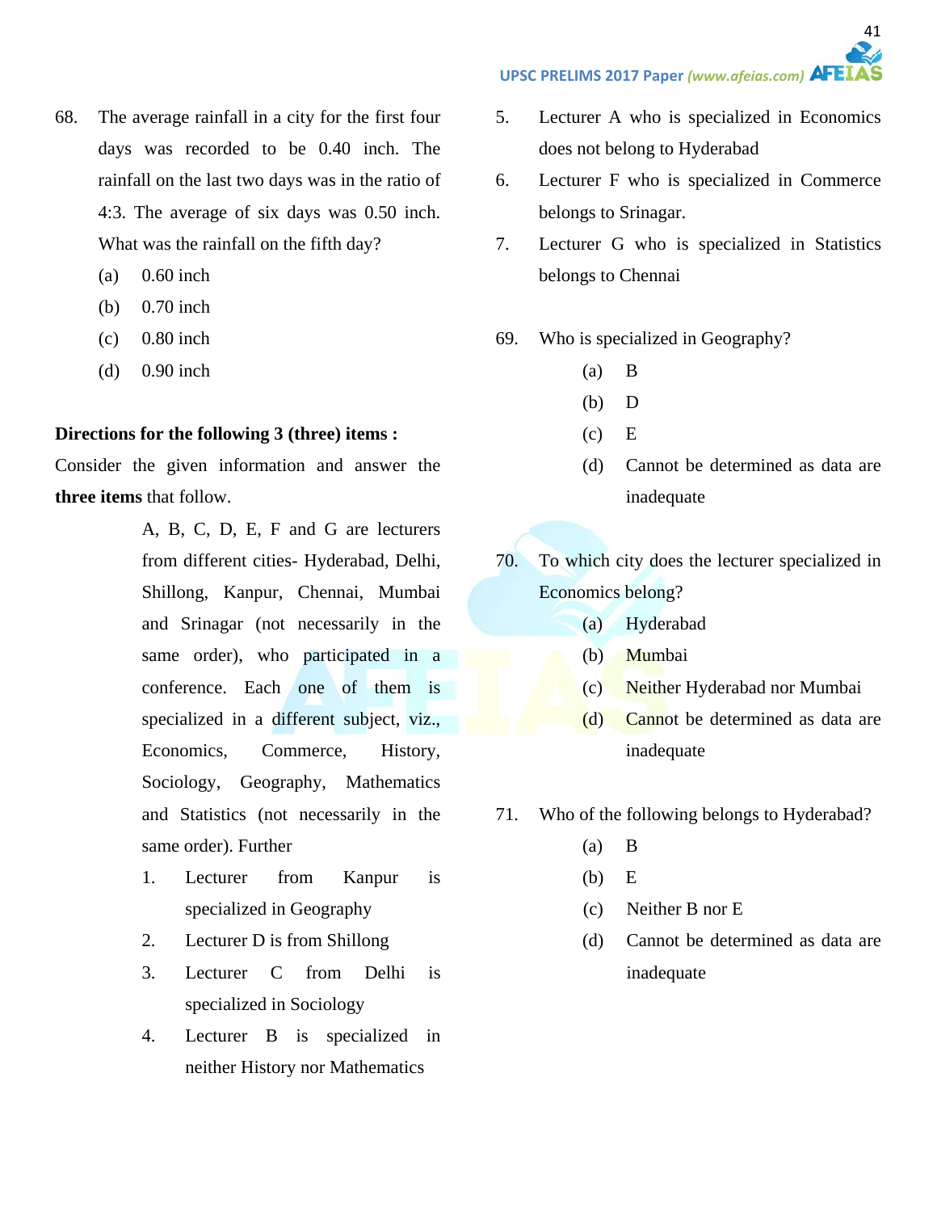68. The average rainfall in a city for the first four days was recorded to be 0.40 inch. The rainfall on the last two days was in the ratio of 4:3. The average of six days was 0.50 inch. What was the rainfall on the fifth day?

    (a) 0.60 inch

    (b) 0.70 inch

    (c) 0.80 inch

    (d) 0.90 inch

**Directions for the following 3 (three) items :**

Consider the given information and answer the **three items** that follow.

A, B, C, D, E, F and G are lecturers from different cities- Hyderabad, Delhi, Shillong, Kanpur, Chennai, Mumbai and Srinagar (not necessarily in the same order), who participated in a conference. Each one of them is specialized in a different subject, viz., Economics, Commerce, History, Sociology, Geography, Mathematics and Statistics (not necessarily in the same order). Further

1. Lecturer from Kanpur is specialized in Geography
2. Lecturer D is from Shillong
3. Lecturer C from Delhi is specialized in Sociology
4. Lecturer B is specialized in neither History nor Mathematics
5. Lecturer A who is specialized in Economics does not belong to Hyderabad
6. Lecturer F who is specialized in Commerce belongs to Srinagar.
7. Lecturer G who is specialized in Statistics belongs to Chennai

69. Who is specialized in Geography?

    (a) B

    (b) D

    (c) E

    (d) Cannot be determined as data are inadequate

70. To which city does the lecturer specialized in Economics belong?

    (a) Hyderabad

    (b) Mumbai

    (c) Neither Hyderabad nor Mumbai

    (d) Cannot be determined as data are inadequate

71. Who of the following belongs to Hyderabad?

    (a) B

    (b) E

    (c) Neither B nor E

    (d) Cannot be determined as data are inadequate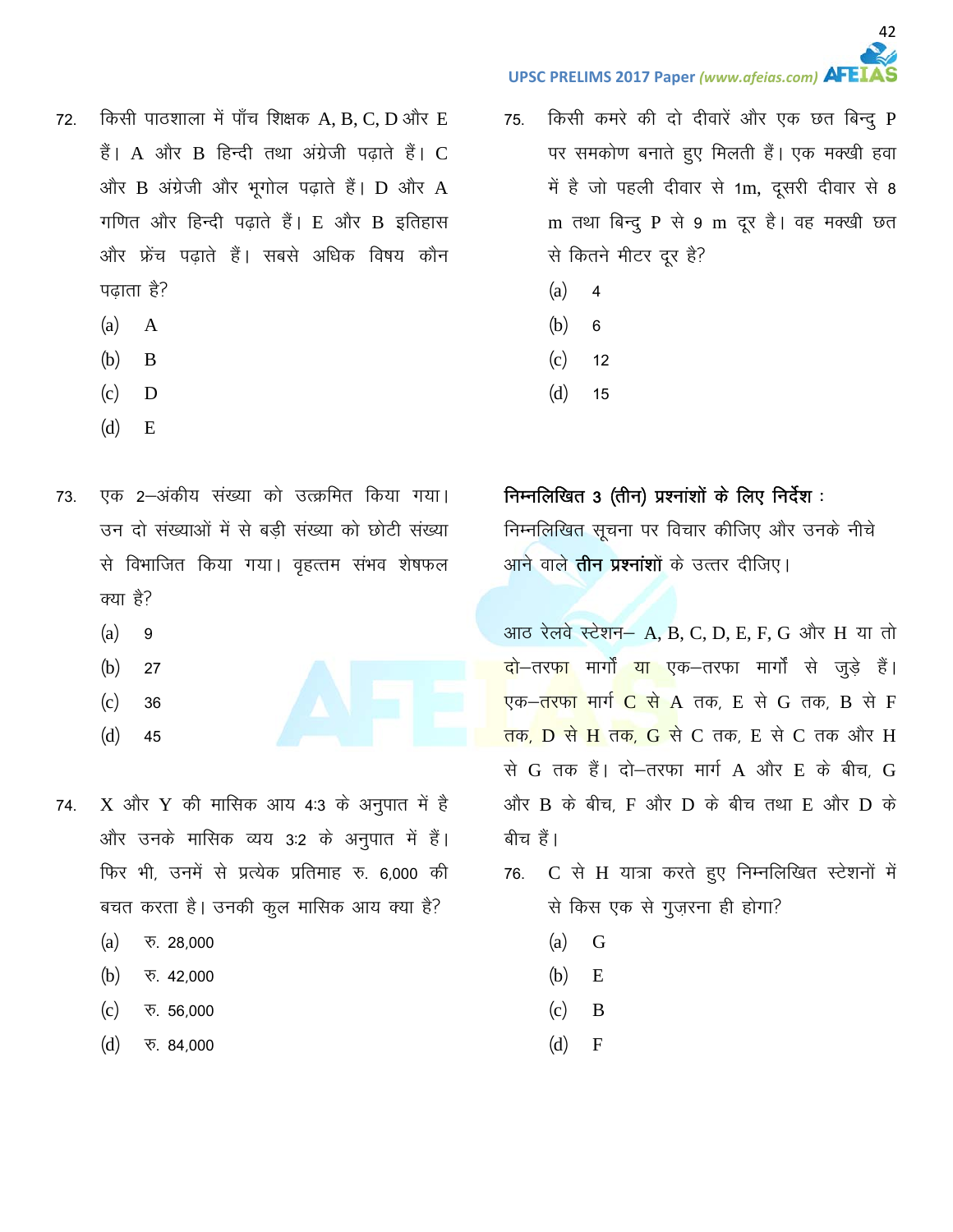72. किसी पाठशाला में पाँच शिक्षक A, B, C, D और E हैं। A और B हिन्दी तथा अंग्रेजी पढ़ाते हैं। C और B अंग्रेजी और भूगोल पढ़ाते हैं। D और A गणित और हिन्दी पढ़ाते हैं। E और B इतिहास और फ्रेंच पढ़ाते हैं। सबसे अधिक विषय कौन पढ़ाता है?

(a) A

(b) B

(c) D

(d) E

73. एक 2–अंकीय संख्या को उत्क्रमित किया गया। उन दो संख्याओं में से बड़ी संख्या को छोटी संख्या से विभाजित किया गया। वृहत्तम संभव शेषफल क्या है?

(a) 9

(b) 27

(c) 36

(d) 45

74. X और Y की मासिक आय 4:3 के अनुपात में है और उनके मासिक व्यय 3:2 के अनुपात में हैं। फिर भी, उनमें से प्रत्येक प्रतिमाह रु. 6,000 की बचत करता है। उनकी कुल मासिक आय क्या है?

(a) रु. 28,000

(b) रु. 42,000

(c) रु. 56,000

(d) रु. 84,000

75. किसी कमरे की दो दीवारें और एक छत बिन्दु P पर समकोण बनाते हुए मिलती हैं। एक मक्खी हवा में है जो पहली दीवार से 1m, दूसरी दीवार से 8 m तथा बिन्दु P से 9 m दूर है। वह मक्खी छत से कितने मीटर दूर है?

(a) 4

(b) 6

(c) 12

(d) 15

**निम्नलिखित 3 (तीन) प्रश्नांशों के लिए निर्देश :**

निम्नलिखित सूचना पर विचार कीजिए और उनके नीचे आने वाले **तीन प्रश्नांशों** के उत्तर दीजिए।

आठ रेलवे स्टेशन– A, B, C, D, E, F, G और H या तो दो–तरफा मार्गों या एक–तरफा मार्गों से जुड़े हैं। एक–तरफा मार्ग C से A तक, E से G तक, B से F तक, D से H तक, G से C तक, E से C तक और H से G तक हैं। दो–तरफा मार्ग A और E के बीच, G और B के बीच, F और D के बीच तथा E और D के बीच हैं।

76. C से H यात्रा करते हुए निम्नलिखित स्टेशनों में से किस एक से गुज़रना ही होगा?

(a) G

(b) E

(c) B

(d) F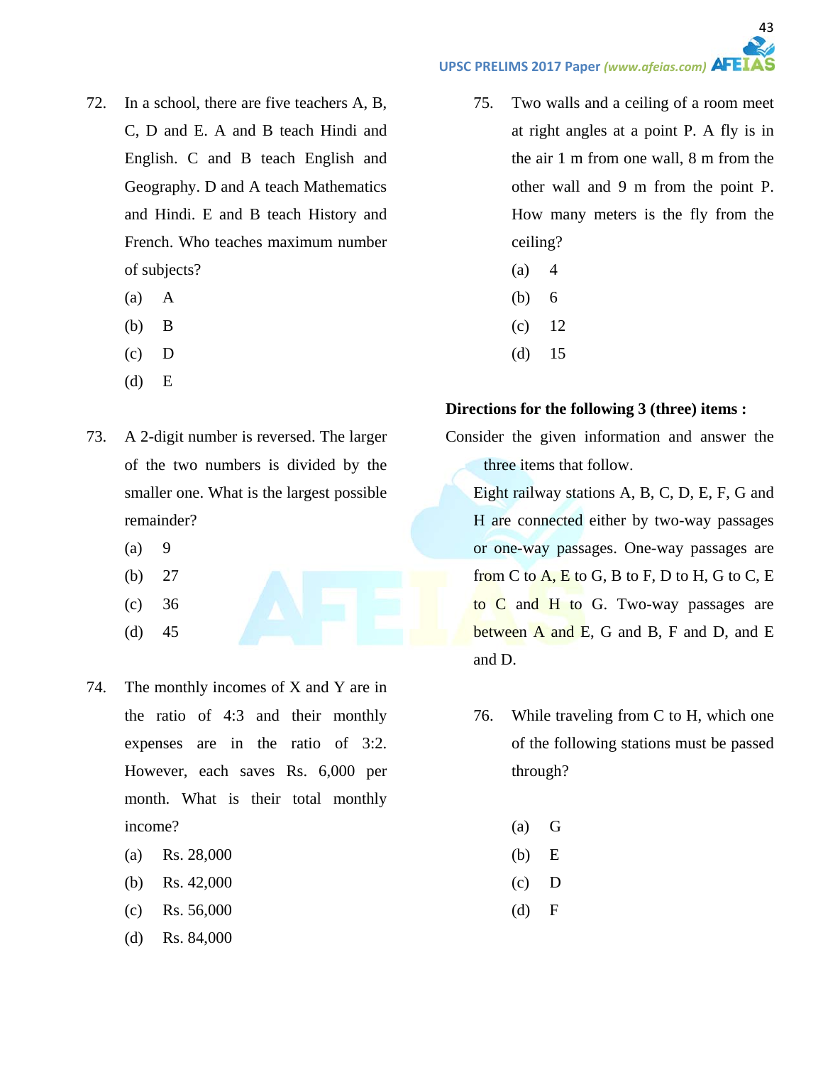72. In a school, there are five teachers A, B, C, D and E. A and B teach Hindi and English. C and B teach English and Geography. D and A teach Mathematics and Hindi. E and B teach History and French. Who teaches maximum number of subjects?

 (a) A
 (b) B
 (c) D
 (d) E

73. A 2-digit number is reversed. The larger of the two numbers is divided by the smaller one. What is the largest possible remainder?

 (a) 9
 (b) 27
 (c) 36
 (d) 45

74. The monthly incomes of X and Y are in the ratio of 4:3 and their monthly expenses are in the ratio of 3:2. However, each saves Rs. 6,000 per month. What is their total monthly income?

 (a) Rs. 28,000
 (b) Rs. 42,000
 (c) Rs. 56,000
 (d) Rs. 84,000

75. Two walls and a ceiling of a room meet at right angles at a point P. A fly is in the air 1 m from one wall, 8 m from the other wall and 9 m from the point P. How many meters is the fly from the ceiling?

 (a) 4
 (b) 6
 (c) 12
 (d) 15

**Directions for the following 3 (three) items :**

Consider the given information and answer the three items that follow.

Eight railway stations A, B, C, D, E, F, G and H are connected either by two-way passages or one-way passages. One-way passages are from C to A, E to G, B to F, D to H, G to C, E to C and H to G. Two-way passages are between A and E, G and B, F and D, and E and D.

76. While traveling from C to H, which one of the following stations must be passed through?

 (a) G
 (b) E
 (c) D
 (d) F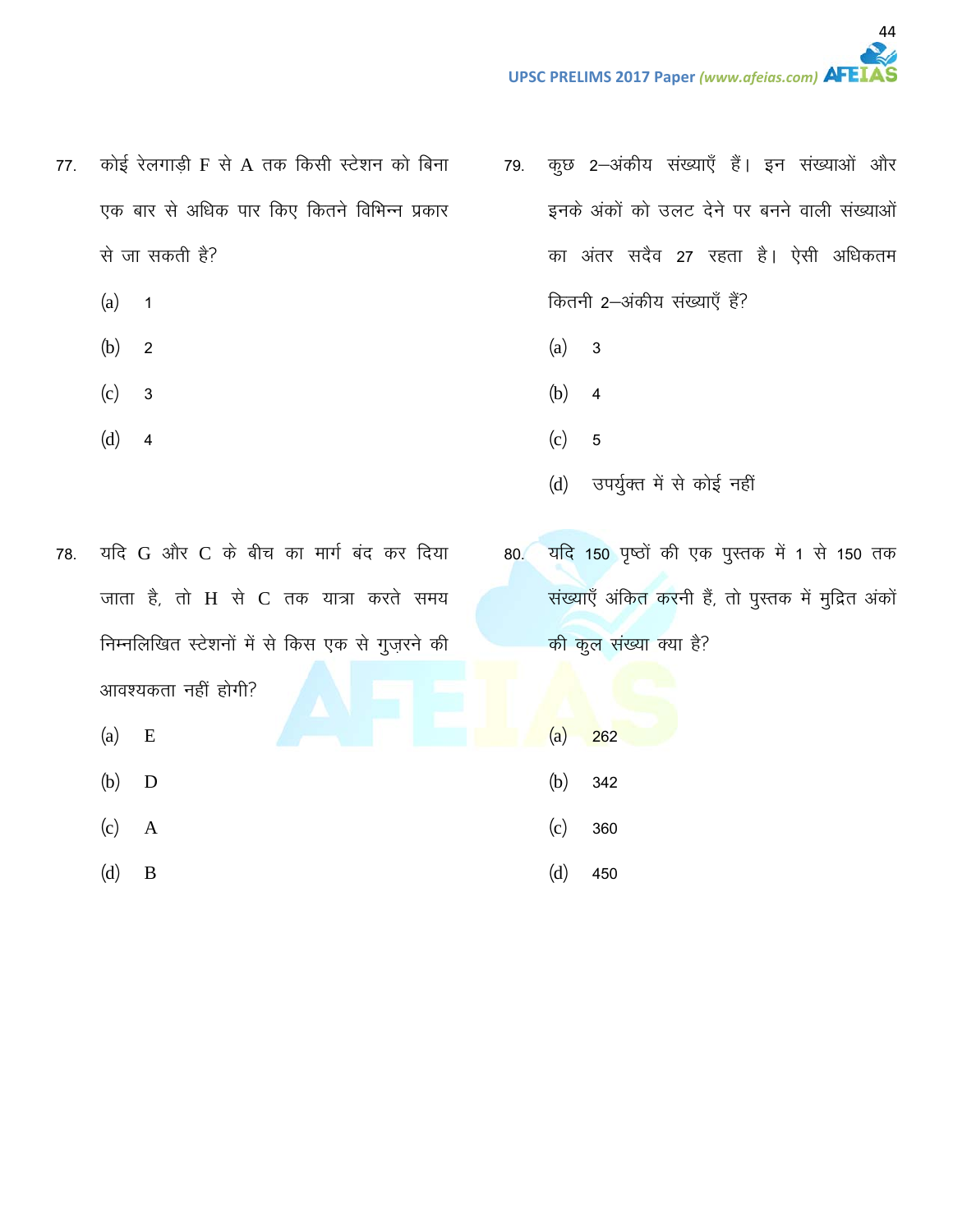77. कोई रेलगाड़ी F से A तक किसी स्टेशन को बिना एक बार से अधिक पार किए कितने विभिन्न प्रकार से जा सकती है?

(a) 1

(b) 2

(c) 3

(d) 4

78. यदि G और C के बीच का मार्ग बंद कर दिया जाता है, तो H से C तक यात्रा करते समय निम्नलिखित स्टेशनों में से किस एक से गुज़रने की आवश्यकता नहीं होगी?

(a) E

(b) D

(c) A

(d) B

79. कुछ 2–अंकीय संख्याएँ हैं। इन संख्याओं और इनके अंकों को उलट देने पर बनने वाली संख्याओं का अंतर सदैव 27 रहता है। ऐसी अधिकतम कितनी 2–अंकीय संख्याएँ हैं?

(a) 3

(b) 4

(c) 5

(d) उपर्युक्त में से कोई नहीं

80. यदि 150 पृष्ठों की एक पुस्तक में 1 से 150 तक संख्याएँ अंकित करनी हैं, तो पुस्तक में मुद्रित अंकों की कुल संख्या क्या है?

(a) 262

(b) 342

(c) 360

(d) 450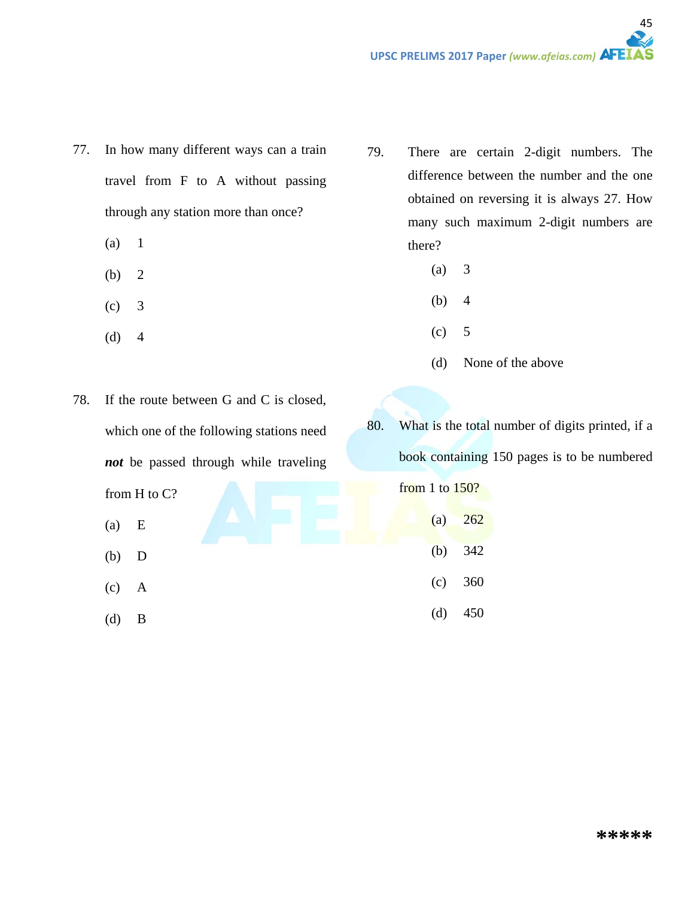77. In how many different ways can a train travel from F to A without passing through any station more than once?

(a) 1

(b) 2

(c) 3

(d) 4

78. If the route between G and C is closed, which one of the following stations need ***not*** be passed through while traveling from H to C?

(a) E

(b) D

(c) A

(d) B

79. There are certain 2-digit numbers. The difference between the number and the one obtained on reversing it is always 27. How many such maximum 2-digit numbers are there?

(a) 3

(b) 4

(c) 5

(d) None of the above

80. What is the total number of digits printed, if a book containing 150 pages is to be numbered from 1 to 150?

(a) 262

(b) 342

(c) 360

(d) 450

*****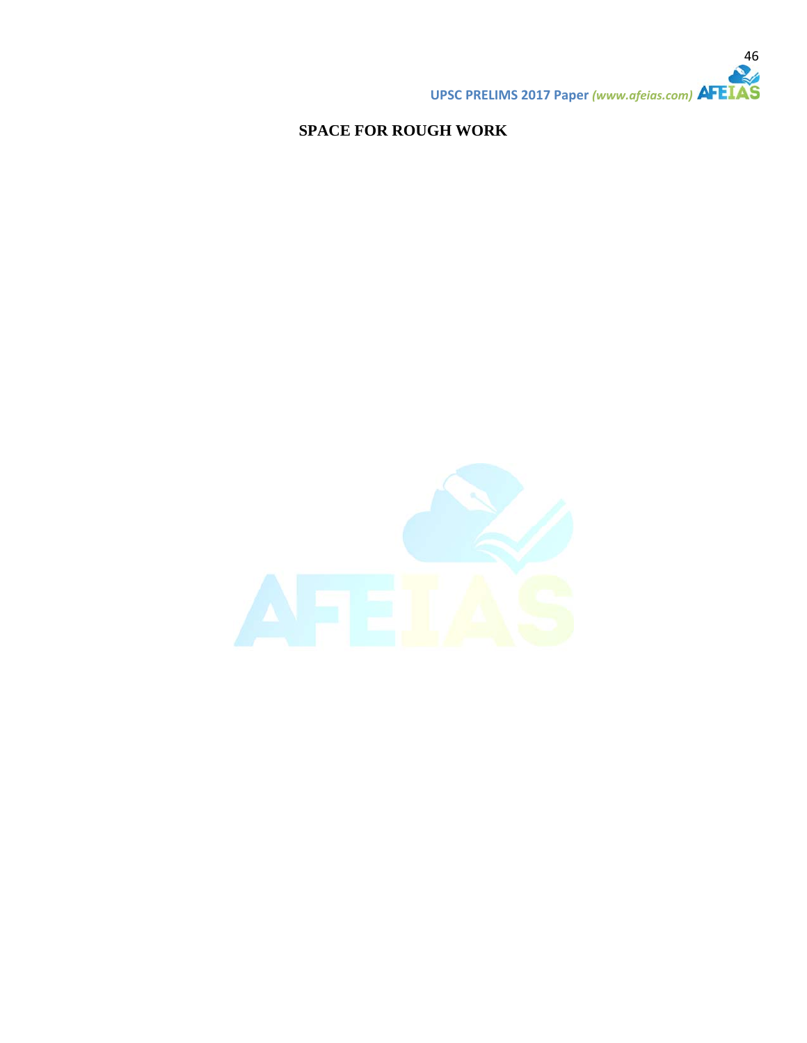**SPACE FOR ROUGH WORK**